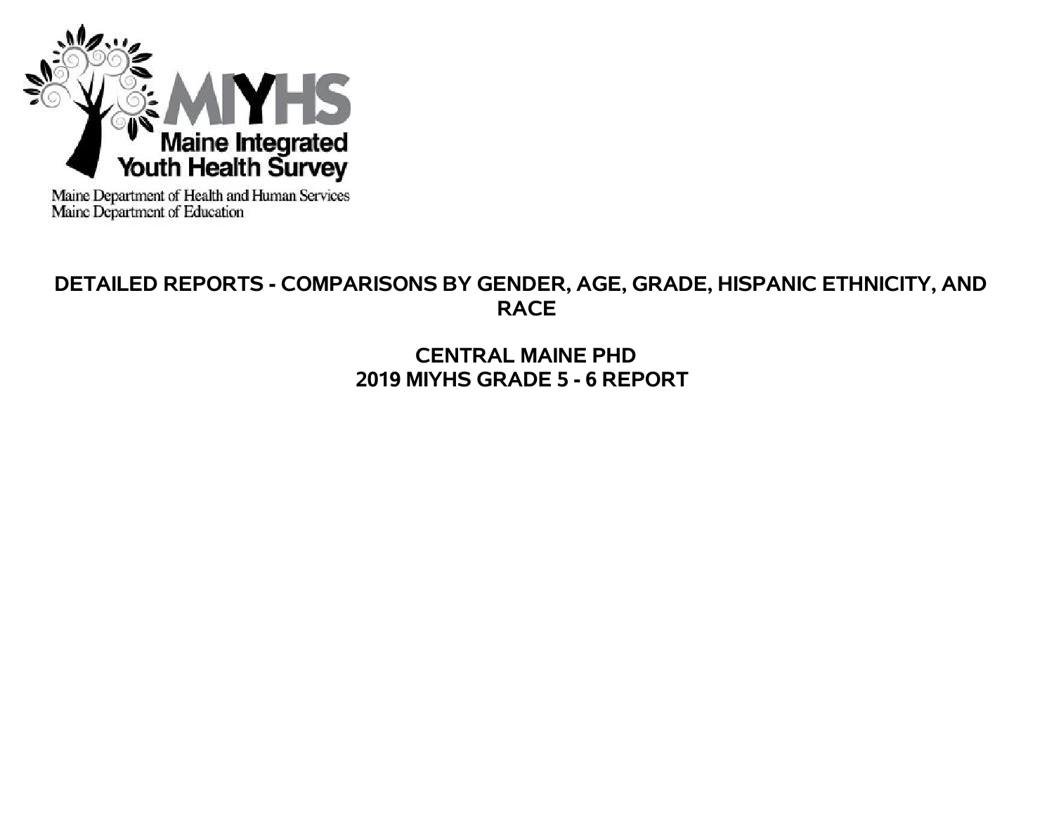MIYHS

Maine Integrated Youth Health Survey

Maine Department of Health and Human Services
Maine Department of Education

# DETAILED REPORTS - COMPARISONS BY GENDER, AGE, GRADE, HISPANIC ETHNICITY, AND RACE

## CENTRAL MAINE PHD
## 2019 MIYHS GRADE 5 - 6 REPORT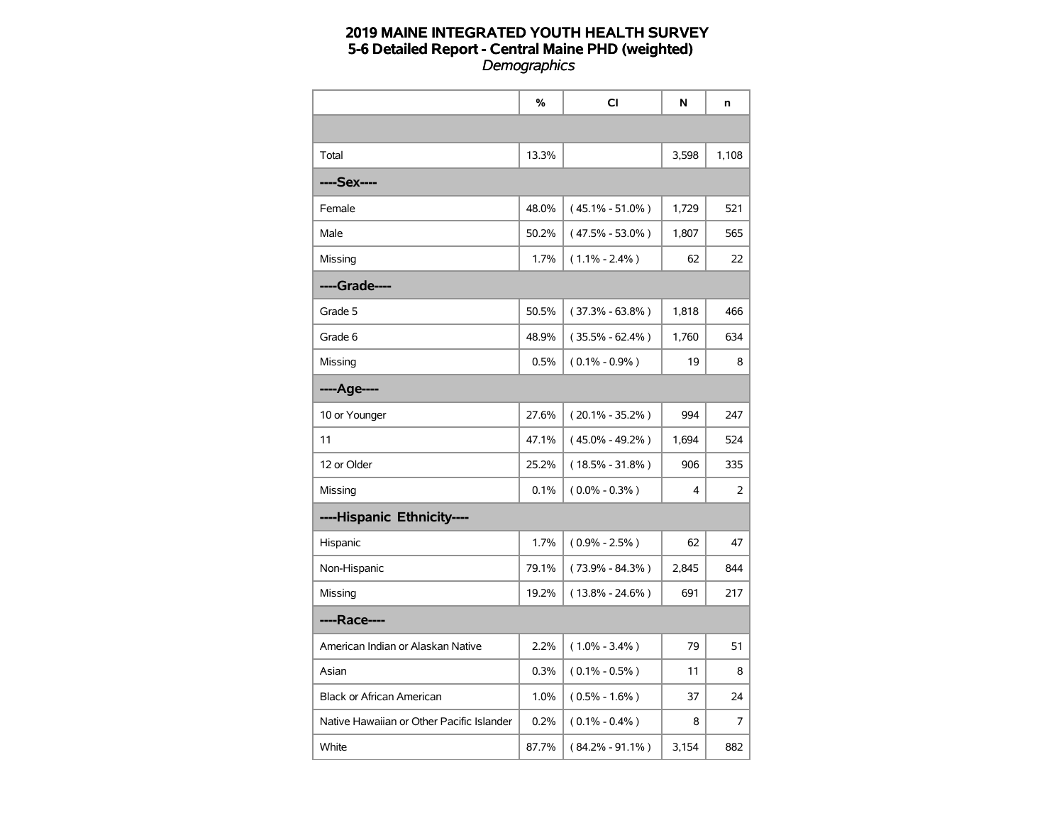# 2019 MAINE INTEGRATED YOUTH HEALTH SURVEY
## 5-6 Detailed Report - Central Maine PHD (weighted)
*Demographics*

| | % | CI | N | n |
|---|---|---|---|---|
| | | | | |
| Total | 13.3% | | 3,598 | 1,108 |
| **----Sex----** | | | | |
| Female | 48.0% | ( 45.1% - 51.0% ) | 1,729 | 521 |
| Male | 50.2% | ( 47.5% - 53.0% ) | 1,807 | 565 |
| Missing | 1.7% | ( 1.1% - 2.4% ) | 62 | 22 |
| **----Grade----** | | | | |
| Grade 5 | 50.5% | ( 37.3% - 63.8% ) | 1,818 | 466 |
| Grade 6 | 48.9% | ( 35.5% - 62.4% ) | 1,760 | 634 |
| Missing | 0.5% | ( 0.1% - 0.9% ) | 19 | 8 |
| **----Age----** | | | | |
| 10 or Younger | 27.6% | ( 20.1% - 35.2% ) | 994 | 247 |
| 11 | 47.1% | ( 45.0% - 49.2% ) | 1,694 | 524 |
| 12 or Older | 25.2% | ( 18.5% - 31.8% ) | 906 | 335 |
| Missing | 0.1% | ( 0.0% - 0.3% ) | 4 | 2 |
| **----Hispanic Ethnicity----** | | | | |
| Hispanic | 1.7% | ( 0.9% - 2.5% ) | 62 | 47 |
| Non-Hispanic | 79.1% | ( 73.9% - 84.3% ) | 2,845 | 844 |
| Missing | 19.2% | ( 13.8% - 24.6% ) | 691 | 217 |
| **----Race----** | | | | |
| American Indian or Alaskan Native | 2.2% | ( 1.0% - 3.4% ) | 79 | 51 |
| Asian | 0.3% | ( 0.1% - 0.5% ) | 11 | 8 |
| Black or African American | 1.0% | ( 0.5% - 1.6% ) | 37 | 24 |
| Native Hawaiian or Other Pacific Islander | 0.2% | ( 0.1% - 0.4% ) | 8 | 7 |
| White | 87.7% | ( 84.2% - 91.1% ) | 3,154 | 882 |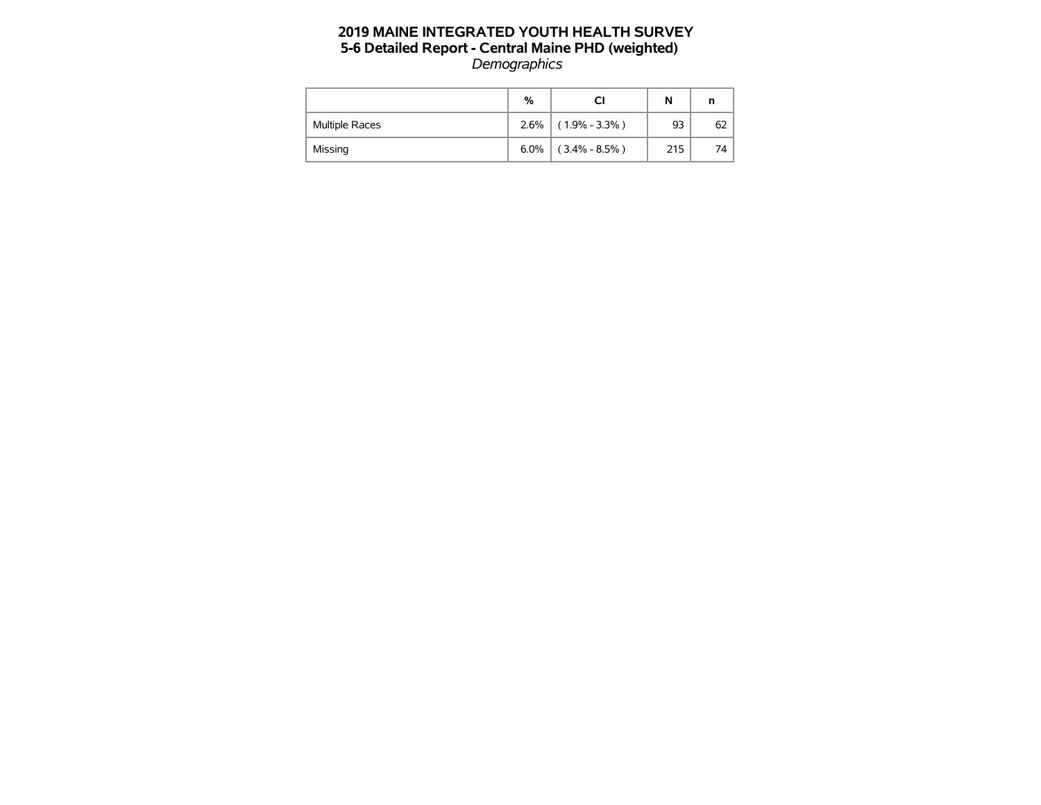# 2019 MAINE INTEGRATED YOUTH HEALTH SURVEY
## 5-6 Detailed Report - Central Maine PHD (weighted)
*Demographics*

| | % | CI | N | n |
|---|---|---|---|---|
| Multiple Races | 2.6% | ( 1.9% - 3.3% ) | 93 | 62 |
| Missing | 6.0% | ( 3.4% - 8.5% ) | 215 | 74 |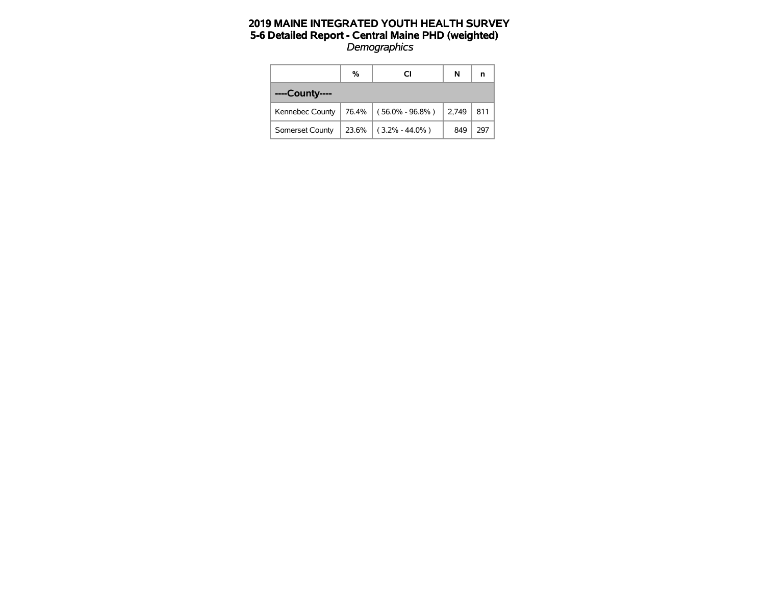**2019 MAINE INTEGRATED YOUTH HEALTH SURVEY**
**5-6 Detailed Report - Central Maine PHD (weighted)**
*Demographics*

| | % | CI | N | n |
|---|---|---|---|---|
| **----County----** | | | | |
| Kennebec County | 76.4% | ( 56.0% - 96.8% ) | 2,749 | 811 |
| Somerset County | 23.6% | ( 3.2% - 44.0% ) | 849 | 297 |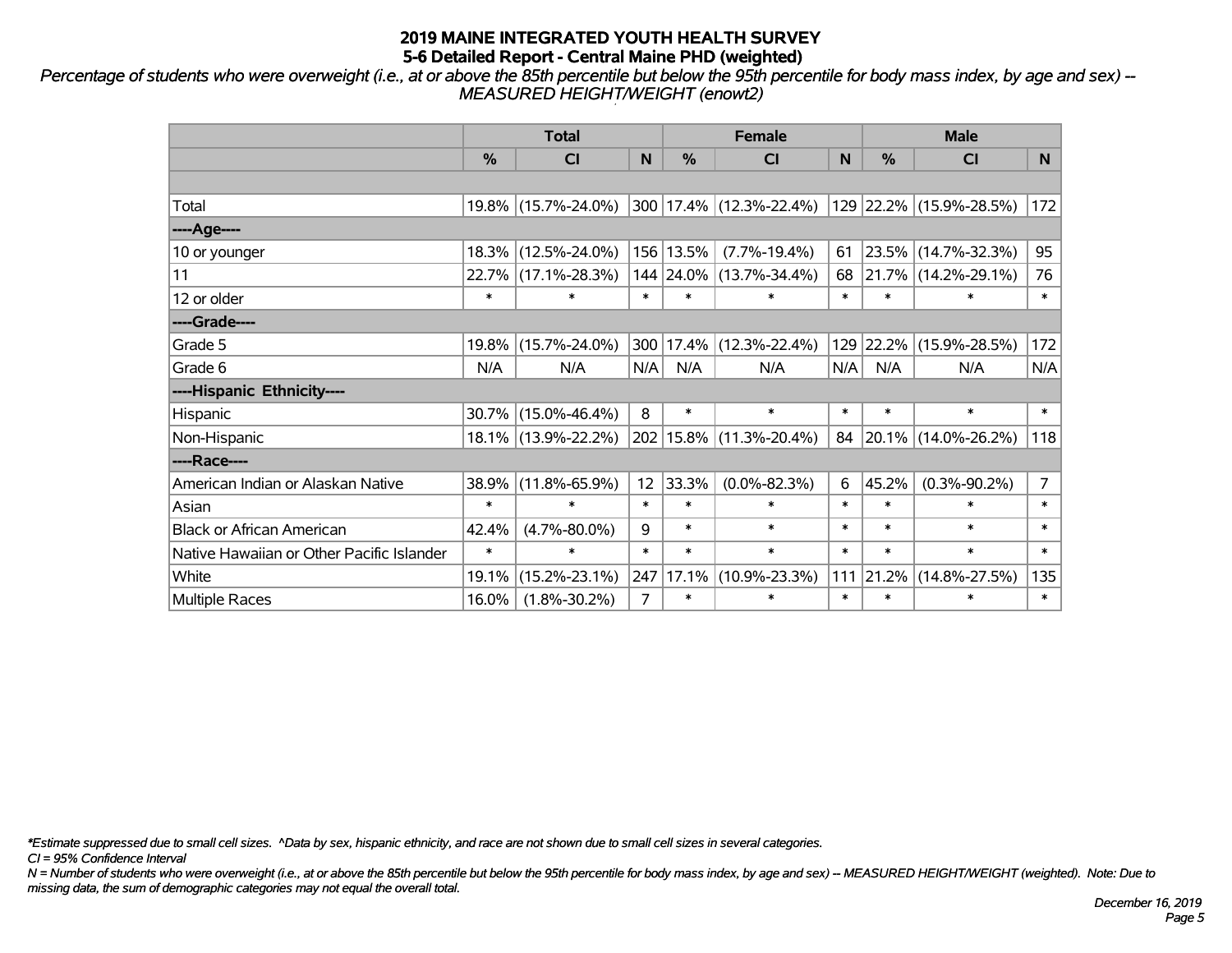# 2019 MAINE INTEGRATED YOUTH HEALTH SURVEY
## 5-6 Detailed Report - Central Maine PHD (weighted)

*Percentage of students who were overweight (i.e., at or above the 85th percentile but below the 95th percentile for body mass index, by age and sex) -- MEASURED HEIGHT/WEIGHT (enowt2)*

| | Total | | | Female | | | Male | | |
|---|---|---|---|---|---|---|---|---|---|
| | % | CI | N | % | CI | N | % | CI | N |
| Total | 19.8% | (15.7%-24.0%) | 300 | 17.4% | (12.3%-22.4%) | 129 | 22.2% | (15.9%-28.5%) | 172 |
| ----Age---- | | | | | | | | | |
| 10 or younger | 18.3% | (12.5%-24.0%) | 156 | 13.5% | (7.7%-19.4%) | 61 | 23.5% | (14.7%-32.3%) | 95 |
| 11 | 22.7% | (17.1%-28.3%) | 144 | 24.0% | (13.7%-34.4%) | 68 | 21.7% | (14.2%-29.1%) | 76 |
| 12 or older | * | * | * | * | * | * | * | * | * |
| ----Grade---- | | | | | | | | | |
| Grade 5 | 19.8% | (15.7%-24.0%) | 300 | 17.4% | (12.3%-22.4%) | 129 | 22.2% | (15.9%-28.5%) | 172 |
| Grade 6 | N/A | N/A | N/A | N/A | N/A | N/A | N/A | N/A | N/A |
| ----Hispanic Ethnicity---- | | | | | | | | | |
| Hispanic | 30.7% | (15.0%-46.4%) | 8 | * | * | * | * | * | * |
| Non-Hispanic | 18.1% | (13.9%-22.2%) | 202 | 15.8% | (11.3%-20.4%) | 84 | 20.1% | (14.0%-26.2%) | 118 |
| ----Race---- | | | | | | | | | |
| American Indian or Alaskan Native | 38.9% | (11.8%-65.9%) | 12 | 33.3% | (0.0%-82.3%) | 6 | 45.2% | (0.3%-90.2%) | 7 |
| Asian | * | * | * | * | * | * | * | * | * |
| Black or African American | 42.4% | (4.7%-80.0%) | 9 | * | * | * | * | * | * |
| Native Hawaiian or Other Pacific Islander | * | * | * | * | * | * | * | * | * |
| White | 19.1% | (15.2%-23.1%) | 247 | 17.1% | (10.9%-23.3%) | 111 | 21.2% | (14.8%-27.5%) | 135 |
| Multiple Races | 16.0% | (1.8%-30.2%) | 7 | * | * | * | * | * | * |

*\*Estimate suppressed due to small cell sizes. ^Data by sex, hispanic ethnicity, and race are not shown due to small cell sizes in several categories.*

*CI = 95% Confidence Interval*

*N = Number of students who were overweight (i.e., at or above the 85th percentile but below the 95th percentile for body mass index, by age and sex) -- MEASURED HEIGHT/WEIGHT (weighted). Note: Due to missing data, the sum of demographic categories may not equal the overall total.*

*December 16, 2019*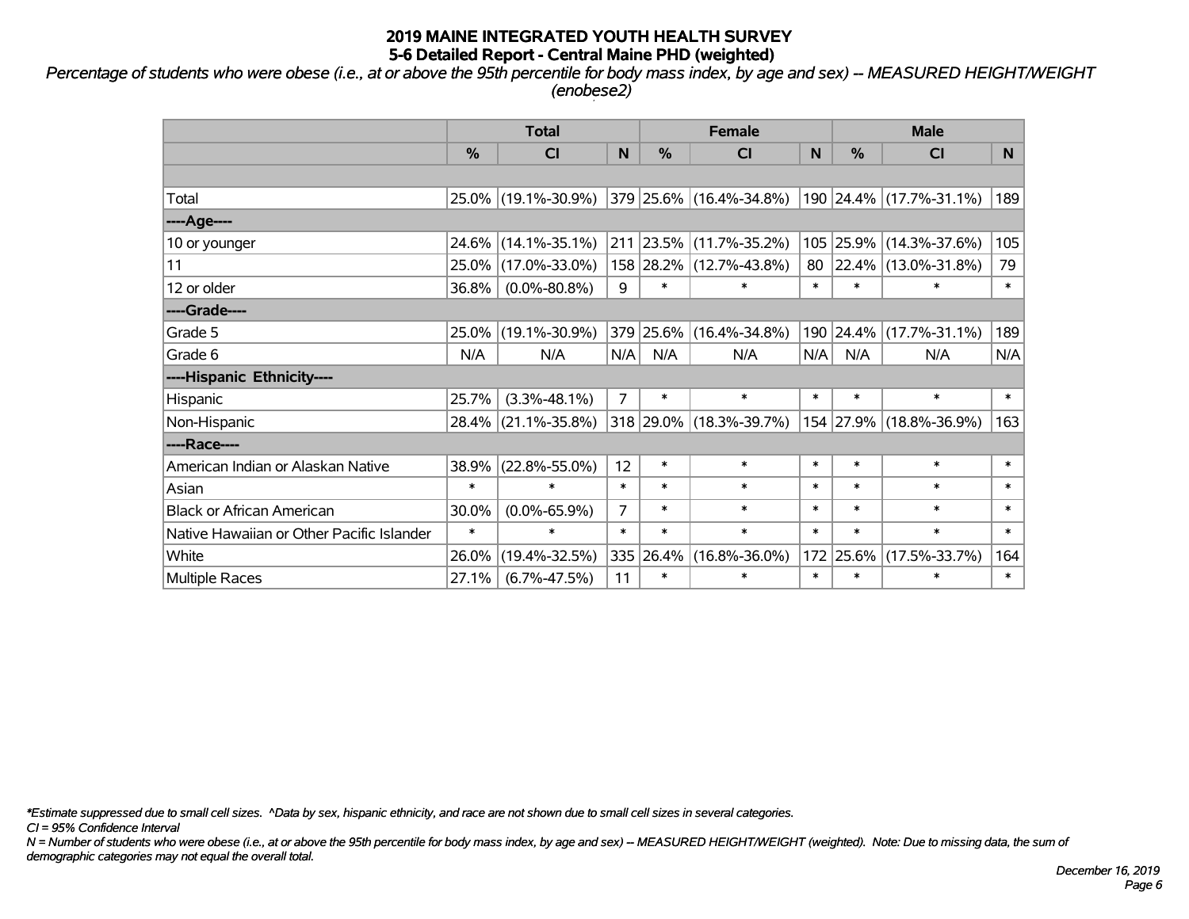# 2019 MAINE INTEGRATED YOUTH HEALTH SURVEY

## 5-6 Detailed Report - Central Maine PHD (weighted)

*Percentage of students who were obese (i.e., at or above the 95th percentile for body mass index, by age and sex) -- MEASURED HEIGHT/WEIGHT (enobese2)*

| | Total | | | Female | | | Male | | |
|---|---|---|---|---|---|---|---|---|---|
| | % | CI | N | % | CI | N | % | CI | N |
| | | | | | | | | | |
| Total | 25.0% | (19.1%-30.9%) | 379 | 25.6% | (16.4%-34.8%) | 190 | 24.4% | (17.7%-31.1%) | 189 |
| ----Age---- | | | | | | | | | |
| 10 or younger | 24.6% | (14.1%-35.1%) | 211 | 23.5% | (11.7%-35.2%) | 105 | 25.9% | (14.3%-37.6%) | 105 |
| 11 | 25.0% | (17.0%-33.0%) | 158 | 28.2% | (12.7%-43.8%) | 80 | 22.4% | (13.0%-31.8%) | 79 |
| 12 or older | 36.8% | (0.0%-80.8%) | 9 | * | * | * | * | * | * |
| ----Grade---- | | | | | | | | | |
| Grade 5 | 25.0% | (19.1%-30.9%) | 379 | 25.6% | (16.4%-34.8%) | 190 | 24.4% | (17.7%-31.1%) | 189 |
| Grade 6 | N/A | N/A | N/A | N/A | N/A | N/A | N/A | N/A | N/A |
| ----Hispanic Ethnicity---- | | | | | | | | | |
| Hispanic | 25.7% | (3.3%-48.1%) | 7 | * | * | * | * | * | * |
| Non-Hispanic | 28.4% | (21.1%-35.8%) | 318 | 29.0% | (18.3%-39.7%) | 154 | 27.9% | (18.8%-36.9%) | 163 |
| ----Race---- | | | | | | | | | |
| American Indian or Alaskan Native | 38.9% | (22.8%-55.0%) | 12 | * | * | * | * | * | * |
| Asian | * | * | * | * | * | * | * | * | * |
| Black or African American | 30.0% | (0.0%-65.9%) | 7 | * | * | * | * | * | * |
| Native Hawaiian or Other Pacific Islander | * | * | * | * | * | * | * | * | * |
| White | 26.0% | (19.4%-32.5%) | 335 | 26.4% | (16.8%-36.0%) | 172 | 25.6% | (17.5%-33.7%) | 164 |
| Multiple Races | 27.1% | (6.7%-47.5%) | 11 | * | * | * | * | * | * |

*\*Estimate suppressed due to small cell sizes. ^Data by sex, hispanic ethnicity, and race are not shown due to small cell sizes in several categories.*

*CI = 95% Confidence Interval*

*N = Number of students who were obese (i.e., at or above the 95th percentile for body mass index, by age and sex) -- MEASURED HEIGHT/WEIGHT (weighted). Note: Due to missing data, the sum of demographic categories may not equal the overall total.*

*December 16, 2019*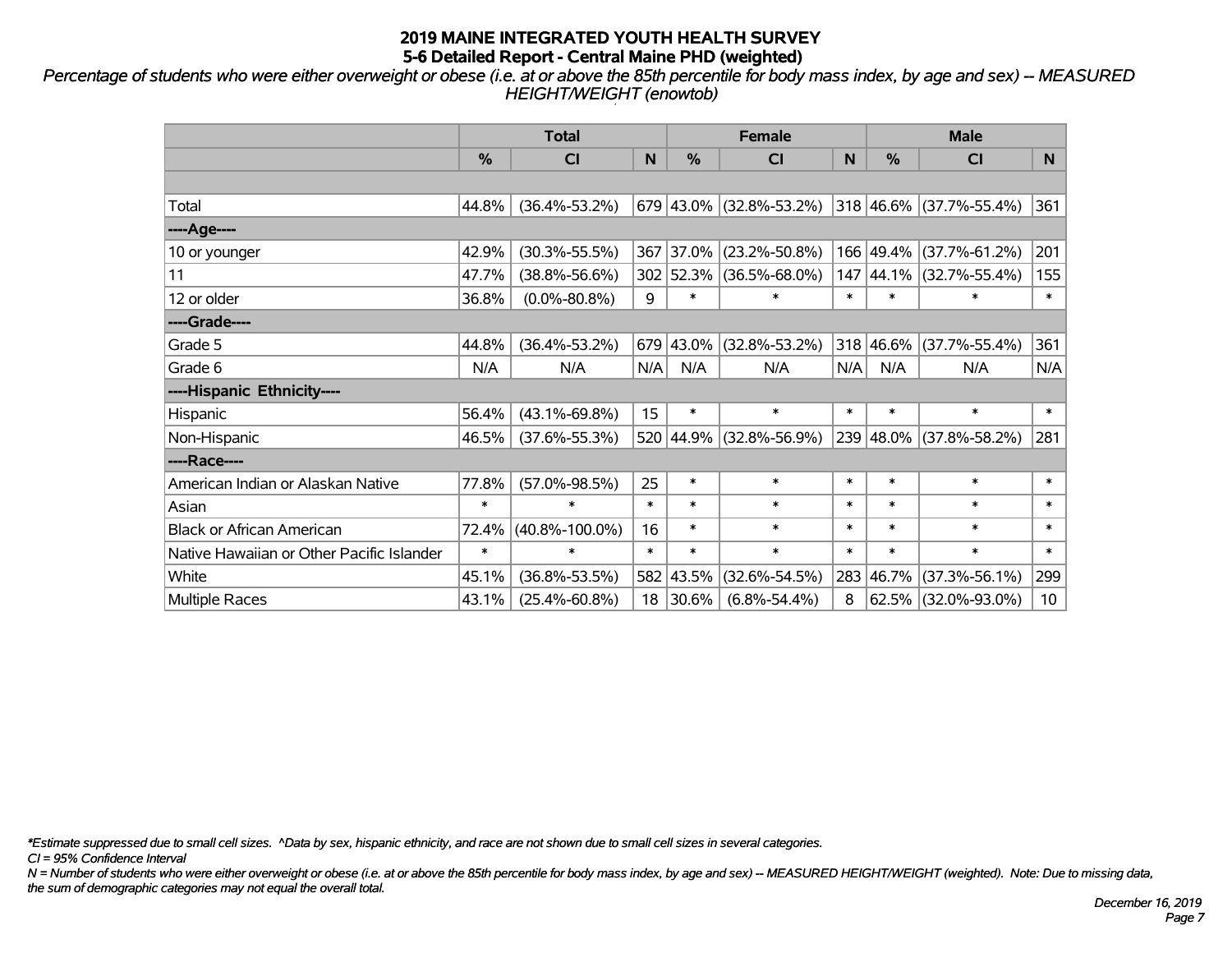# 2019 MAINE INTEGRATED YOUTH HEALTH SURVEY
## 5-6 Detailed Report - Central Maine PHD (weighted)

*Percentage of students who were either overweight or obese (i.e. at or above the 85th percentile for body mass index, by age and sex) -- MEASURED HEIGHT/WEIGHT (enowtob)*

| | Total | | | Female | | | Male | | |
|---|---|---|---|---|---|---|---|---|---|
| | % | CI | N | % | CI | N | % | CI | N |
| | | | | | | | | | |
| Total | 44.8% | (36.4%-53.2%) | 679 | 43.0% | (32.8%-53.2%) | 318 | 46.6% | (37.7%-55.4%) | 361 |
| ----Age---- | | | | | | | | | |
| 10 or younger | 42.9% | (30.3%-55.5%) | 367 | 37.0% | (23.2%-50.8%) | 166 | 49.4% | (37.7%-61.2%) | 201 |
| 11 | 47.7% | (38.8%-56.6%) | 302 | 52.3% | (36.5%-68.0%) | 147 | 44.1% | (32.7%-55.4%) | 155 |
| 12 or older | 36.8% | (0.0%-80.8%) | 9 | * | * | * | * | * | * |
| ----Grade---- | | | | | | | | | |
| Grade 5 | 44.8% | (36.4%-53.2%) | 679 | 43.0% | (32.8%-53.2%) | 318 | 46.6% | (37.7%-55.4%) | 361 |
| Grade 6 | N/A | N/A | N/A | N/A | N/A | N/A | N/A | N/A | N/A |
| ----Hispanic Ethnicity---- | | | | | | | | | |
| Hispanic | 56.4% | (43.1%-69.8%) | 15 | * | * | * | * | * | * |
| Non-Hispanic | 46.5% | (37.6%-55.3%) | 520 | 44.9% | (32.8%-56.9%) | 239 | 48.0% | (37.8%-58.2%) | 281 |
| ----Race---- | | | | | | | | | |
| American Indian or Alaskan Native | 77.8% | (57.0%-98.5%) | 25 | * | * | * | * | * | * |
| Asian | * | * | * | * | * | * | * | * | * |
| Black or African American | 72.4% | (40.8%-100.0%) | 16 | * | * | * | * | * | * |
| Native Hawaiian or Other Pacific Islander | * | * | * | * | * | * | * | * | * |
| White | 45.1% | (36.8%-53.5%) | 582 | 43.5% | (32.6%-54.5%) | 283 | 46.7% | (37.3%-56.1%) | 299 |
| Multiple Races | 43.1% | (25.4%-60.8%) | 18 | 30.6% | (6.8%-54.4%) | 8 | 62.5% | (32.0%-93.0%) | 10 |

*\*Estimate suppressed due to small cell sizes. ^Data by sex, hispanic ethnicity, and race are not shown due to small cell sizes in several categories.*

*CI = 95% Confidence Interval*

*N = Number of students who were either overweight or obese (i.e. at or above the 85th percentile for body mass index, by age and sex) -- MEASURED HEIGHT/WEIGHT (weighted). Note: Due to missing data, the sum of demographic categories may not equal the overall total.*

*December 16, 2019*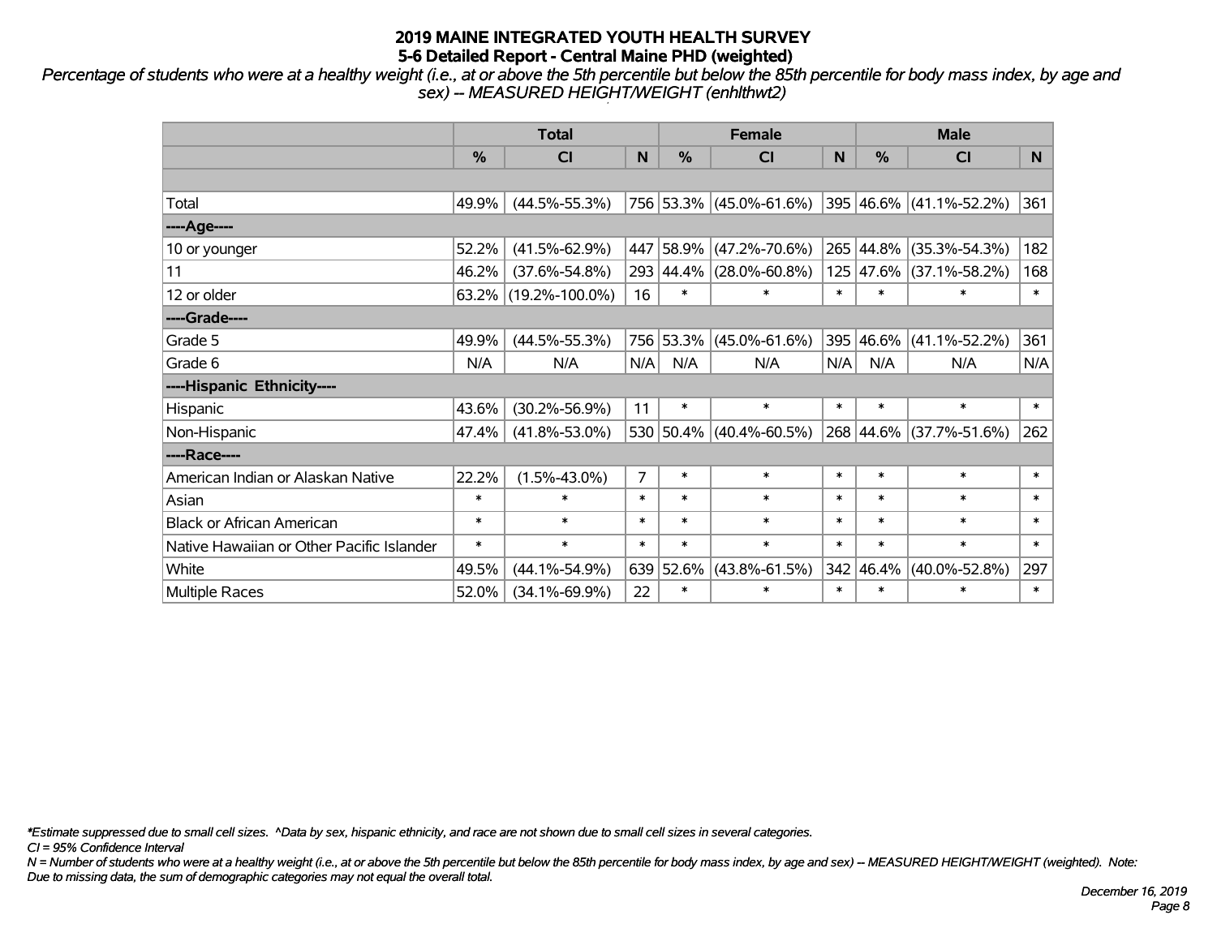**2019 MAINE INTEGRATED YOUTH HEALTH SURVEY**
**5-6 Detailed Report - Central Maine PHD (weighted)**

*Percentage of students who were at a healthy weight (i.e., at or above the 5th percentile but below the 85th percentile for body mass index, by age and sex) -- MEASURED HEIGHT/WEIGHT (enhlthwt2)*

| | Total | | | Female | | | Male | | |
|---|---|---|---|---|---|---|---|---|---|
| | % | CI | N | % | CI | N | % | CI | N |
| | | | | | | | | | |
| Total | 49.9% | (44.5%-55.3%) | 756 | 53.3% | (45.0%-61.6%) | 395 | 46.6% | (41.1%-52.2%) | 361 |
| ----Age---- | | | | | | | | | |
| 10 or younger | 52.2% | (41.5%-62.9%) | 447 | 58.9% | (47.2%-70.6%) | 265 | 44.8% | (35.3%-54.3%) | 182 |
| 11 | 46.2% | (37.6%-54.8%) | 293 | 44.4% | (28.0%-60.8%) | 125 | 47.6% | (37.1%-58.2%) | 168 |
| 12 or older | 63.2% | (19.2%-100.0%) | 16 | * | * | * | * | * | * |
| ----Grade---- | | | | | | | | | |
| Grade 5 | 49.9% | (44.5%-55.3%) | 756 | 53.3% | (45.0%-61.6%) | 395 | 46.6% | (41.1%-52.2%) | 361 |
| Grade 6 | N/A | N/A | N/A | N/A | N/A | N/A | N/A | N/A | N/A |
| ----Hispanic Ethnicity---- | | | | | | | | | |
| Hispanic | 43.6% | (30.2%-56.9%) | 11 | * | * | * | * | * | * |
| Non-Hispanic | 47.4% | (41.8%-53.0%) | 530 | 50.4% | (40.4%-60.5%) | 268 | 44.6% | (37.7%-51.6%) | 262 |
| ----Race---- | | | | | | | | | |
| American Indian or Alaskan Native | 22.2% | (1.5%-43.0%) | 7 | * | * | * | * | * | * |
| Asian | * | * | * | * | * | * | * | * | * |
| Black or African American | * | * | * | * | * | * | * | * | * |
| Native Hawaiian or Other Pacific Islander | * | * | * | * | * | * | * | * | * |
| White | 49.5% | (44.1%-54.9%) | 639 | 52.6% | (43.8%-61.5%) | 342 | 46.4% | (40.0%-52.8%) | 297 |
| Multiple Races | 52.0% | (34.1%-69.9%) | 22 | * | * | * | * | * | * |

*\*Estimate suppressed due to small cell sizes. ^Data by sex, hispanic ethnicity, and race are not shown due to small cell sizes in several categories.*
*CI = 95% Confidence Interval*
*N = Number of students who were at a healthy weight (i.e., at or above the 5th percentile but below the 85th percentile for body mass index, by age and sex) -- MEASURED HEIGHT/WEIGHT (weighted). Note: Due to missing data, the sum of demographic categories may not equal the overall total.*

*December 16, 2019*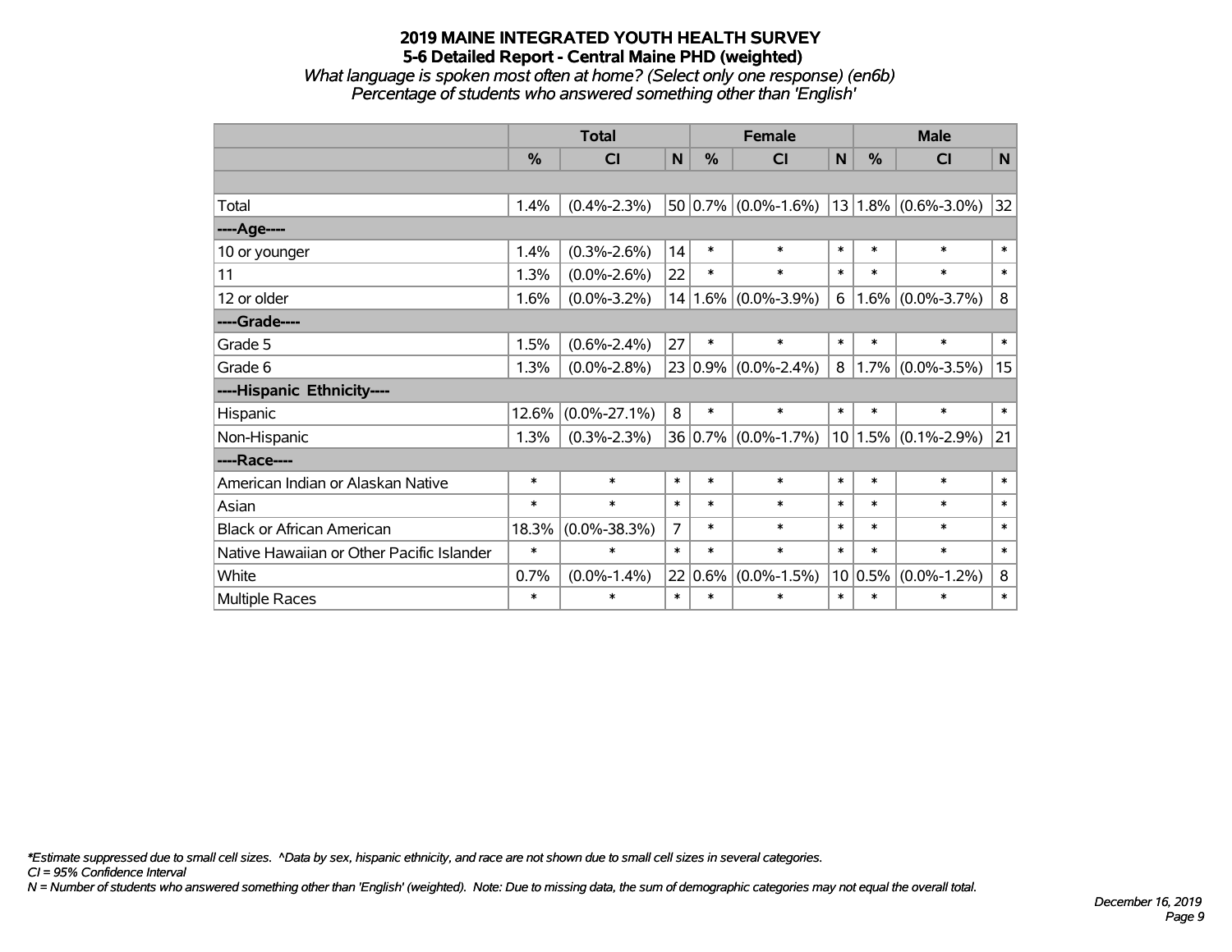# 2019 MAINE INTEGRATED YOUTH HEALTH SURVEY
## 5-6 Detailed Report - Central Maine PHD (weighted)
*What language is spoken most often at home? (Select only one response) (en6b)*
*Percentage of students who answered something other than 'English'*

| | Total | | | Female | | | Male | | |
|---|---|---|---|---|---|---|---|---|---|
| | % | CI | N | % | CI | N | % | CI | N |
| | | | | | | | | | |
| Total | 1.4% | (0.4%-2.3%) | 50 | 0.7% | (0.0%-1.6%) | 13 | 1.8% | (0.6%-3.0%) | 32 |
| ----Age---- | | | | | | | | | |
| 10 or younger | 1.4% | (0.3%-2.6%) | 14 | * | * | * | * | * | * |
| 11 | 1.3% | (0.0%-2.6%) | 22 | * | * | * | * | * | * |
| 12 or older | 1.6% | (0.0%-3.2%) | 14 | 1.6% | (0.0%-3.9%) | 6 | 1.6% | (0.0%-3.7%) | 8 |
| ----Grade---- | | | | | | | | | |
| Grade 5 | 1.5% | (0.6%-2.4%) | 27 | * | * | * | * | * | * |
| Grade 6 | 1.3% | (0.0%-2.8%) | 23 | 0.9% | (0.0%-2.4%) | 8 | 1.7% | (0.0%-3.5%) | 15 |
| ----Hispanic Ethnicity---- | | | | | | | | | |
| Hispanic | 12.6% | (0.0%-27.1%) | 8 | * | * | * | * | * | * |
| Non-Hispanic | 1.3% | (0.3%-2.3%) | 36 | 0.7% | (0.0%-1.7%) | 10 | 1.5% | (0.1%-2.9%) | 21 |
| ----Race---- | | | | | | | | | |
| American Indian or Alaskan Native | * | * | * | * | * | * | * | * | * |
| Asian | * | * | * | * | * | * | * | * | * |
| Black or African American | 18.3% | (0.0%-38.3%) | 7 | * | * | * | * | * | * |
| Native Hawaiian or Other Pacific Islander | * | * | * | * | * | * | * | * | * |
| White | 0.7% | (0.0%-1.4%) | 22 | 0.6% | (0.0%-1.5%) | 10 | 0.5% | (0.0%-1.2%) | 8 |
| Multiple Races | * | * | * | * | * | * | * | * | * |

*\*Estimate suppressed due to small cell sizes. ^Data by sex, hispanic ethnicity, and race are not shown due to small cell sizes in several categories.*
*CI = 95% Confidence Interval*
*N = Number of students who answered something other than 'English' (weighted). Note: Due to missing data, the sum of demographic categories may not equal the overall total.*

*December 16, 2019*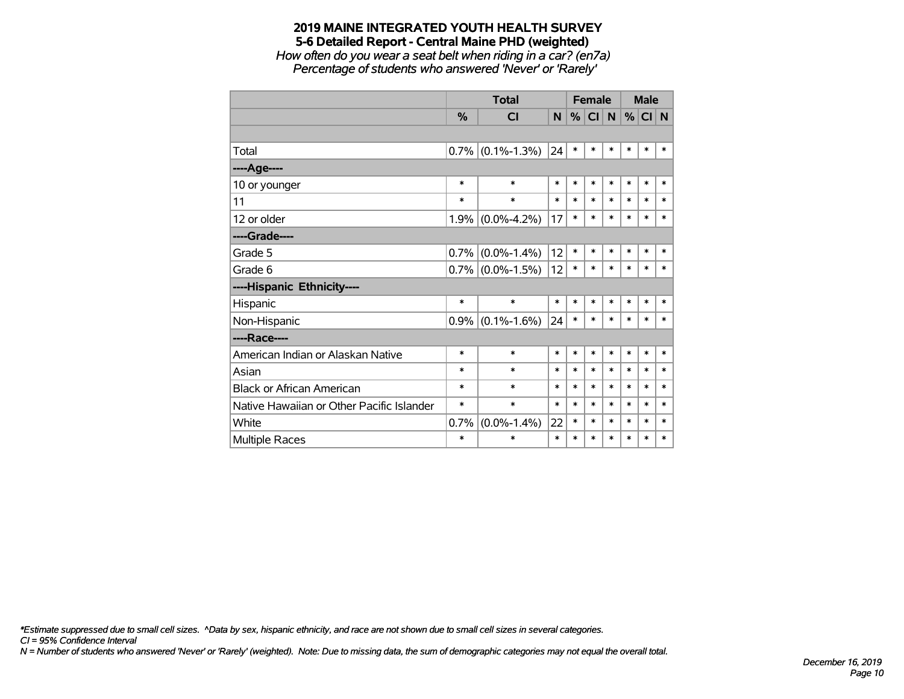# 2019 MAINE INTEGRATED YOUTH HEALTH SURVEY

## 5-6 Detailed Report - Central Maine PHD (weighted)

*How often do you wear a seat belt when riding in a car? (en7a)*

*Percentage of students who answered 'Never' or 'Rarely'*

| | Total | | | Female | | | Male | | |
|---|---|---|---|---|---|---|---|---|---|
| | % | CI | N | % | CI | N | % | CI | N |
| | | | | | | | | | |
| Total | 0.7% | (0.1%-1.3%) | 24 | * | * | * | * | * | * |
| ----Age---- | | | | | | | | | |
| 10 or younger | * | * | * | * | * | * | * | * | * |
| 11 | * | * | * | * | * | * | * | * | * |
| 12 or older | 1.9% | (0.0%-4.2%) | 17 | * | * | * | * | * | * |
| ----Grade---- | | | | | | | | | |
| Grade 5 | 0.7% | (0.0%-1.4%) | 12 | * | * | * | * | * | * |
| Grade 6 | 0.7% | (0.0%-1.5%) | 12 | * | * | * | * | * | * |
| ----Hispanic Ethnicity---- | | | | | | | | | |
| Hispanic | * | * | * | * | * | * | * | * | * |
| Non-Hispanic | 0.9% | (0.1%-1.6%) | 24 | * | * | * | * | * | * |
| ----Race---- | | | | | | | | | |
| American Indian or Alaskan Native | * | * | * | * | * | * | * | * | * |
| Asian | * | * | * | * | * | * | * | * | * |
| Black or African American | * | * | * | * | * | * | * | * | * |
| Native Hawaiian or Other Pacific Islander | * | * | * | * | * | * | * | * | * |
| White | 0.7% | (0.0%-1.4%) | 22 | * | * | * | * | * | * |
| Multiple Races | * | * | * | * | * | * | * | * | * |

*\*Estimate suppressed due to small cell sizes. ^Data by sex, hispanic ethnicity, and race are not shown due to small cell sizes in several categories.*
*CI = 95% Confidence Interval*
*N = Number of students who answered 'Never' or 'Rarely' (weighted). Note: Due to missing data, the sum of demographic categories may not equal the overall total.*

*December 16, 2019*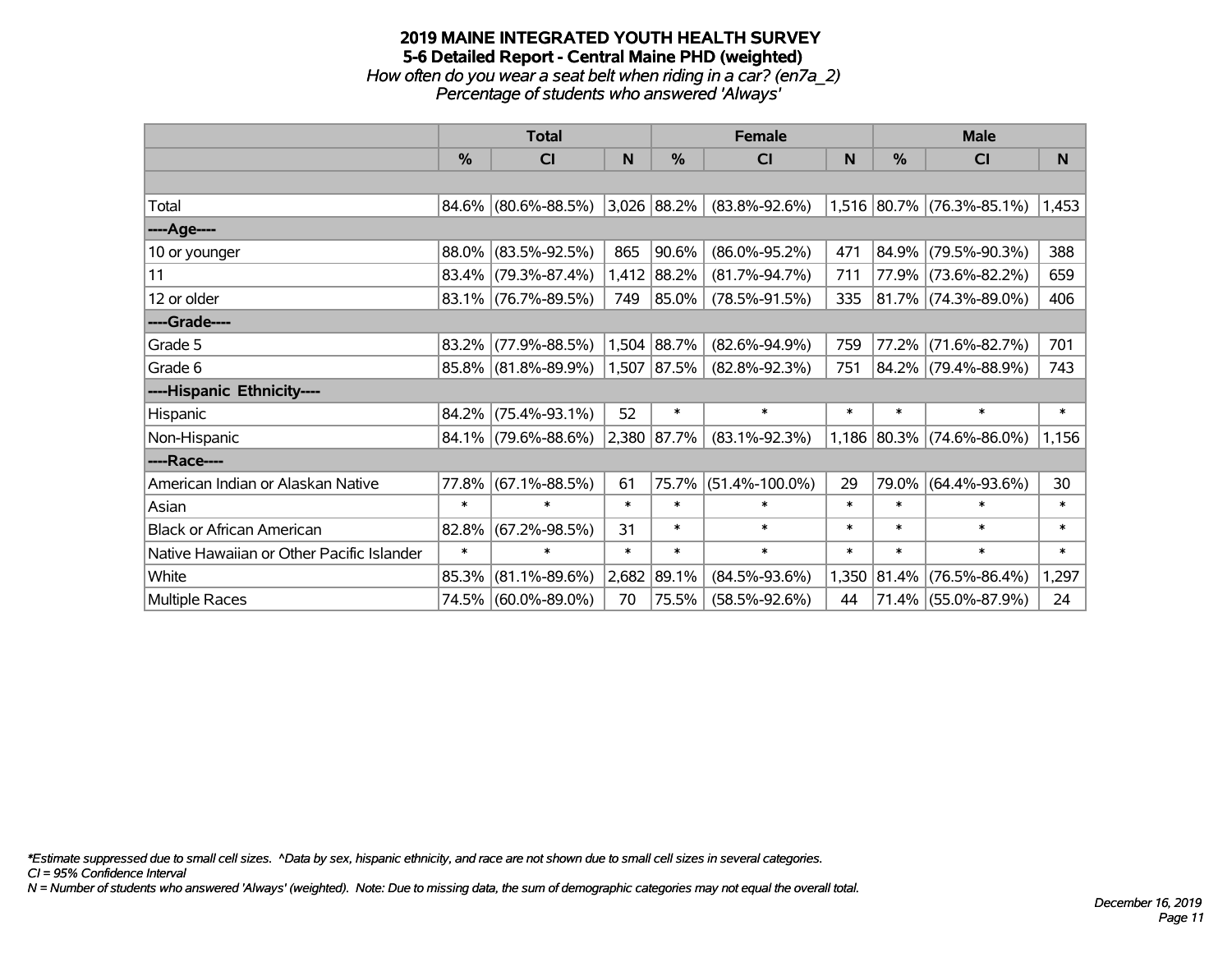# 2019 MAINE INTEGRATED YOUTH HEALTH SURVEY
## 5-6 Detailed Report - Central Maine PHD (weighted)
*How often do you wear a seat belt when riding in a car? (en7a_2)*
*Percentage of students who answered 'Always'*

| | Total | | | Female | | | Male | | |
|---|---|---|---|---|---|---|---|---|---|
| | % | CI | N | % | CI | N | % | CI | N |
| | | | | | | | | | |
| Total | 84.6% | (80.6%-88.5%) | 3,026 | 88.2% | (83.8%-92.6%) | 1,516 | 80.7% | (76.3%-85.1%) | 1,453 |
| ----Age---- | | | | | | | | | |
| 10 or younger | 88.0% | (83.5%-92.5%) | 865 | 90.6% | (86.0%-95.2%) | 471 | 84.9% | (79.5%-90.3%) | 388 |
| 11 | 83.4% | (79.3%-87.4%) | 1,412 | 88.2% | (81.7%-94.7%) | 711 | 77.9% | (73.6%-82.2%) | 659 |
| 12 or older | 83.1% | (76.7%-89.5%) | 749 | 85.0% | (78.5%-91.5%) | 335 | 81.7% | (74.3%-89.0%) | 406 |
| ----Grade---- | | | | | | | | | |
| Grade 5 | 83.2% | (77.9%-88.5%) | 1,504 | 88.7% | (82.6%-94.9%) | 759 | 77.2% | (71.6%-82.7%) | 701 |
| Grade 6 | 85.8% | (81.8%-89.9%) | 1,507 | 87.5% | (82.8%-92.3%) | 751 | 84.2% | (79.4%-88.9%) | 743 |
| ----Hispanic Ethnicity---- | | | | | | | | | |
| Hispanic | 84.2% | (75.4%-93.1%) | 52 | * | * | * | * | * | * |
| Non-Hispanic | 84.1% | (79.6%-88.6%) | 2,380 | 87.7% | (83.1%-92.3%) | 1,186 | 80.3% | (74.6%-86.0%) | 1,156 |
| ----Race---- | | | | | | | | | |
| American Indian or Alaskan Native | 77.8% | (67.1%-88.5%) | 61 | 75.7% | (51.4%-100.0%) | 29 | 79.0% | (64.4%-93.6%) | 30 |
| Asian | * | * | * | * | * | * | * | * | * |
| Black or African American | 82.8% | (67.2%-98.5%) | 31 | * | * | * | * | * | * |
| Native Hawaiian or Other Pacific Islander | * | * | * | * | * | * | * | * | * |
| White | 85.3% | (81.1%-89.6%) | 2,682 | 89.1% | (84.5%-93.6%) | 1,350 | 81.4% | (76.5%-86.4%) | 1,297 |
| Multiple Races | 74.5% | (60.0%-89.0%) | 70 | 75.5% | (58.5%-92.6%) | 44 | 71.4% | (55.0%-87.9%) | 24 |

*\*Estimate suppressed due to small cell sizes. ^Data by sex, hispanic ethnicity, and race are not shown due to small cell sizes in several categories.*
*CI = 95% Confidence Interval*
*N = Number of students who answered 'Always' (weighted). Note: Due to missing data, the sum of demographic categories may not equal the overall total.*

*December 16, 2019*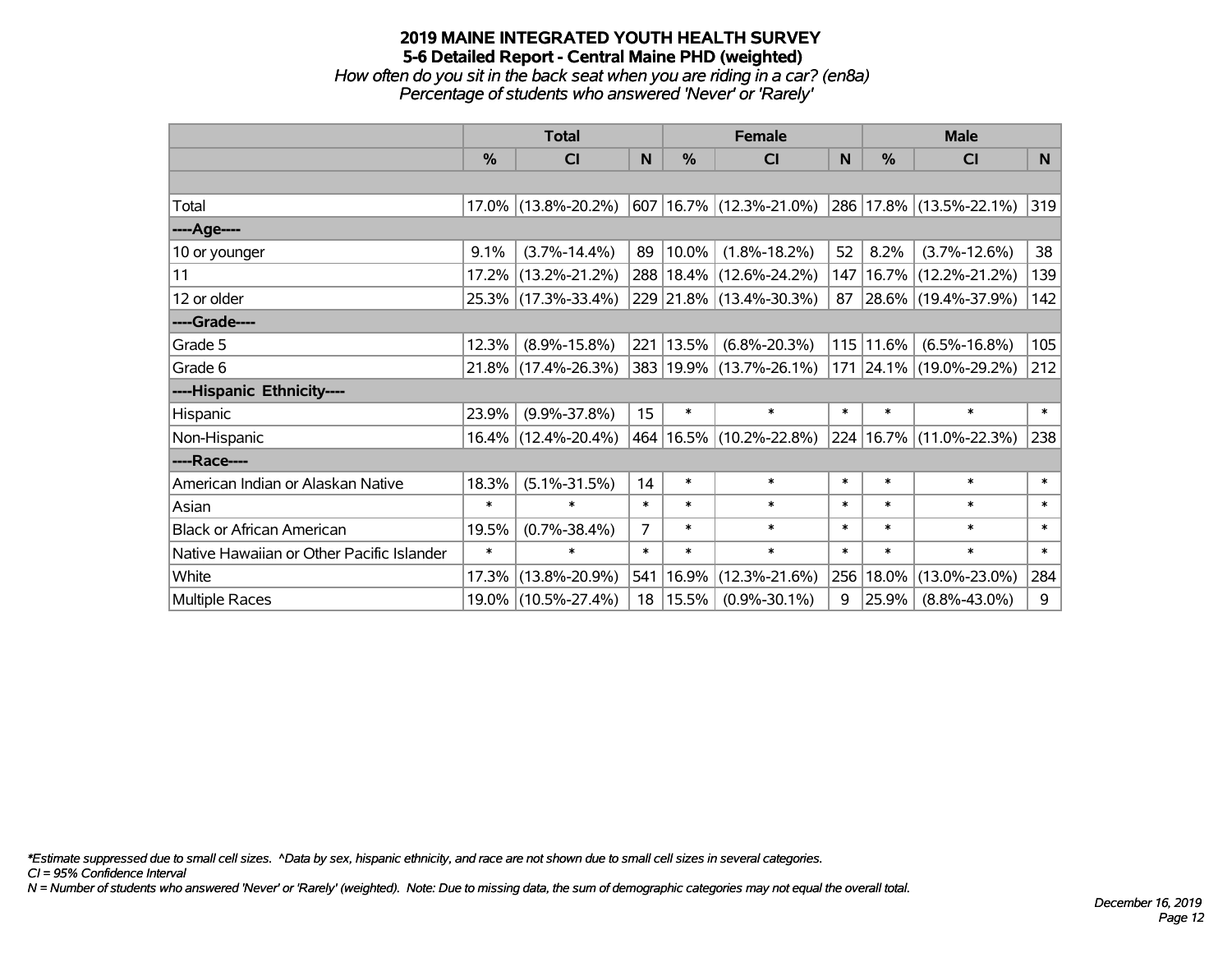# 2019 MAINE INTEGRATED YOUTH HEALTH SURVEY

## 5-6 Detailed Report - Central Maine PHD (weighted)

*How often do you sit in the back seat when you are riding in a car? (en8a)*
*Percentage of students who answered 'Never' or 'Rarely'*

| | Total | | | Female | | | Male | | |
|---|---|---|---|---|---|---|---|---|---|
| | % | CI | N | % | CI | N | % | CI | N |
| | | | | | | | | | |
| Total | 17.0% | (13.8%-20.2%) | 607 | 16.7% | (12.3%-21.0%) | 286 | 17.8% | (13.5%-22.1%) | 319 |
| ----Age---- | | | | | | | | | |
| 10 or younger | 9.1% | (3.7%-14.4%) | 89 | 10.0% | (1.8%-18.2%) | 52 | 8.2% | (3.7%-12.6%) | 38 |
| 11 | 17.2% | (13.2%-21.2%) | 288 | 18.4% | (12.6%-24.2%) | 147 | 16.7% | (12.2%-21.2%) | 139 |
| 12 or older | 25.3% | (17.3%-33.4%) | 229 | 21.8% | (13.4%-30.3%) | 87 | 28.6% | (19.4%-37.9%) | 142 |
| ----Grade---- | | | | | | | | | |
| Grade 5 | 12.3% | (8.9%-15.8%) | 221 | 13.5% | (6.8%-20.3%) | 115 | 11.6% | (6.5%-16.8%) | 105 |
| Grade 6 | 21.8% | (17.4%-26.3%) | 383 | 19.9% | (13.7%-26.1%) | 171 | 24.1% | (19.0%-29.2%) | 212 |
| ----Hispanic Ethnicity---- | | | | | | | | | |
| Hispanic | 23.9% | (9.9%-37.8%) | 15 | * | * | * | * | * | * |
| Non-Hispanic | 16.4% | (12.4%-20.4%) | 464 | 16.5% | (10.2%-22.8%) | 224 | 16.7% | (11.0%-22.3%) | 238 |
| ----Race---- | | | | | | | | | |
| American Indian or Alaskan Native | 18.3% | (5.1%-31.5%) | 14 | * | * | * | * | * | * |
| Asian | * | * | * | * | * | * | * | * | * |
| Black or African American | 19.5% | (0.7%-38.4%) | 7 | * | * | * | * | * | * |
| Native Hawaiian or Other Pacific Islander | * | * | * | * | * | * | * | * | * |
| White | 17.3% | (13.8%-20.9%) | 541 | 16.9% | (12.3%-21.6%) | 256 | 18.0% | (13.0%-23.0%) | 284 |
| Multiple Races | 19.0% | (10.5%-27.4%) | 18 | 15.5% | (0.9%-30.1%) | 9 | 25.9% | (8.8%-43.0%) | 9 |

*\*Estimate suppressed due to small cell sizes. ^Data by sex, hispanic ethnicity, and race are not shown due to small cell sizes in several categories.*
*CI = 95% Confidence Interval*
*N = Number of students who answered 'Never' or 'Rarely' (weighted). Note: Due to missing data, the sum of demographic categories may not equal the overall total.*

*December 16, 2019*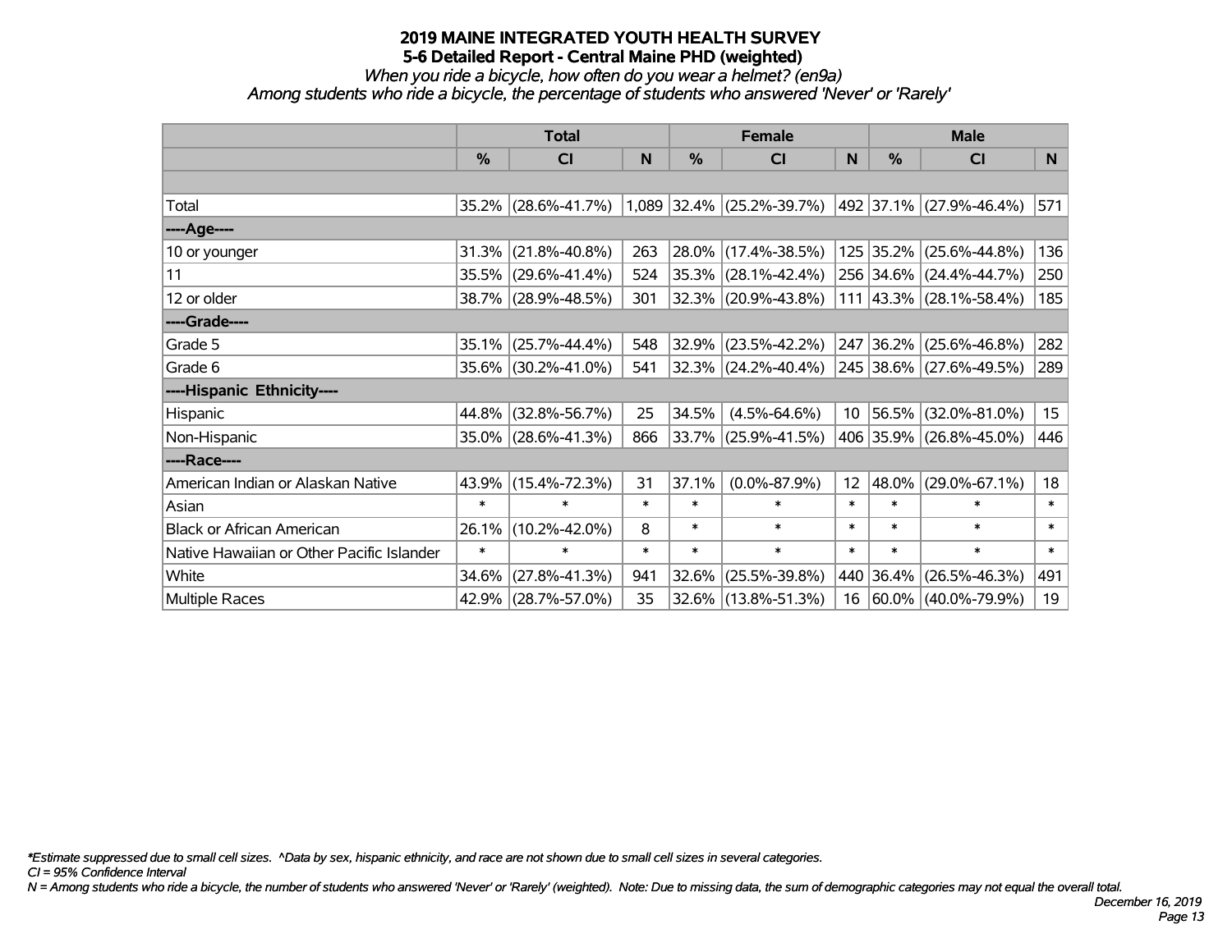# 2019 MAINE INTEGRATED YOUTH HEALTH SURVEY

## 5-6 Detailed Report - Central Maine PHD (weighted)

*When you ride a bicycle, how often do you wear a helmet? (en9a)*

*Among students who ride a bicycle, the percentage of students who answered 'Never' or 'Rarely'*

| | Total | | | Female | | | Male | | |
|---|---|---|---|---|---|---|---|---|---|
| | % | CI | N | % | CI | N | % | CI | N |
| Total | 35.2% | (28.6%-41.7%) | 1,089 | 32.4% | (25.2%-39.7%) | 492 | 37.1% | (27.9%-46.4%) | 571 |
| ----Age---- | | | | | | | | | |
| 10 or younger | 31.3% | (21.8%-40.8%) | 263 | 28.0% | (17.4%-38.5%) | 125 | 35.2% | (25.6%-44.8%) | 136 |
| 11 | 35.5% | (29.6%-41.4%) | 524 | 35.3% | (28.1%-42.4%) | 256 | 34.6% | (24.4%-44.7%) | 250 |
| 12 or older | 38.7% | (28.9%-48.5%) | 301 | 32.3% | (20.9%-43.8%) | 111 | 43.3% | (28.1%-58.4%) | 185 |
| ----Grade---- | | | | | | | | | |
| Grade 5 | 35.1% | (25.7%-44.4%) | 548 | 32.9% | (23.5%-42.2%) | 247 | 36.2% | (25.6%-46.8%) | 282 |
| Grade 6 | 35.6% | (30.2%-41.0%) | 541 | 32.3% | (24.2%-40.4%) | 245 | 38.6% | (27.6%-49.5%) | 289 |
| ----Hispanic Ethnicity---- | | | | | | | | | |
| Hispanic | 44.8% | (32.8%-56.7%) | 25 | 34.5% | (4.5%-64.6%) | 10 | 56.5% | (32.0%-81.0%) | 15 |
| Non-Hispanic | 35.0% | (28.6%-41.3%) | 866 | 33.7% | (25.9%-41.5%) | 406 | 35.9% | (26.8%-45.0%) | 446 |
| ----Race---- | | | | | | | | | |
| American Indian or Alaskan Native | 43.9% | (15.4%-72.3%) | 31 | 37.1% | (0.0%-87.9%) | 12 | 48.0% | (29.0%-67.1%) | 18 |
| Asian | * | * | * | * | * | * | * | * | * |
| Black or African American | 26.1% | (10.2%-42.0%) | 8 | * | * | * | * | * | * |
| Native Hawaiian or Other Pacific Islander | * | * | * | * | * | * | * | * | * |
| White | 34.6% | (27.8%-41.3%) | 941 | 32.6% | (25.5%-39.8%) | 440 | 36.4% | (26.5%-46.3%) | 491 |
| Multiple Races | 42.9% | (28.7%-57.0%) | 35 | 32.6% | (13.8%-51.3%) | 16 | 60.0% | (40.0%-79.9%) | 19 |

*\*Estimate suppressed due to small cell sizes. ^Data by sex, hispanic ethnicity, and race are not shown due to small cell sizes in several categories.*

*CI = 95% Confidence Interval*

*N = Among students who ride a bicycle, the number of students who answered 'Never' or 'Rarely' (weighted). Note: Due to missing data, the sum of demographic categories may not equal the overall total.*

*December 16, 2019*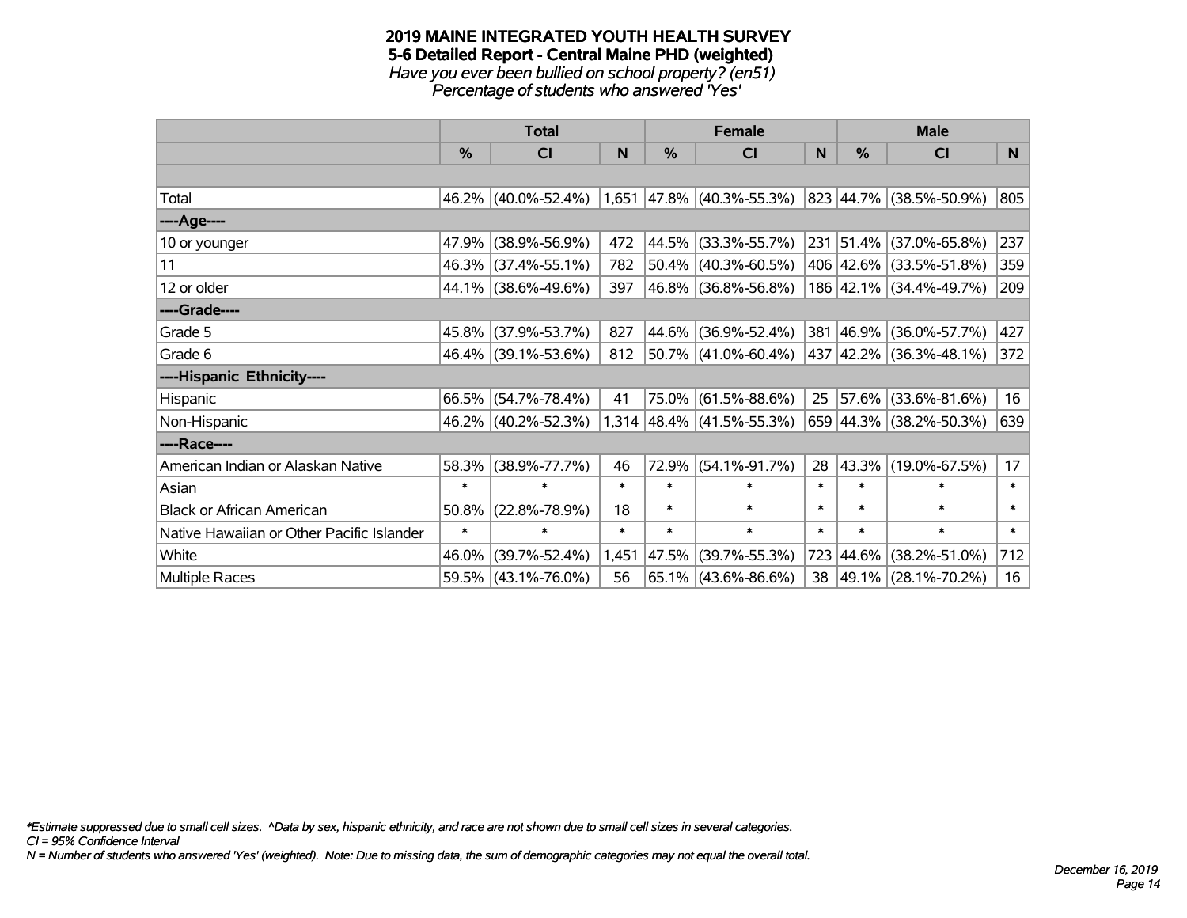# 2019 MAINE INTEGRATED YOUTH HEALTH SURVEY
## 5-6 Detailed Report - Central Maine PHD (weighted)
*Have you ever been bullied on school property? (en51)*
*Percentage of students who answered 'Yes'*

| | Total | | | Female | | | Male | | |
|---|---|---|---|---|---|---|---|---|---|
| | % | CI | N | % | CI | N | % | CI | N |
| Total | 46.2% | (40.0%-52.4%) | 1,651 | 47.8% | (40.3%-55.3%) | 823 | 44.7% | (38.5%-50.9%) | 805 |
| ----Age---- | | | | | | | | | |
| 10 or younger | 47.9% | (38.9%-56.9%) | 472 | 44.5% | (33.3%-55.7%) | 231 | 51.4% | (37.0%-65.8%) | 237 |
| 11 | 46.3% | (37.4%-55.1%) | 782 | 50.4% | (40.3%-60.5%) | 406 | 42.6% | (33.5%-51.8%) | 359 |
| 12 or older | 44.1% | (38.6%-49.6%) | 397 | 46.8% | (36.8%-56.8%) | 186 | 42.1% | (34.4%-49.7%) | 209 |
| ----Grade---- | | | | | | | | | |
| Grade 5 | 45.8% | (37.9%-53.7%) | 827 | 44.6% | (36.9%-52.4%) | 381 | 46.9% | (36.0%-57.7%) | 427 |
| Grade 6 | 46.4% | (39.1%-53.6%) | 812 | 50.7% | (41.0%-60.4%) | 437 | 42.2% | (36.3%-48.1%) | 372 |
| ----Hispanic Ethnicity---- | | | | | | | | | |
| Hispanic | 66.5% | (54.7%-78.4%) | 41 | 75.0% | (61.5%-88.6%) | 25 | 57.6% | (33.6%-81.6%) | 16 |
| Non-Hispanic | 46.2% | (40.2%-52.3%) | 1,314 | 48.4% | (41.5%-55.3%) | 659 | 44.3% | (38.2%-50.3%) | 639 |
| ----Race---- | | | | | | | | | |
| American Indian or Alaskan Native | 58.3% | (38.9%-77.7%) | 46 | 72.9% | (54.1%-91.7%) | 28 | 43.3% | (19.0%-67.5%) | 17 |
| Asian | * | * | * | * | * | * | * | * | * |
| Black or African American | 50.8% | (22.8%-78.9%) | 18 | * | * | * | * | * | * |
| Native Hawaiian or Other Pacific Islander | * | * | * | * | * | * | * | * | * |
| White | 46.0% | (39.7%-52.4%) | 1,451 | 47.5% | (39.7%-55.3%) | 723 | 44.6% | (38.2%-51.0%) | 712 |
| Multiple Races | 59.5% | (43.1%-76.0%) | 56 | 65.1% | (43.6%-86.6%) | 38 | 49.1% | (28.1%-70.2%) | 16 |

*\*Estimate suppressed due to small cell sizes. ^Data by sex, hispanic ethnicity, and race are not shown due to small cell sizes in several categories.*
*CI = 95% Confidence Interval*
*N = Number of students who answered 'Yes' (weighted). Note: Due to missing data, the sum of demographic categories may not equal the overall total.*

*December 16, 2019*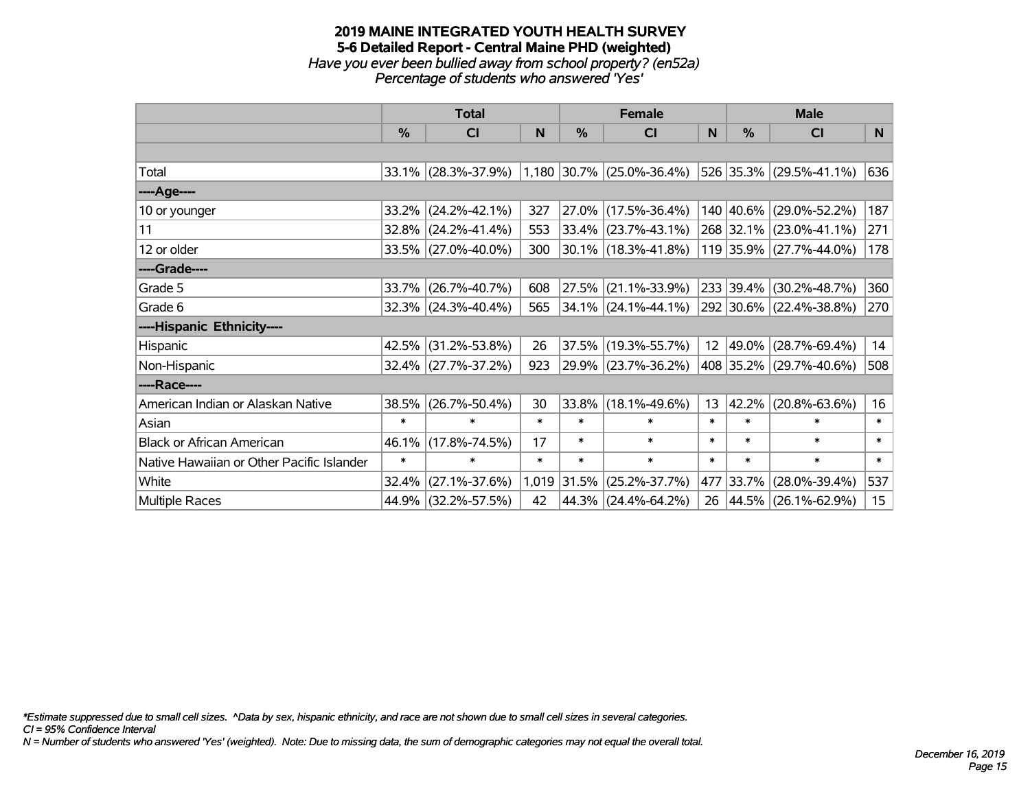# 2019 MAINE INTEGRATED YOUTH HEALTH SURVEY

## 5-6 Detailed Report - Central Maine PHD (weighted)

*Have you ever been bullied away from school property? (en52a)*

*Percentage of students who answered 'Yes'*

| | Total | | | Female | | | Male | | |
|---|---|---|---|---|---|---|---|---|---|
| | % | CI | N | % | CI | N | % | CI | N |
| Total | 33.1% | (28.3%-37.9%) | 1,180 | 30.7% | (25.0%-36.4%) | 526 | 35.3% | (29.5%-41.1%) | 636 |
| ----Age---- | | | | | | | | | |
| 10 or younger | 33.2% | (24.2%-42.1%) | 327 | 27.0% | (17.5%-36.4%) | 140 | 40.6% | (29.0%-52.2%) | 187 |
| 11 | 32.8% | (24.2%-41.4%) | 553 | 33.4% | (23.7%-43.1%) | 268 | 32.1% | (23.0%-41.1%) | 271 |
| 12 or older | 33.5% | (27.0%-40.0%) | 300 | 30.1% | (18.3%-41.8%) | 119 | 35.9% | (27.7%-44.0%) | 178 |
| ----Grade---- | | | | | | | | | |
| Grade 5 | 33.7% | (26.7%-40.7%) | 608 | 27.5% | (21.1%-33.9%) | 233 | 39.4% | (30.2%-48.7%) | 360 |
| Grade 6 | 32.3% | (24.3%-40.4%) | 565 | 34.1% | (24.1%-44.1%) | 292 | 30.6% | (22.4%-38.8%) | 270 |
| ----Hispanic Ethnicity---- | | | | | | | | | |
| Hispanic | 42.5% | (31.2%-53.8%) | 26 | 37.5% | (19.3%-55.7%) | 12 | 49.0% | (28.7%-69.4%) | 14 |
| Non-Hispanic | 32.4% | (27.7%-37.2%) | 923 | 29.9% | (23.7%-36.2%) | 408 | 35.2% | (29.7%-40.6%) | 508 |
| ----Race---- | | | | | | | | | |
| American Indian or Alaskan Native | 38.5% | (26.7%-50.4%) | 30 | 33.8% | (18.1%-49.6%) | 13 | 42.2% | (20.8%-63.6%) | 16 |
| Asian | * | * | * | * | * | * | * | * | * |
| Black or African American | 46.1% | (17.8%-74.5%) | 17 | * | * | * | * | * | * |
| Native Hawaiian or Other Pacific Islander | * | * | * | * | * | * | * | * | * |
| White | 32.4% | (27.1%-37.6%) | 1,019 | 31.5% | (25.2%-37.7%) | 477 | 33.7% | (28.0%-39.4%) | 537 |
| Multiple Races | 44.9% | (32.2%-57.5%) | 42 | 44.3% | (24.4%-64.2%) | 26 | 44.5% | (26.1%-62.9%) | 15 |

*\*Estimate suppressed due to small cell sizes. ^Data by sex, hispanic ethnicity, and race are not shown due to small cell sizes in several categories.*

*CI = 95% Confidence Interval*

*N = Number of students who answered 'Yes' (weighted). Note: Due to missing data, the sum of demographic categories may not equal the overall total.*

*December 16, 2019*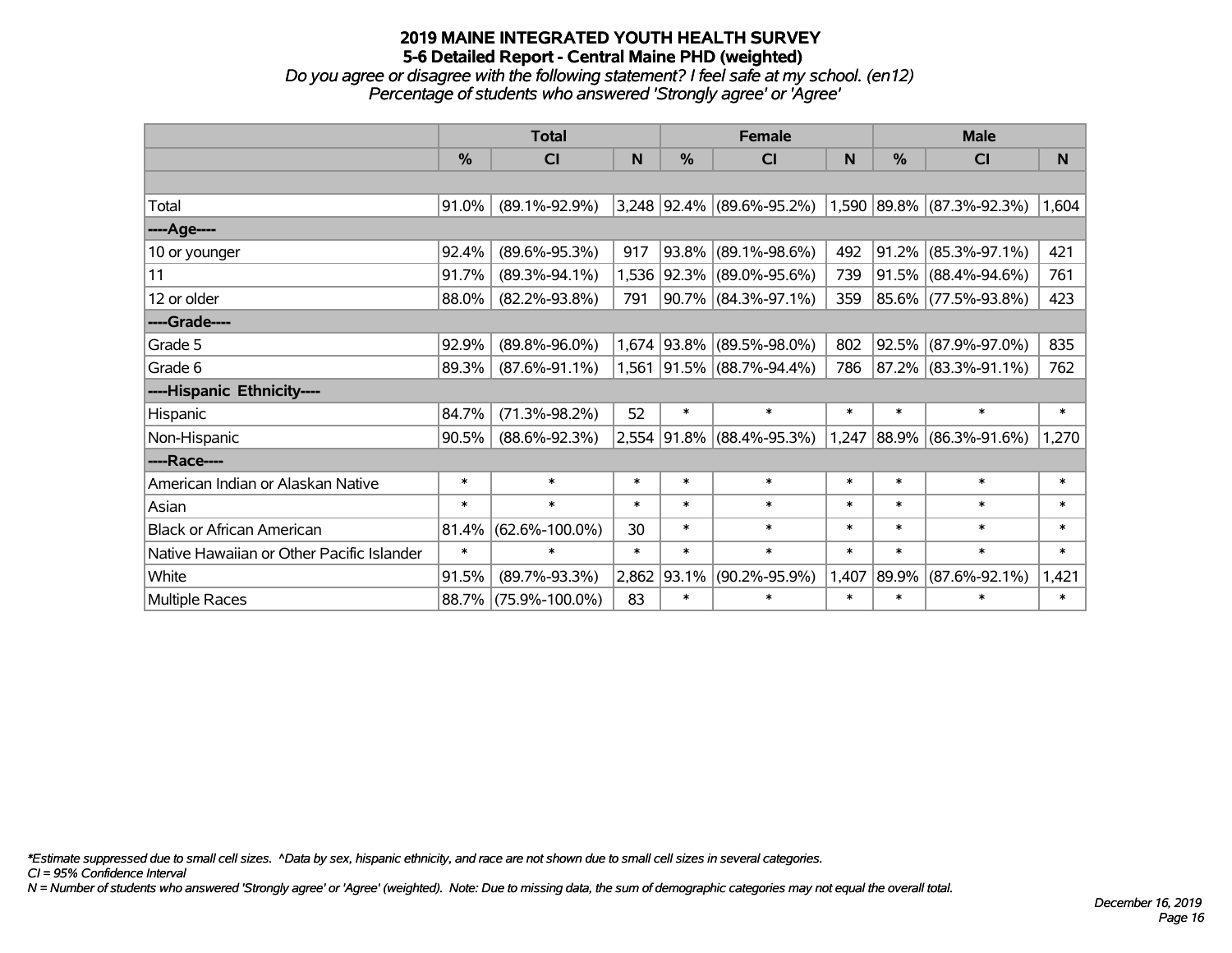# 2019 MAINE INTEGRATED YOUTH HEALTH SURVEY
## 5-6 Detailed Report - Central Maine PHD (weighted)
*Do you agree or disagree with the following statement? I feel safe at my school. (en12)*
*Percentage of students who answered 'Strongly agree' or 'Agree'*

| | Total | | | Female | | | Male | | |
|---|---|---|---|---|---|---|---|---|---|
| | % | CI | N | % | CI | N | % | CI | N |
| Total | 91.0% | (89.1%-92.9%) | 3,248 | 92.4% | (89.6%-95.2%) | 1,590 | 89.8% | (87.3%-92.3%) | 1,604 |
| ----Age---- | | | | | | | | | |
| 10 or younger | 92.4% | (89.6%-95.3%) | 917 | 93.8% | (89.1%-98.6%) | 492 | 91.2% | (85.3%-97.1%) | 421 |
| 11 | 91.7% | (89.3%-94.1%) | 1,536 | 92.3% | (89.0%-95.6%) | 739 | 91.5% | (88.4%-94.6%) | 761 |
| 12 or older | 88.0% | (82.2%-93.8%) | 791 | 90.7% | (84.3%-97.1%) | 359 | 85.6% | (77.5%-93.8%) | 423 |
| ----Grade---- | | | | | | | | | |
| Grade 5 | 92.9% | (89.8%-96.0%) | 1,674 | 93.8% | (89.5%-98.0%) | 802 | 92.5% | (87.9%-97.0%) | 835 |
| Grade 6 | 89.3% | (87.6%-91.1%) | 1,561 | 91.5% | (88.7%-94.4%) | 786 | 87.2% | (83.3%-91.1%) | 762 |
| ----Hispanic Ethnicity---- | | | | | | | | | |
| Hispanic | 84.7% | (71.3%-98.2%) | 52 | * | * | * | * | * | * |
| Non-Hispanic | 90.5% | (88.6%-92.3%) | 2,554 | 91.8% | (88.4%-95.3%) | 1,247 | 88.9% | (86.3%-91.6%) | 1,270 |
| ----Race---- | | | | | | | | | |
| American Indian or Alaskan Native | * | * | * | * | * | * | * | * | * |
| Asian | * | * | * | * | * | * | * | * | * |
| Black or African American | 81.4% | (62.6%-100.0%) | 30 | * | * | * | * | * | * |
| Native Hawaiian or Other Pacific Islander | * | * | * | * | * | * | * | * | * |
| White | 91.5% | (89.7%-93.3%) | 2,862 | 93.1% | (90.2%-95.9%) | 1,407 | 89.9% | (87.6%-92.1%) | 1,421 |
| Multiple Races | 88.7% | (75.9%-100.0%) | 83 | * | * | * | * | * | * |

*\*Estimate suppressed due to small cell sizes. ^Data by sex, hispanic ethnicity, and race are not shown due to small cell sizes in several categories.*
*CI = 95% Confidence Interval*
*N = Number of students who answered 'Strongly agree' or 'Agree' (weighted). Note: Due to missing data, the sum of demographic categories may not equal the overall total.*

*December 16, 2019*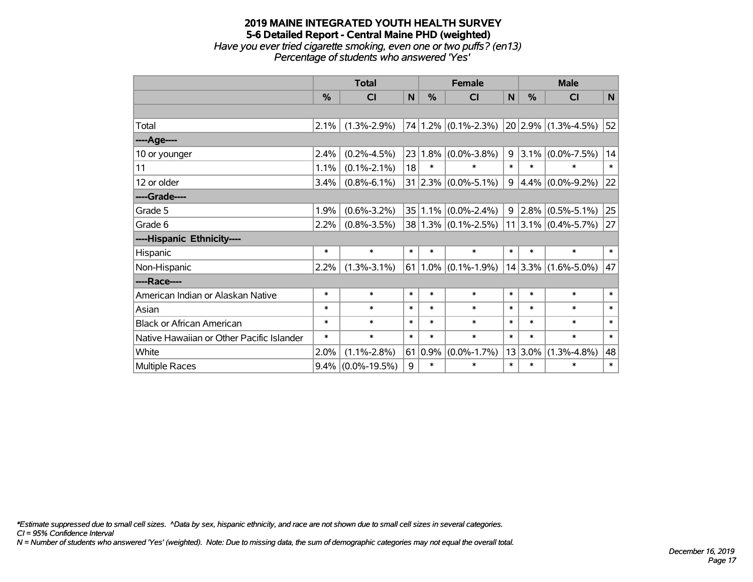# 2019 MAINE INTEGRATED YOUTH HEALTH SURVEY
## 5-6 Detailed Report - Central Maine PHD (weighted)
*Have you ever tried cigarette smoking, even one or two puffs? (en13)*
*Percentage of students who answered 'Yes'*

| | Total | | | Female | | | Male | | |
|---|---|---|---|---|---|---|---|---|---|
| | % | CI | N | % | CI | N | % | CI | N |
| | | | | | | | | | |
| Total | 2.1% | (1.3%-2.9%) | 74 | 1.2% | (0.1%-2.3%) | 20 | 2.9% | (1.3%-4.5%) | 52 |
| ----Age---- | | | | | | | | | |
| 10 or younger | 2.4% | (0.2%-4.5%) | 23 | 1.8% | (0.0%-3.8%) | 9 | 3.1% | (0.0%-7.5%) | 14 |
| 11 | 1.1% | (0.1%-2.1%) | 18 | * | * | * | * | * | * |
| 12 or older | 3.4% | (0.8%-6.1%) | 31 | 2.3% | (0.0%-5.1%) | 9 | 4.4% | (0.0%-9.2%) | 22 |
| ----Grade---- | | | | | | | | | |
| Grade 5 | 1.9% | (0.6%-3.2%) | 35 | 1.1% | (0.0%-2.4%) | 9 | 2.8% | (0.5%-5.1%) | 25 |
| Grade 6 | 2.2% | (0.8%-3.5%) | 38 | 1.3% | (0.1%-2.5%) | 11 | 3.1% | (0.4%-5.7%) | 27 |
| ----Hispanic Ethnicity---- | | | | | | | | | |
| Hispanic | * | * | * | * | * | * | * | * | * |
| Non-Hispanic | 2.2% | (1.3%-3.1%) | 61 | 1.0% | (0.1%-1.9%) | 14 | 3.3% | (1.6%-5.0%) | 47 |
| ----Race---- | | | | | | | | | |
| American Indian or Alaskan Native | * | * | * | * | * | * | * | * | * |
| Asian | * | * | * | * | * | * | * | * | * |
| Black or African American | * | * | * | * | * | * | * | * | * |
| Native Hawaiian or Other Pacific Islander | * | * | * | * | * | * | * | * | * |
| White | 2.0% | (1.1%-2.8%) | 61 | 0.9% | (0.0%-1.7%) | 13 | 3.0% | (1.3%-4.8%) | 48 |
| Multiple Races | 9.4% | (0.0%-19.5%) | 9 | * | * | * | * | * | * |

*\*Estimate suppressed due to small cell sizes. ^Data by sex, hispanic ethnicity, and race are not shown due to small cell sizes in several categories.*
*CI = 95% Confidence Interval*
*N = Number of students who answered 'Yes' (weighted). Note: Due to missing data, the sum of demographic categories may not equal the overall total.*

*December 16, 2019*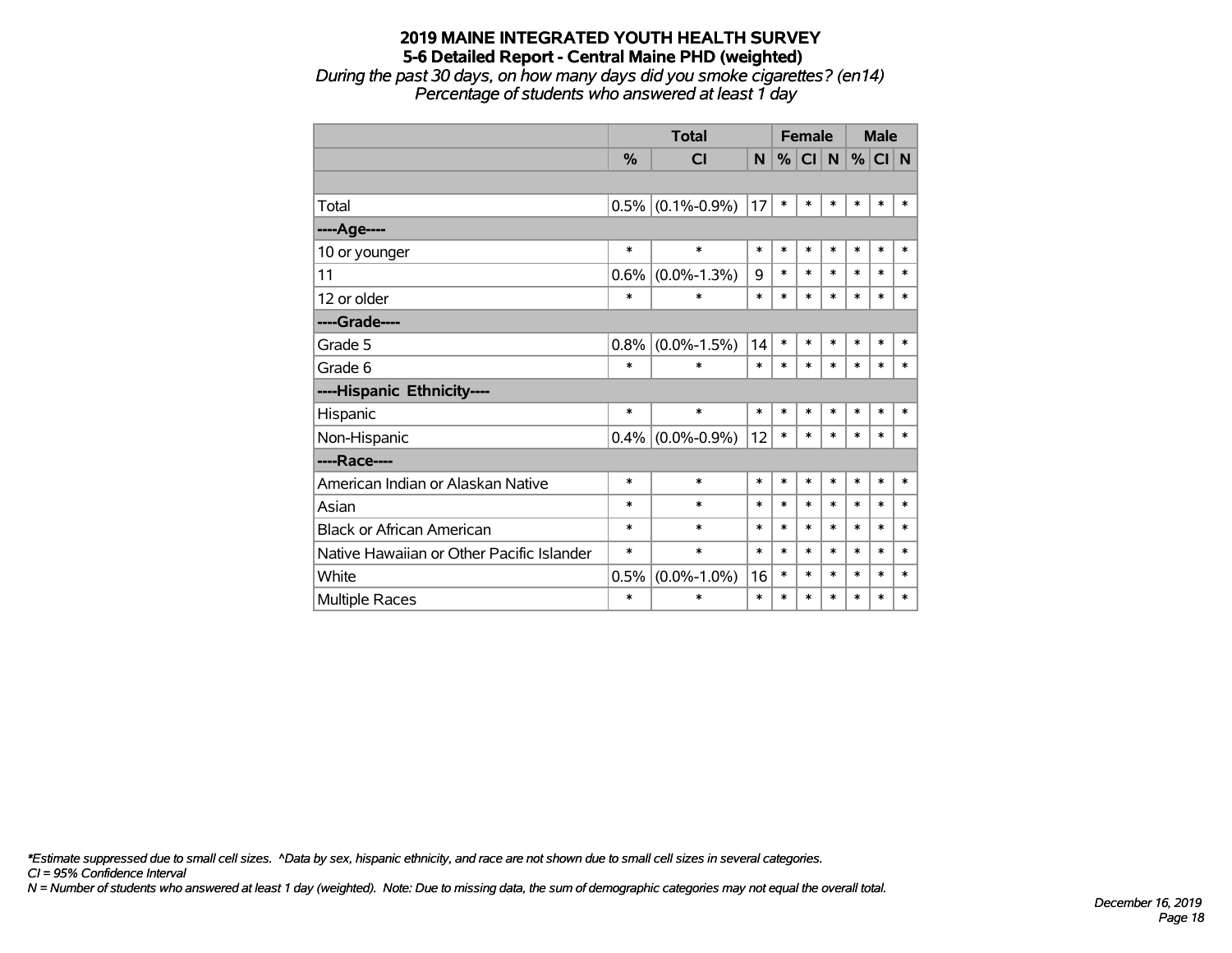# 2019 MAINE INTEGRATED YOUTH HEALTH SURVEY
## 5-6 Detailed Report - Central Maine PHD (weighted)
*During the past 30 days, on how many days did you smoke cigarettes? (en14)*
*Percentage of students who answered at least 1 day*

| | Total | | | Female | | | Male | | |
|---|---|---|---|---|---|---|---|---|---|
| | % | CI | N | % | CI | N | % | CI | N |
| Total | 0.5% | (0.1%-0.9%) | 17 | * | * | * | * | * | * |
| ----Age---- | | | | | | | | | |
| 10 or younger | * | * | * | * | * | * | * | * | * |
| 11 | 0.6% | (0.0%-1.3%) | 9 | * | * | * | * | * | * |
| 12 or older | * | * | * | * | * | * | * | * | * |
| ----Grade---- | | | | | | | | | |
| Grade 5 | 0.8% | (0.0%-1.5%) | 14 | * | * | * | * | * | * |
| Grade 6 | * | * | * | * | * | * | * | * | * |
| ----Hispanic Ethnicity---- | | | | | | | | | |
| Hispanic | * | * | * | * | * | * | * | * | * |
| Non-Hispanic | 0.4% | (0.0%-0.9%) | 12 | * | * | * | * | * | * |
| ----Race---- | | | | | | | | | |
| American Indian or Alaskan Native | * | * | * | * | * | * | * | * | * |
| Asian | * | * | * | * | * | * | * | * | * |
| Black or African American | * | * | * | * | * | * | * | * | * |
| Native Hawaiian or Other Pacific Islander | * | * | * | * | * | * | * | * | * |
| White | 0.5% | (0.0%-1.0%) | 16 | * | * | * | * | * | * |
| Multiple Races | * | * | * | * | * | * | * | * | * |

*\*Estimate suppressed due to small cell sizes. ^Data by sex, hispanic ethnicity, and race are not shown due to small cell sizes in several categories.*
*CI = 95% Confidence Interval*
*N = Number of students who answered at least 1 day (weighted). Note: Due to missing data, the sum of demographic categories may not equal the overall total.*

*December 16, 2019*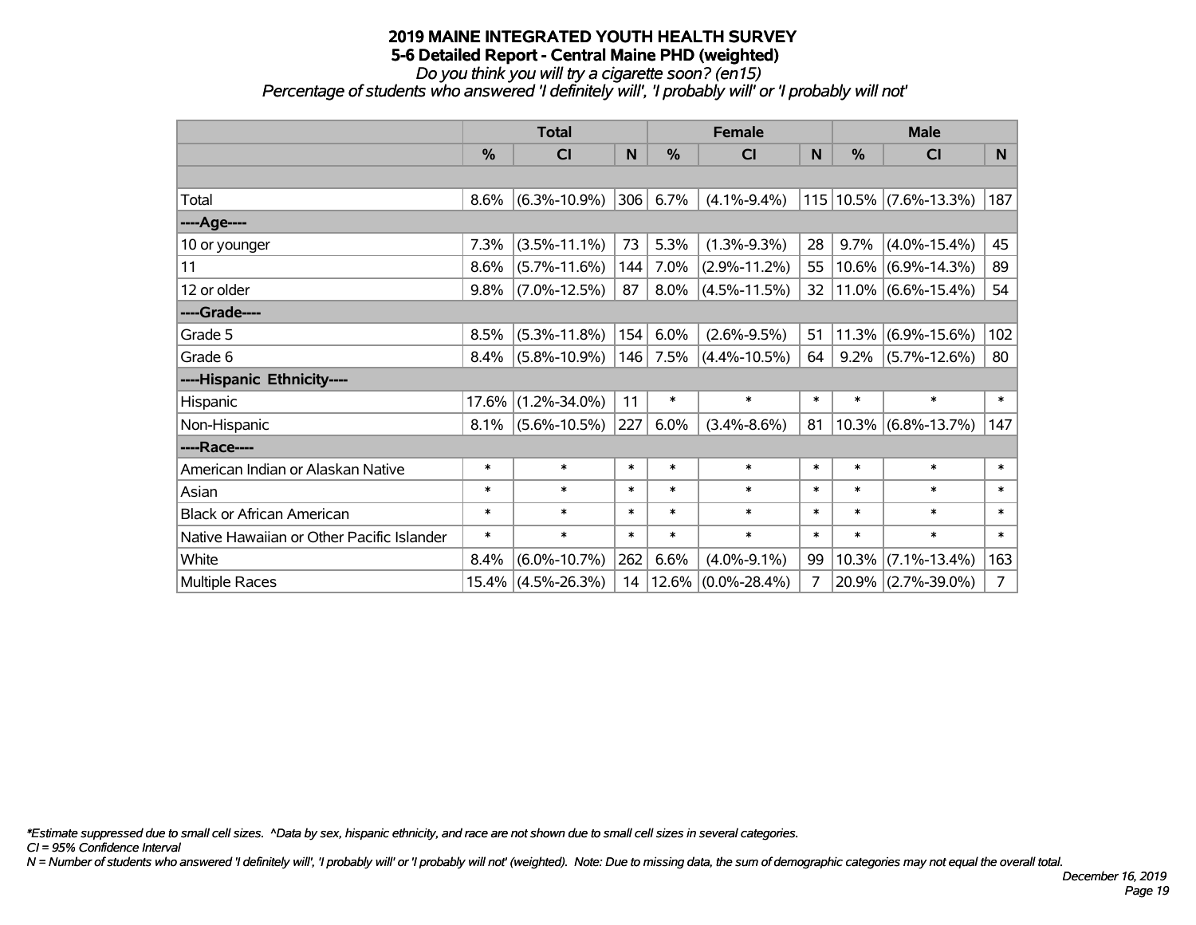# 2019 MAINE INTEGRATED YOUTH HEALTH SURVEY

## 5-6 Detailed Report - Central Maine PHD (weighted)

*Do you think you will try a cigarette soon? (en15)*

*Percentage of students who answered 'I definitely will', 'I probably will' or 'I probably will not'*

| | Total | | | Female | | | Male | | |
|---|---|---|---|---|---|---|---|---|---|
| | % | CI | N | % | CI | N | % | CI | N |
| | | | | | | | | | |
| Total | 8.6% | (6.3%-10.9%) | 306 | 6.7% | (4.1%-9.4%) | 115 | 10.5% | (7.6%-13.3%) | 187 |
| ----Age---- | | | | | | | | | |
| 10 or younger | 7.3% | (3.5%-11.1%) | 73 | 5.3% | (1.3%-9.3%) | 28 | 9.7% | (4.0%-15.4%) | 45 |
| 11 | 8.6% | (5.7%-11.6%) | 144 | 7.0% | (2.9%-11.2%) | 55 | 10.6% | (6.9%-14.3%) | 89 |
| 12 or older | 9.8% | (7.0%-12.5%) | 87 | 8.0% | (4.5%-11.5%) | 32 | 11.0% | (6.6%-15.4%) | 54 |
| ----Grade---- | | | | | | | | | |
| Grade 5 | 8.5% | (5.3%-11.8%) | 154 | 6.0% | (2.6%-9.5%) | 51 | 11.3% | (6.9%-15.6%) | 102 |
| Grade 6 | 8.4% | (5.8%-10.9%) | 146 | 7.5% | (4.4%-10.5%) | 64 | 9.2% | (5.7%-12.6%) | 80 |
| ----Hispanic Ethnicity---- | | | | | | | | | |
| Hispanic | 17.6% | (1.2%-34.0%) | 11 | * | * | * | * | * | * |
| Non-Hispanic | 8.1% | (5.6%-10.5%) | 227 | 6.0% | (3.4%-8.6%) | 81 | 10.3% | (6.8%-13.7%) | 147 |
| ----Race---- | | | | | | | | | |
| American Indian or Alaskan Native | * | * | * | * | * | * | * | * | * |
| Asian | * | * | * | * | * | * | * | * | * |
| Black or African American | * | * | * | * | * | * | * | * | * |
| Native Hawaiian or Other Pacific Islander | * | * | * | * | * | * | * | * | * |
| White | 8.4% | (6.0%-10.7%) | 262 | 6.6% | (4.0%-9.1%) | 99 | 10.3% | (7.1%-13.4%) | 163 |
| Multiple Races | 15.4% | (4.5%-26.3%) | 14 | 12.6% | (0.0%-28.4%) | 7 | 20.9% | (2.7%-39.0%) | 7 |

*\*Estimate suppressed due to small cell sizes. ^Data by sex, hispanic ethnicity, and race are not shown due to small cell sizes in several categories.*

*CI = 95% Confidence Interval*

*N = Number of students who answered 'I definitely will', 'I probably will' or 'I probably will not' (weighted). Note: Due to missing data, the sum of demographic categories may not equal the overall total.*

*December 16, 2019*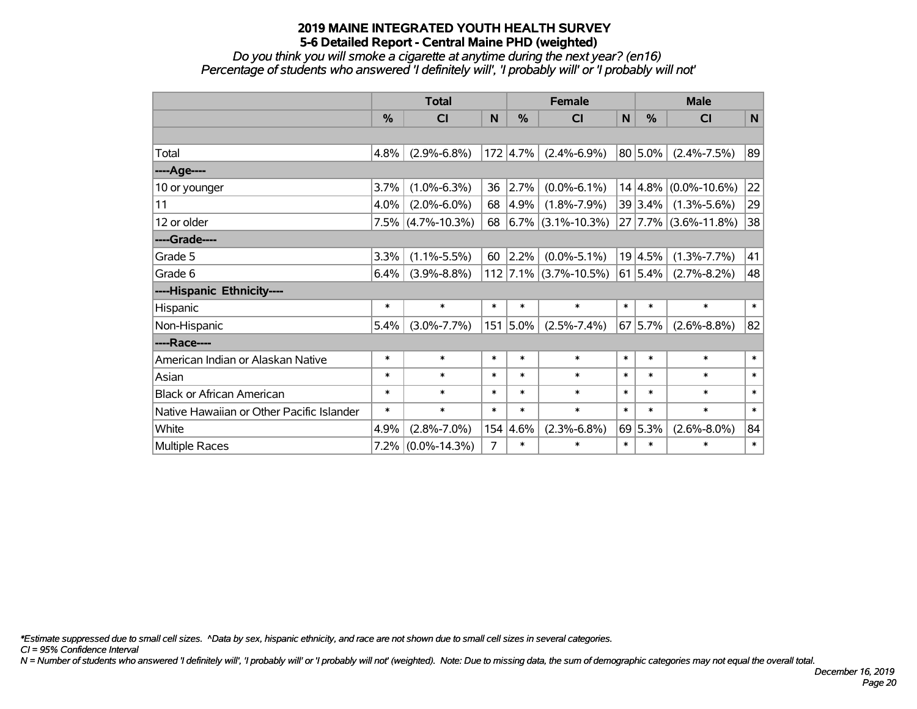# 2019 MAINE INTEGRATED YOUTH HEALTH SURVEY
## 5-6 Detailed Report - Central Maine PHD (weighted)
*Do you think you will smoke a cigarette at anytime during the next year? (en16)*
*Percentage of students who answered 'I definitely will', 'I probably will' or 'I probably will not'*

| | Total | | | Female | | | Male | | |
|---|---|---|---|---|---|---|---|---|---|
| | % | CI | N | % | CI | N | % | CI | N |
| | | | | | | | | | |
| Total | 4.8% | (2.9%-6.8%) | 172 | 4.7% | (2.4%-6.9%) | 80 | 5.0% | (2.4%-7.5%) | 89 |
| ----Age---- | | | | | | | | | |
| 10 or younger | 3.7% | (1.0%-6.3%) | 36 | 2.7% | (0.0%-6.1%) | 14 | 4.8% | (0.0%-10.6%) | 22 |
| 11 | 4.0% | (2.0%-6.0%) | 68 | 4.9% | (1.8%-7.9%) | 39 | 3.4% | (1.3%-5.6%) | 29 |
| 12 or older | 7.5% | (4.7%-10.3%) | 68 | 6.7% | (3.1%-10.3%) | 27 | 7.7% | (3.6%-11.8%) | 38 |
| ----Grade---- | | | | | | | | | |
| Grade 5 | 3.3% | (1.1%-5.5%) | 60 | 2.2% | (0.0%-5.1%) | 19 | 4.5% | (1.3%-7.7%) | 41 |
| Grade 6 | 6.4% | (3.9%-8.8%) | 112 | 7.1% | (3.7%-10.5%) | 61 | 5.4% | (2.7%-8.2%) | 48 |
| ----Hispanic Ethnicity---- | | | | | | | | | |
| Hispanic | * | * | * | * | * | * | * | * | * |
| Non-Hispanic | 5.4% | (3.0%-7.7%) | 151 | 5.0% | (2.5%-7.4%) | 67 | 5.7% | (2.6%-8.8%) | 82 |
| ----Race---- | | | | | | | | | |
| American Indian or Alaskan Native | * | * | * | * | * | * | * | * | * |
| Asian | * | * | * | * | * | * | * | * | * |
| Black or African American | * | * | * | * | * | * | * | * | * |
| Native Hawaiian or Other Pacific Islander | * | * | * | * | * | * | * | * | * |
| White | 4.9% | (2.8%-7.0%) | 154 | 4.6% | (2.3%-6.8%) | 69 | 5.3% | (2.6%-8.0%) | 84 |
| Multiple Races | 7.2% | (0.0%-14.3%) | 7 | * | * | * | * | * | * |

*\*Estimate suppressed due to small cell sizes. ^Data by sex, hispanic ethnicity, and race are not shown due to small cell sizes in several categories.*
*CI = 95% Confidence Interval*
*N = Number of students who answered 'I definitely will', 'I probably will' or 'I probably will not' (weighted). Note: Due to missing data, the sum of demographic categories may not equal the overall total.*

*December 16, 2019*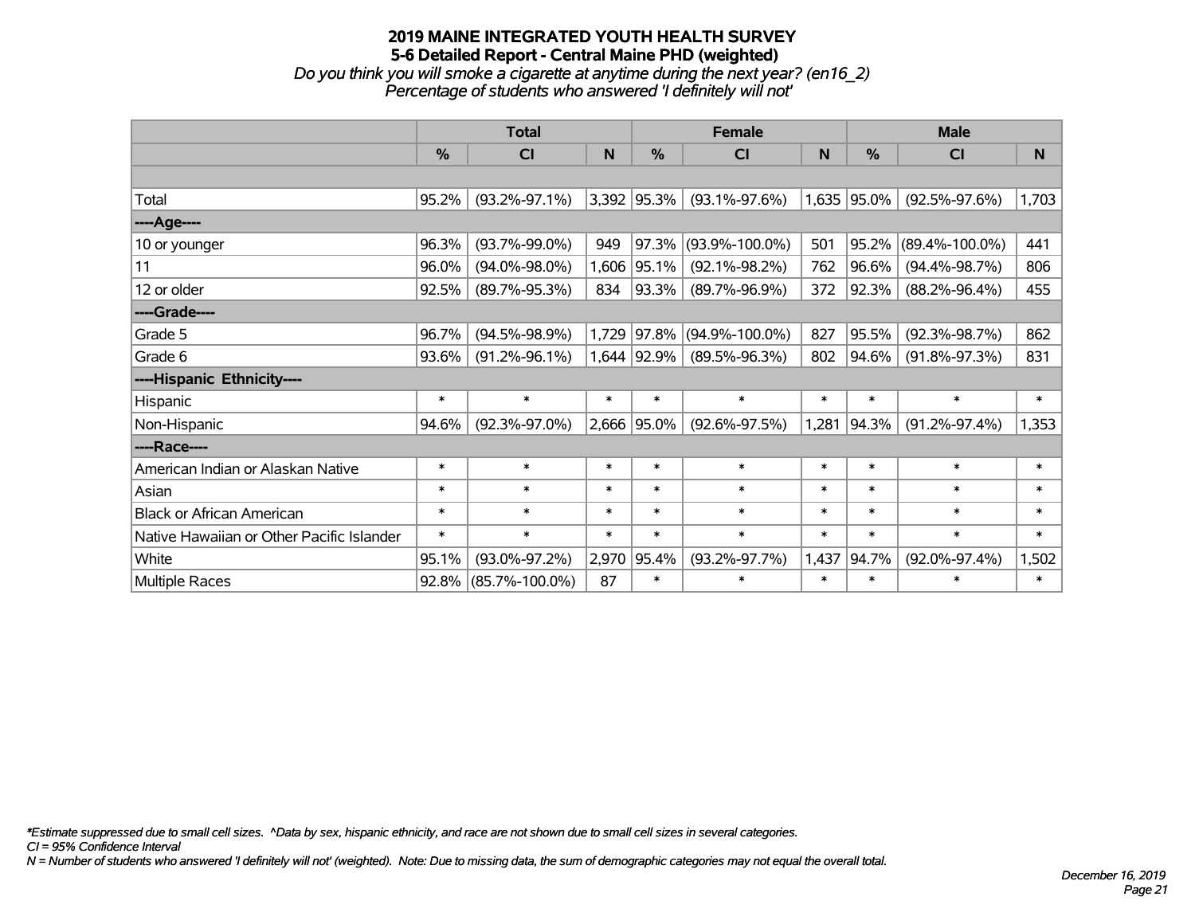# 2019 MAINE INTEGRATED YOUTH HEALTH SURVEY
## 5-6 Detailed Report - Central Maine PHD (weighted)
*Do you think you will smoke a cigarette at anytime during the next year? (en16_2)*
*Percentage of students who answered 'I definitely will not'*

| | Total | | | Female | | | Male | | |
|---|---|---|---|---|---|---|---|---|---|
| | % | CI | N | % | CI | N | % | CI | N |
| Total | 95.2% | (93.2%-97.1%) | 3,392 | 95.3% | (93.1%-97.6%) | 1,635 | 95.0% | (92.5%-97.6%) | 1,703 |
| ----Age---- | | | | | | | | | |
| 10 or younger | 96.3% | (93.7%-99.0%) | 949 | 97.3% | (93.9%-100.0%) | 501 | 95.2% | (89.4%-100.0%) | 441 |
| 11 | 96.0% | (94.0%-98.0%) | 1,606 | 95.1% | (92.1%-98.2%) | 762 | 96.6% | (94.4%-98.7%) | 806 |
| 12 or older | 92.5% | (89.7%-95.3%) | 834 | 93.3% | (89.7%-96.9%) | 372 | 92.3% | (88.2%-96.4%) | 455 |
| ----Grade---- | | | | | | | | | |
| Grade 5 | 96.7% | (94.5%-98.9%) | 1,729 | 97.8% | (94.9%-100.0%) | 827 | 95.5% | (92.3%-98.7%) | 862 |
| Grade 6 | 93.6% | (91.2%-96.1%) | 1,644 | 92.9% | (89.5%-96.3%) | 802 | 94.6% | (91.8%-97.3%) | 831 |
| ----Hispanic Ethnicity---- | | | | | | | | | |
| Hispanic | * | * | * | * | * | * | * | * | * |
| Non-Hispanic | 94.6% | (92.3%-97.0%) | 2,666 | 95.0% | (92.6%-97.5%) | 1,281 | 94.3% | (91.2%-97.4%) | 1,353 |
| ----Race---- | | | | | | | | | |
| American Indian or Alaskan Native | * | * | * | * | * | * | * | * | * |
| Asian | * | * | * | * | * | * | * | * | * |
| Black or African American | * | * | * | * | * | * | * | * | * |
| Native Hawaiian or Other Pacific Islander | * | * | * | * | * | * | * | * | * |
| White | 95.1% | (93.0%-97.2%) | 2,970 | 95.4% | (93.2%-97.7%) | 1,437 | 94.7% | (92.0%-97.4%) | 1,502 |
| Multiple Races | 92.8% | (85.7%-100.0%) | 87 | * | * | * | * | * | * |

*\*Estimate suppressed due to small cell sizes. ^Data by sex, hispanic ethnicity, and race are not shown due to small cell sizes in several categories.*
*CI = 95% Confidence Interval*
*N = Number of students who answered 'I definitely will not' (weighted). Note: Due to missing data, the sum of demographic categories may not equal the overall total.*

*December 16, 2019*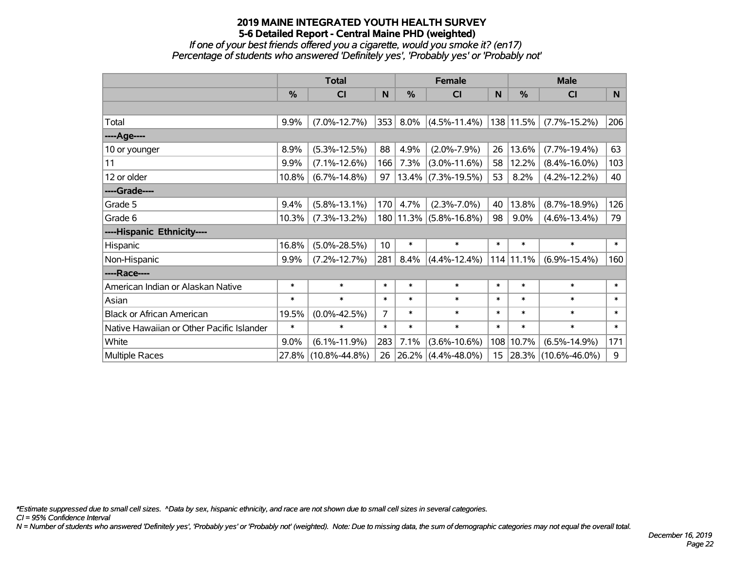# 2019 MAINE INTEGRATED YOUTH HEALTH SURVEY

## 5-6 Detailed Report - Central Maine PHD (weighted)

*If one of your best friends offered you a cigarette, would you smoke it? (en17)*

*Percentage of students who answered 'Definitely yes', 'Probably yes' or 'Probably not'*

| | Total | | | Female | | | Male | | |
|---|---|---|---|---|---|---|---|---|---|
| | % | CI | N | % | CI | N | % | CI | N |
| | | | | | | | | | |
| Total | 9.9% | (7.0%-12.7%) | 353 | 8.0% | (4.5%-11.4%) | 138 | 11.5% | (7.7%-15.2%) | 206 |
| ----Age---- | | | | | | | | | |
| 10 or younger | 8.9% | (5.3%-12.5%) | 88 | 4.9% | (2.0%-7.9%) | 26 | 13.6% | (7.7%-19.4%) | 63 |
| 11 | 9.9% | (7.1%-12.6%) | 166 | 7.3% | (3.0%-11.6%) | 58 | 12.2% | (8.4%-16.0%) | 103 |
| 12 or older | 10.8% | (6.7%-14.8%) | 97 | 13.4% | (7.3%-19.5%) | 53 | 8.2% | (4.2%-12.2%) | 40 |
| ----Grade---- | | | | | | | | | |
| Grade 5 | 9.4% | (5.8%-13.1%) | 170 | 4.7% | (2.3%-7.0%) | 40 | 13.8% | (8.7%-18.9%) | 126 |
| Grade 6 | 10.3% | (7.3%-13.2%) | 180 | 11.3% | (5.8%-16.8%) | 98 | 9.0% | (4.6%-13.4%) | 79 |
| ----Hispanic Ethnicity---- | | | | | | | | | |
| Hispanic | 16.8% | (5.0%-28.5%) | 10 | * | * | * | * | * | * |
| Non-Hispanic | 9.9% | (7.2%-12.7%) | 281 | 8.4% | (4.4%-12.4%) | 114 | 11.1% | (6.9%-15.4%) | 160 |
| ----Race---- | | | | | | | | | |
| American Indian or Alaskan Native | * | * | * | * | * | * | * | * | * |
| Asian | * | * | * | * | * | * | * | * | * |
| Black or African American | 19.5% | (0.0%-42.5%) | 7 | * | * | * | * | * | * |
| Native Hawaiian or Other Pacific Islander | * | * | * | * | * | * | * | * | * |
| White | 9.0% | (6.1%-11.9%) | 283 | 7.1% | (3.6%-10.6%) | 108 | 10.7% | (6.5%-14.9%) | 171 |
| Multiple Races | 27.8% | (10.8%-44.8%) | 26 | 26.2% | (4.4%-48.0%) | 15 | 28.3% | (10.6%-46.0%) | 9 |

*\*Estimate suppressed due to small cell sizes. ^Data by sex, hispanic ethnicity, and race are not shown due to small cell sizes in several categories.*

*CI = 95% Confidence Interval*

*N = Number of students who answered 'Definitely yes', 'Probably yes' or 'Probably not' (weighted). Note: Due to missing data, the sum of demographic categories may not equal the overall total.*

*December 16, 2019*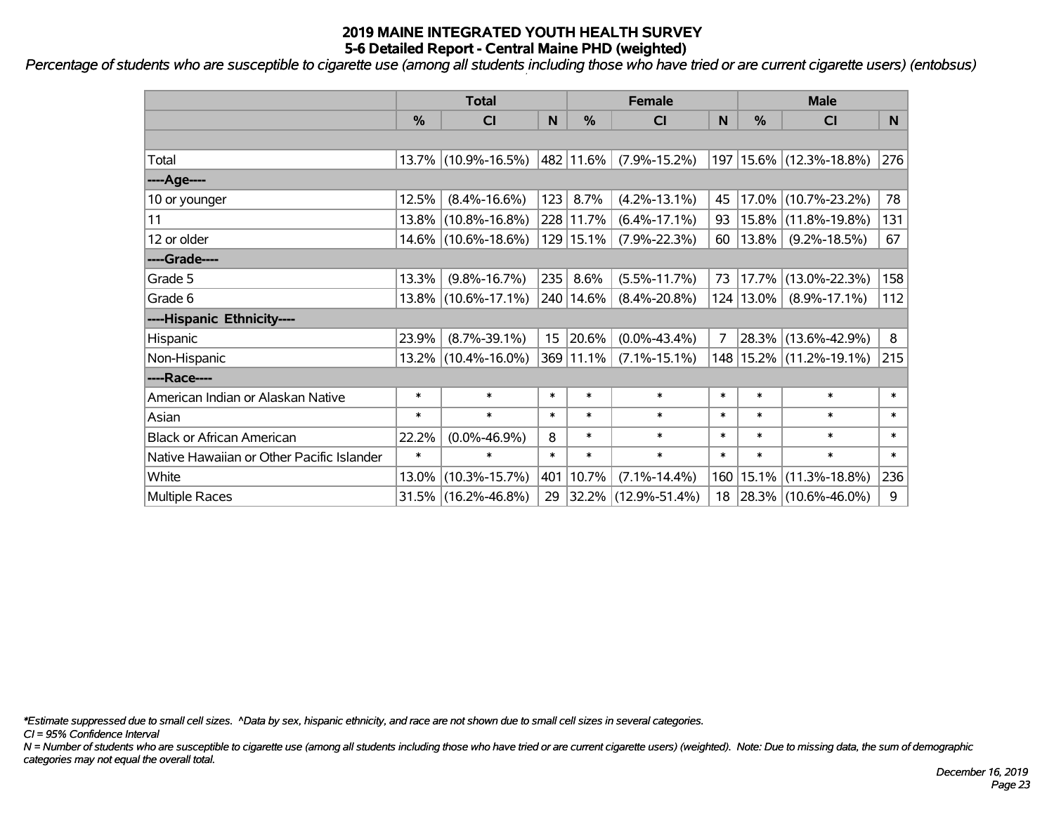# 2019 MAINE INTEGRATED YOUTH HEALTH SURVEY
## 5-6 Detailed Report - Central Maine PHD (weighted)

*Percentage of students who are susceptible to cigarette use (among all students including those who have tried or are current cigarette users) (entobsus)*

| | Total | | | Female | | | Male | | |
|---|---|---|---|---|---|---|---|---|---|
| | % | CI | N | % | CI | N | % | CI | N |
| Total | 13.7% | (10.9%-16.5%) | 482 | 11.6% | (7.9%-15.2%) | 197 | 15.6% | (12.3%-18.8%) | 276 |
| ----Age---- | | | | | | | | | |
| 10 or younger | 12.5% | (8.4%-16.6%) | 123 | 8.7% | (4.2%-13.1%) | 45 | 17.0% | (10.7%-23.2%) | 78 |
| 11 | 13.8% | (10.8%-16.8%) | 228 | 11.7% | (6.4%-17.1%) | 93 | 15.8% | (11.8%-19.8%) | 131 |
| 12 or older | 14.6% | (10.6%-18.6%) | 129 | 15.1% | (7.9%-22.3%) | 60 | 13.8% | (9.2%-18.5%) | 67 |
| ----Grade---- | | | | | | | | | |
| Grade 5 | 13.3% | (9.8%-16.7%) | 235 | 8.6% | (5.5%-11.7%) | 73 | 17.7% | (13.0%-22.3%) | 158 |
| Grade 6 | 13.8% | (10.6%-17.1%) | 240 | 14.6% | (8.4%-20.8%) | 124 | 13.0% | (8.9%-17.1%) | 112 |
| ----Hispanic Ethnicity---- | | | | | | | | | |
| Hispanic | 23.9% | (8.7%-39.1%) | 15 | 20.6% | (0.0%-43.4%) | 7 | 28.3% | (13.6%-42.9%) | 8 |
| Non-Hispanic | 13.2% | (10.4%-16.0%) | 369 | 11.1% | (7.1%-15.1%) | 148 | 15.2% | (11.2%-19.1%) | 215 |
| ----Race---- | | | | | | | | | |
| American Indian or Alaskan Native | * | * | * | * | * | * | * | * | * |
| Asian | * | * | * | * | * | * | * | * | * |
| Black or African American | 22.2% | (0.0%-46.9%) | 8 | * | * | * | * | * | * |
| Native Hawaiian or Other Pacific Islander | * | * | * | * | * | * | * | * | * |
| White | 13.0% | (10.3%-15.7%) | 401 | 10.7% | (7.1%-14.4%) | 160 | 15.1% | (11.3%-18.8%) | 236 |
| Multiple Races | 31.5% | (16.2%-46.8%) | 29 | 32.2% | (12.9%-51.4%) | 18 | 28.3% | (10.6%-46.0%) | 9 |

*\*Estimate suppressed due to small cell sizes. ^Data by sex, hispanic ethnicity, and race are not shown due to small cell sizes in several categories.*

*CI = 95% Confidence Interval*

*N = Number of students who are susceptible to cigarette use (among all students including those who have tried or are current cigarette users) (weighted). Note: Due to missing data, the sum of demographic categories may not equal the overall total.*

*December 16, 2019*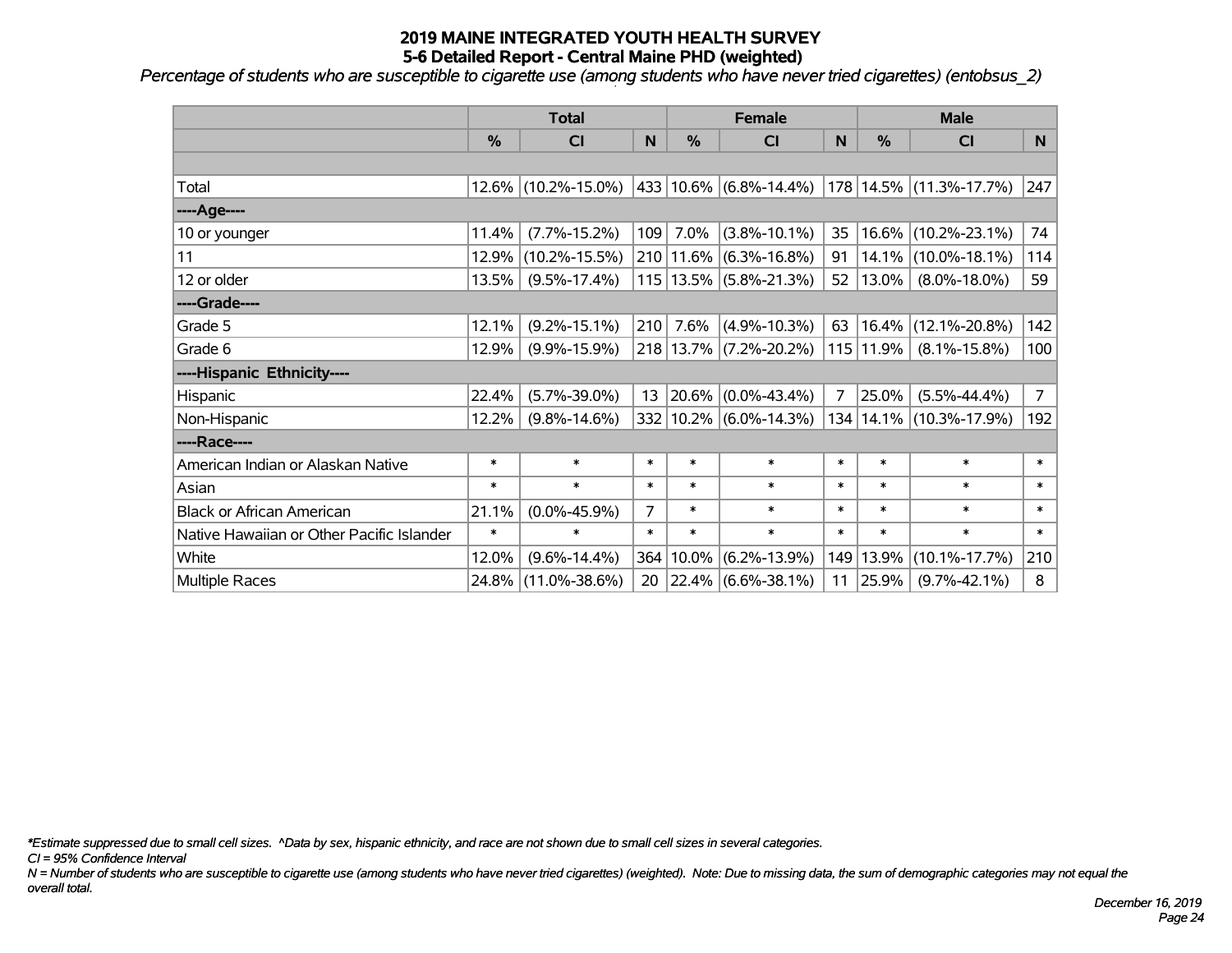# 2019 MAINE INTEGRATED YOUTH HEALTH SURVEY
## 5-6 Detailed Report - Central Maine PHD (weighted)

*Percentage of students who are susceptible to cigarette use (among students who have never tried cigarettes) (entobsus_2)*

| | Total | | | Female | | | Male | | |
|---|---|---|---|---|---|---|---|---|---|
| | % | CI | N | % | CI | N | % | CI | N |
| | | | | | | | | | |
| Total | 12.6% | (10.2%-15.0%) | 433 | 10.6% | (6.8%-14.4%) | 178 | 14.5% | (11.3%-17.7%) | 247 |
| ----Age---- | | | | | | | | | |
| 10 or younger | 11.4% | (7.7%-15.2%) | 109 | 7.0% | (3.8%-10.1%) | 35 | 16.6% | (10.2%-23.1%) | 74 |
| 11 | 12.9% | (10.2%-15.5%) | 210 | 11.6% | (6.3%-16.8%) | 91 | 14.1% | (10.0%-18.1%) | 114 |
| 12 or older | 13.5% | (9.5%-17.4%) | 115 | 13.5% | (5.8%-21.3%) | 52 | 13.0% | (8.0%-18.0%) | 59 |
| ----Grade---- | | | | | | | | | |
| Grade 5 | 12.1% | (9.2%-15.1%) | 210 | 7.6% | (4.9%-10.3%) | 63 | 16.4% | (12.1%-20.8%) | 142 |
| Grade 6 | 12.9% | (9.9%-15.9%) | 218 | 13.7% | (7.2%-20.2%) | 115 | 11.9% | (8.1%-15.8%) | 100 |
| ----Hispanic Ethnicity---- | | | | | | | | | |
| Hispanic | 22.4% | (5.7%-39.0%) | 13 | 20.6% | (0.0%-43.4%) | 7 | 25.0% | (5.5%-44.4%) | 7 |
| Non-Hispanic | 12.2% | (9.8%-14.6%) | 332 | 10.2% | (6.0%-14.3%) | 134 | 14.1% | (10.3%-17.9%) | 192 |
| ----Race---- | | | | | | | | | |
| American Indian or Alaskan Native | * | * | * | * | * | * | * | * | * |
| Asian | * | * | * | * | * | * | * | * | * |
| Black or African American | 21.1% | (0.0%-45.9%) | 7 | * | * | * | * | * | * |
| Native Hawaiian or Other Pacific Islander | * | * | * | * | * | * | * | * | * |
| White | 12.0% | (9.6%-14.4%) | 364 | 10.0% | (6.2%-13.9%) | 149 | 13.9% | (10.1%-17.7%) | 210 |
| Multiple Races | 24.8% | (11.0%-38.6%) | 20 | 22.4% | (6.6%-38.1%) | 11 | 25.9% | (9.7%-42.1%) | 8 |

*\*Estimate suppressed due to small cell sizes. ^Data by sex, hispanic ethnicity, and race are not shown due to small cell sizes in several categories.*

*CI = 95% Confidence Interval*

*N = Number of students who are susceptible to cigarette use (among students who have never tried cigarettes) (weighted). Note: Due to missing data, the sum of demographic categories may not equal the overall total.*

*December 16, 2019*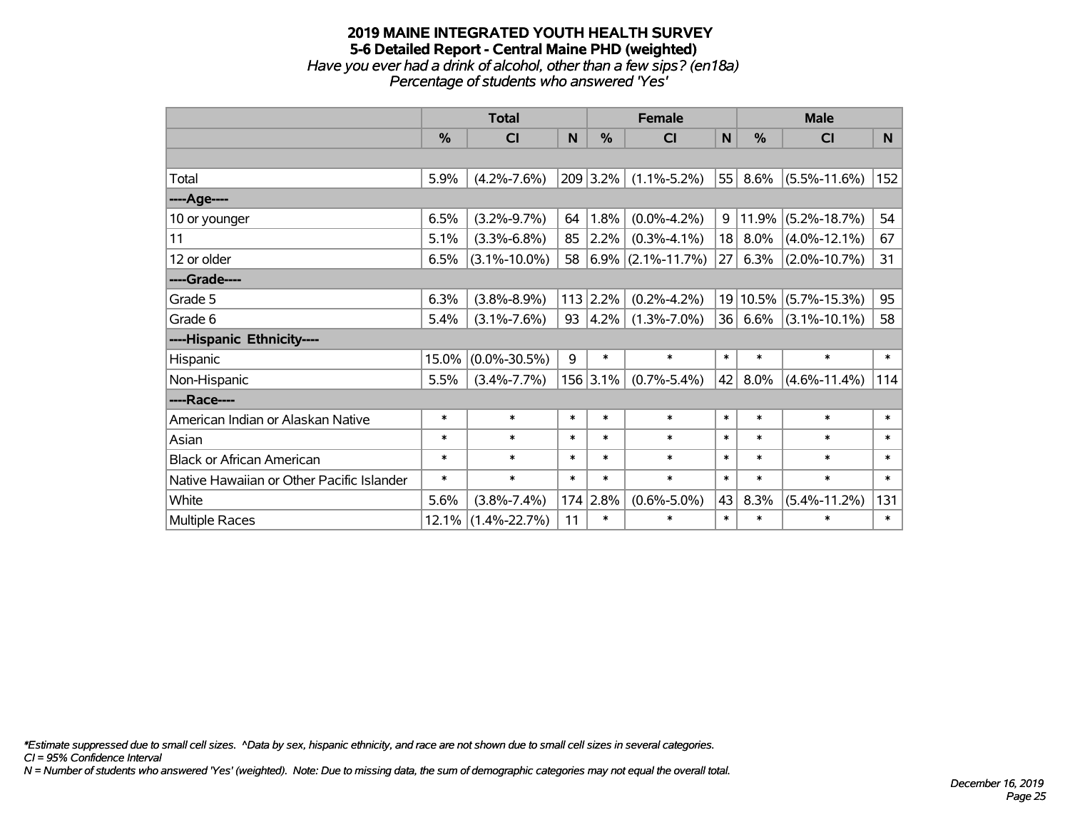# 2019 MAINE INTEGRATED YOUTH HEALTH SURVEY
## 5-6 Detailed Report - Central Maine PHD (weighted)
*Have you ever had a drink of alcohol, other than a few sips? (en18a)*
*Percentage of students who answered 'Yes'*

| | Total | | | Female | | | Male | | |
|---|---|---|---|---|---|---|---|---|---|
| | % | CI | N | % | CI | N | % | CI | N |
| | | | | | | | | | |
| Total | 5.9% | (4.2%-7.6%) | 209 | 3.2% | (1.1%-5.2%) | 55 | 8.6% | (5.5%-11.6%) | 152 |
| ----Age---- | | | | | | | | | |
| 10 or younger | 6.5% | (3.2%-9.7%) | 64 | 1.8% | (0.0%-4.2%) | 9 | 11.9% | (5.2%-18.7%) | 54 |
| 11 | 5.1% | (3.3%-6.8%) | 85 | 2.2% | (0.3%-4.1%) | 18 | 8.0% | (4.0%-12.1%) | 67 |
| 12 or older | 6.5% | (3.1%-10.0%) | 58 | 6.9% | (2.1%-11.7%) | 27 | 6.3% | (2.0%-10.7%) | 31 |
| ----Grade---- | | | | | | | | | |
| Grade 5 | 6.3% | (3.8%-8.9%) | 113 | 2.2% | (0.2%-4.2%) | 19 | 10.5% | (5.7%-15.3%) | 95 |
| Grade 6 | 5.4% | (3.1%-7.6%) | 93 | 4.2% | (1.3%-7.0%) | 36 | 6.6% | (3.1%-10.1%) | 58 |
| ----Hispanic Ethnicity---- | | | | | | | | | |
| Hispanic | 15.0% | (0.0%-30.5%) | 9 | * | * | * | * | * | * |
| Non-Hispanic | 5.5% | (3.4%-7.7%) | 156 | 3.1% | (0.7%-5.4%) | 42 | 8.0% | (4.6%-11.4%) | 114 |
| ----Race---- | | | | | | | | | |
| American Indian or Alaskan Native | * | * | * | * | * | * | * | * | * |
| Asian | * | * | * | * | * | * | * | * | * |
| Black or African American | * | * | * | * | * | * | * | * | * |
| Native Hawaiian or Other Pacific Islander | * | * | * | * | * | * | * | * | * |
| White | 5.6% | (3.8%-7.4%) | 174 | 2.8% | (0.6%-5.0%) | 43 | 8.3% | (5.4%-11.2%) | 131 |
| Multiple Races | 12.1% | (1.4%-22.7%) | 11 | * | * | * | * | * | * |

*\*Estimate suppressed due to small cell sizes. ^Data by sex, hispanic ethnicity, and race are not shown due to small cell sizes in several categories.*
*CI = 95% Confidence Interval*
*N = Number of students who answered 'Yes' (weighted). Note: Due to missing data, the sum of demographic categories may not equal the overall total.*

*December 16, 2019*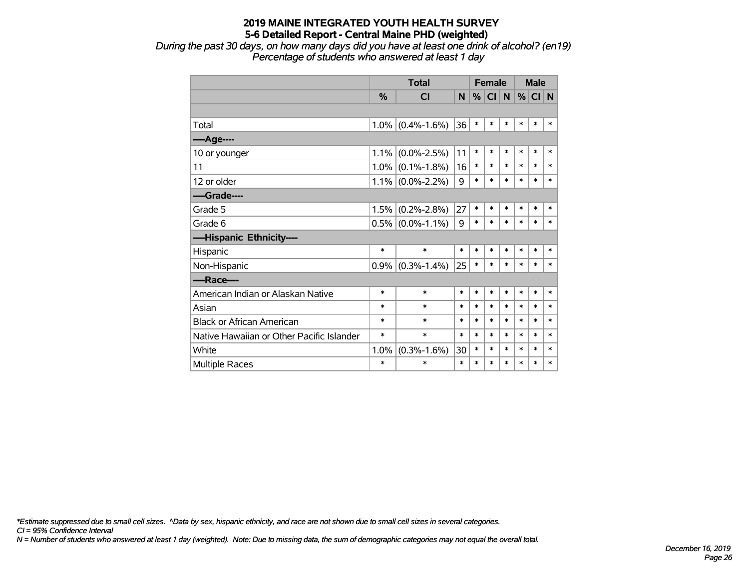# 2019 MAINE INTEGRATED YOUTH HEALTH SURVEY
## 5-6 Detailed Report - Central Maine PHD (weighted)

*During the past 30 days, on how many days did you have at least one drink of alcohol? (en19)*
*Percentage of students who answered at least 1 day*

| | Total | | | Female | | | Male | | |
|---|---|---|---|---|---|---|---|---|---|
| | % | CI | N | % | CI | N | % | CI | N |
| | | | | | | | | | |
| Total | 1.0% | (0.4%-1.6%) | 36 | * | * | * | * | * | * |
| ----Age---- | | | | | | | | | |
| 10 or younger | 1.1% | (0.0%-2.5%) | 11 | * | * | * | * | * | * |
| 11 | 1.0% | (0.1%-1.8%) | 16 | * | * | * | * | * | * |
| 12 or older | 1.1% | (0.0%-2.2%) | 9 | * | * | * | * | * | * |
| ----Grade---- | | | | | | | | | |
| Grade 5 | 1.5% | (0.2%-2.8%) | 27 | * | * | * | * | * | * |
| Grade 6 | 0.5% | (0.0%-1.1%) | 9 | * | * | * | * | * | * |
| ----Hispanic Ethnicity---- | | | | | | | | | |
| Hispanic | * | * | * | * | * | * | * | * | * |
| Non-Hispanic | 0.9% | (0.3%-1.4%) | 25 | * | * | * | * | * | * |
| ----Race---- | | | | | | | | | |
| American Indian or Alaskan Native | * | * | * | * | * | * | * | * | * |
| Asian | * | * | * | * | * | * | * | * | * |
| Black or African American | * | * | * | * | * | * | * | * | * |
| Native Hawaiian or Other Pacific Islander | * | * | * | * | * | * | * | * | * |
| White | 1.0% | (0.3%-1.6%) | 30 | * | * | * | * | * | * |
| Multiple Races | * | * | * | * | * | * | * | * | * |

*\*Estimate suppressed due to small cell sizes. ^Data by sex, hispanic ethnicity, and race are not shown due to small cell sizes in several categories.*
*CI = 95% Confidence Interval*
*N = Number of students who answered at least 1 day (weighted). Note: Due to missing data, the sum of demographic categories may not equal the overall total.*

*December 16, 2019*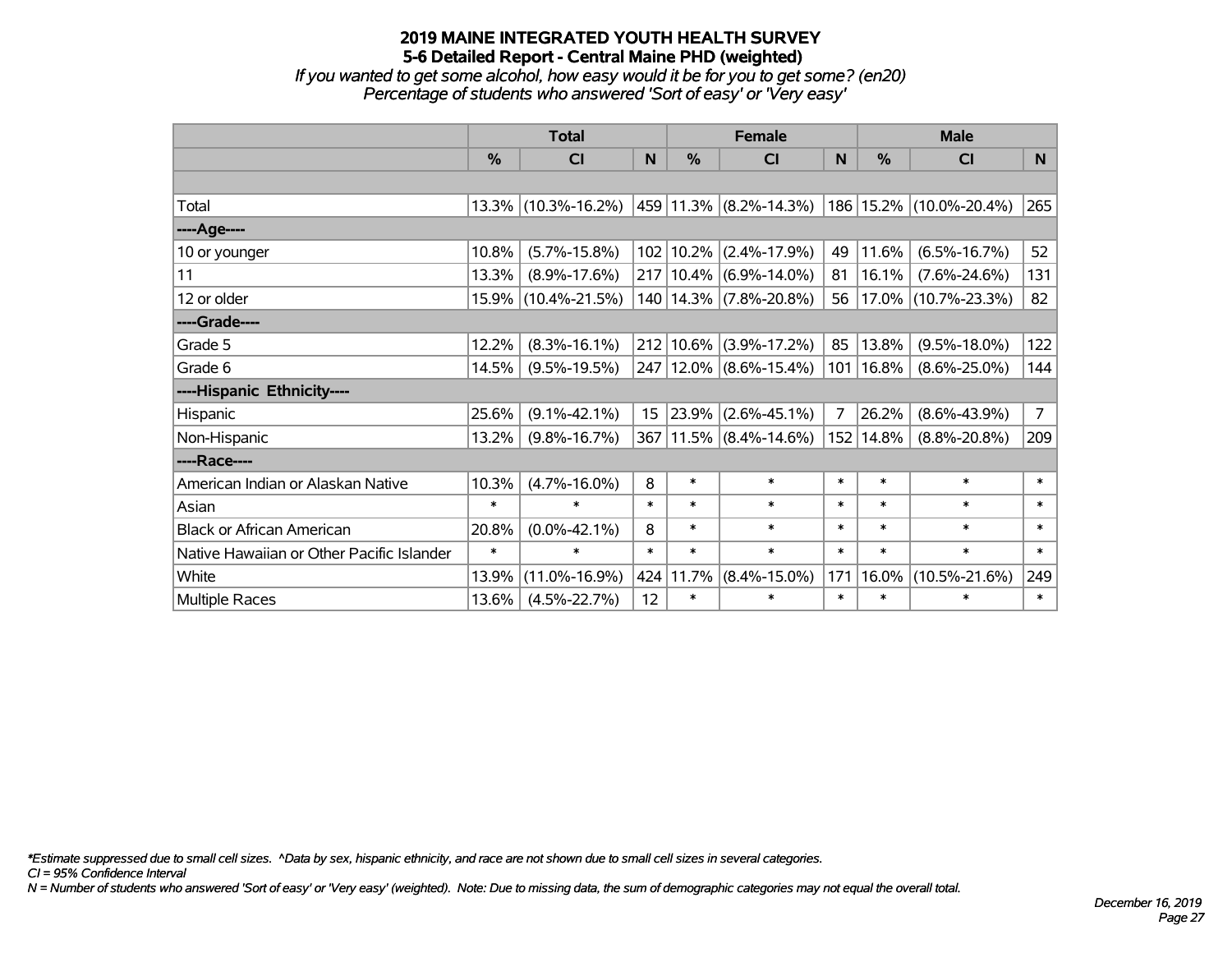# 2019 MAINE INTEGRATED YOUTH HEALTH SURVEY
## 5-6 Detailed Report - Central Maine PHD (weighted)
*If you wanted to get some alcohol, how easy would it be for you to get some? (en20)*
*Percentage of students who answered 'Sort of easy' or 'Very easy'*

| | Total | | | Female | | | Male | | |
|---|---|---|---|---|---|---|---|---|---|
| | % | CI | N | % | CI | N | % | CI | N |
| | | | | | | | | | |
| Total | 13.3% | (10.3%-16.2%) | 459 | 11.3% | (8.2%-14.3%) | 186 | 15.2% | (10.0%-20.4%) | 265 |
| ----Age---- | | | | | | | | | |
| 10 or younger | 10.8% | (5.7%-15.8%) | 102 | 10.2% | (2.4%-17.9%) | 49 | 11.6% | (6.5%-16.7%) | 52 |
| 11 | 13.3% | (8.9%-17.6%) | 217 | 10.4% | (6.9%-14.0%) | 81 | 16.1% | (7.6%-24.6%) | 131 |
| 12 or older | 15.9% | (10.4%-21.5%) | 140 | 14.3% | (7.8%-20.8%) | 56 | 17.0% | (10.7%-23.3%) | 82 |
| ----Grade---- | | | | | | | | | |
| Grade 5 | 12.2% | (8.3%-16.1%) | 212 | 10.6% | (3.9%-17.2%) | 85 | 13.8% | (9.5%-18.0%) | 122 |
| Grade 6 | 14.5% | (9.5%-19.5%) | 247 | 12.0% | (8.6%-15.4%) | 101 | 16.8% | (8.6%-25.0%) | 144 |
| ----Hispanic Ethnicity---- | | | | | | | | | |
| Hispanic | 25.6% | (9.1%-42.1%) | 15 | 23.9% | (2.6%-45.1%) | 7 | 26.2% | (8.6%-43.9%) | 7 |
| Non-Hispanic | 13.2% | (9.8%-16.7%) | 367 | 11.5% | (8.4%-14.6%) | 152 | 14.8% | (8.8%-20.8%) | 209 |
| ----Race---- | | | | | | | | | |
| American Indian or Alaskan Native | 10.3% | (4.7%-16.0%) | 8 | * | * | * | * | * | * |
| Asian | * | * | * | * | * | * | * | * | * |
| Black or African American | 20.8% | (0.0%-42.1%) | 8 | * | * | * | * | * | * |
| Native Hawaiian or Other Pacific Islander | * | * | * | * | * | * | * | * | * |
| White | 13.9% | (11.0%-16.9%) | 424 | 11.7% | (8.4%-15.0%) | 171 | 16.0% | (10.5%-21.6%) | 249 |
| Multiple Races | 13.6% | (4.5%-22.7%) | 12 | * | * | * | * | * | * |

*\*Estimate suppressed due to small cell sizes. ^Data by sex, hispanic ethnicity, and race are not shown due to small cell sizes in several categories.*
*CI = 95% Confidence Interval*
*N = Number of students who answered 'Sort of easy' or 'Very easy' (weighted). Note: Due to missing data, the sum of demographic categories may not equal the overall total.*

*December 16, 2019*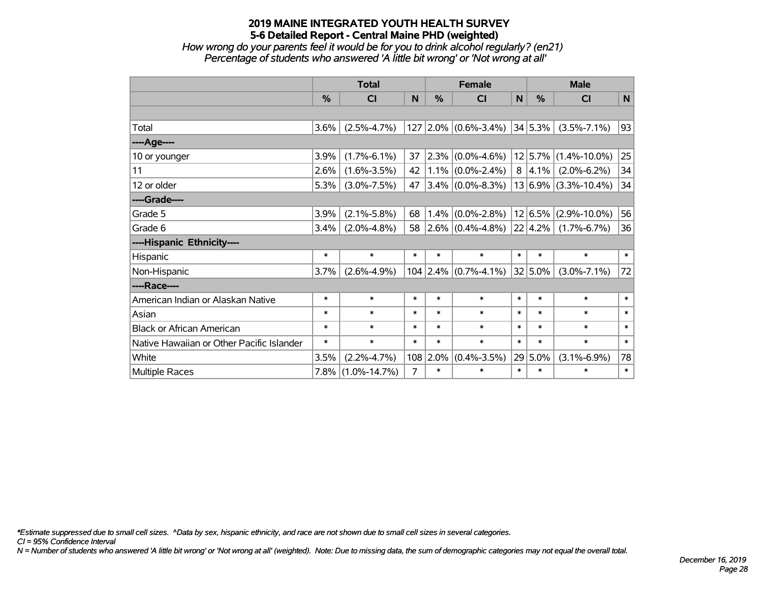# 2019 MAINE INTEGRATED YOUTH HEALTH SURVEY
## 5-6 Detailed Report - Central Maine PHD (weighted)

*How wrong do your parents feel it would be for you to drink alcohol regularly? (en21)*
*Percentage of students who answered 'A little bit wrong' or 'Not wrong at all'*

| | Total | | | Female | | | Male | | |
|---|---|---|---|---|---|---|---|---|---|
| | % | CI | N | % | CI | N | % | CI | N |
| Total | 3.6% | (2.5%-4.7%) | 127 | 2.0% | (0.6%-3.4%) | 34 | 5.3% | (3.5%-7.1%) | 93 |
| ----Age---- | | | | | | | | | |
| 10 or younger | 3.9% | (1.7%-6.1%) | 37 | 2.3% | (0.0%-4.6%) | 12 | 5.7% | (1.4%-10.0%) | 25 |
| 11 | 2.6% | (1.6%-3.5%) | 42 | 1.1% | (0.0%-2.4%) | 8 | 4.1% | (2.0%-6.2%) | 34 |
| 12 or older | 5.3% | (3.0%-7.5%) | 47 | 3.4% | (0.0%-8.3%) | 13 | 6.9% | (3.3%-10.4%) | 34 |
| ----Grade---- | | | | | | | | | |
| Grade 5 | 3.9% | (2.1%-5.8%) | 68 | 1.4% | (0.0%-2.8%) | 12 | 6.5% | (2.9%-10.0%) | 56 |
| Grade 6 | 3.4% | (2.0%-4.8%) | 58 | 2.6% | (0.4%-4.8%) | 22 | 4.2% | (1.7%-6.7%) | 36 |
| ----Hispanic Ethnicity---- | | | | | | | | | |
| Hispanic | * | * | * | * | * | * | * | * | * |
| Non-Hispanic | 3.7% | (2.6%-4.9%) | 104 | 2.4% | (0.7%-4.1%) | 32 | 5.0% | (3.0%-7.1%) | 72 |
| ----Race---- | | | | | | | | | |
| American Indian or Alaskan Native | * | * | * | * | * | * | * | * | * |
| Asian | * | * | * | * | * | * | * | * | * |
| Black or African American | * | * | * | * | * | * | * | * | * |
| Native Hawaiian or Other Pacific Islander | * | * | * | * | * | * | * | * | * |
| White | 3.5% | (2.2%-4.7%) | 108 | 2.0% | (0.4%-3.5%) | 29 | 5.0% | (3.1%-6.9%) | 78 |
| Multiple Races | 7.8% | (1.0%-14.7%) | 7 | * | * | * | * | * | * |

*\*Estimate suppressed due to small cell sizes. ^Data by sex, hispanic ethnicity, and race are not shown due to small cell sizes in several categories.*

*CI = 95% Confidence Interval*

*N = Number of students who answered 'A little bit wrong' or 'Not wrong at all' (weighted). Note: Due to missing data, the sum of demographic categories may not equal the overall total.*

*December 16, 2019*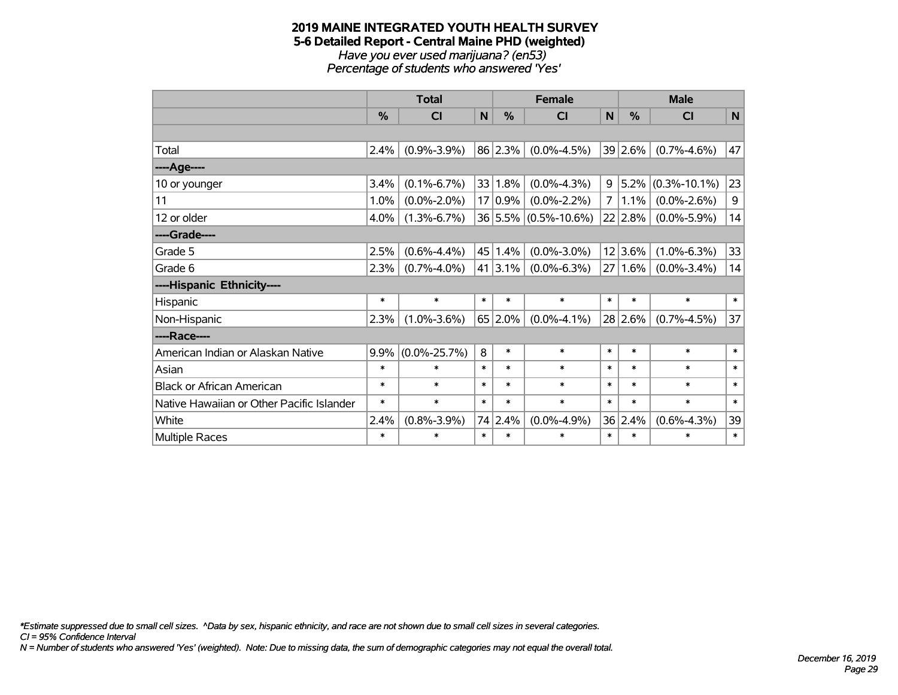# 2019 MAINE INTEGRATED YOUTH HEALTH SURVEY
## 5-6 Detailed Report - Central Maine PHD (weighted)
*Have you ever used marijuana? (en53)*
*Percentage of students who answered 'Yes'*

| | Total | | | Female | | | Male | | |
|---|---|---|---|---|---|---|---|---|---|
| | % | CI | N | % | CI | N | % | CI | N |
| | | | | | | | | | |
| Total | 2.4% | (0.9%-3.9%) | 86 | 2.3% | (0.0%-4.5%) | 39 | 2.6% | (0.7%-4.6%) | 47 |
| ----Age---- | | | | | | | | | |
| 10 or younger | 3.4% | (0.1%-6.7%) | 33 | 1.8% | (0.0%-4.3%) | 9 | 5.2% | (0.3%-10.1%) | 23 |
| 11 | 1.0% | (0.0%-2.0%) | 17 | 0.9% | (0.0%-2.2%) | 7 | 1.1% | (0.0%-2.6%) | 9 |
| 12 or older | 4.0% | (1.3%-6.7%) | 36 | 5.5% | (0.5%-10.6%) | 22 | 2.8% | (0.0%-5.9%) | 14 |
| ----Grade---- | | | | | | | | | |
| Grade 5 | 2.5% | (0.6%-4.4%) | 45 | 1.4% | (0.0%-3.0%) | 12 | 3.6% | (1.0%-6.3%) | 33 |
| Grade 6 | 2.3% | (0.7%-4.0%) | 41 | 3.1% | (0.0%-6.3%) | 27 | 1.6% | (0.0%-3.4%) | 14 |
| ----Hispanic Ethnicity---- | | | | | | | | | |
| Hispanic | * | * | * | * | * | * | * | * | * |
| Non-Hispanic | 2.3% | (1.0%-3.6%) | 65 | 2.0% | (0.0%-4.1%) | 28 | 2.6% | (0.7%-4.5%) | 37 |
| ----Race---- | | | | | | | | | |
| American Indian or Alaskan Native | 9.9% | (0.0%-25.7%) | 8 | * | * | * | * | * | * |
| Asian | * | * | * | * | * | * | * | * | * |
| Black or African American | * | * | * | * | * | * | * | * | * |
| Native Hawaiian or Other Pacific Islander | * | * | * | * | * | * | * | * | * |
| White | 2.4% | (0.8%-3.9%) | 74 | 2.4% | (0.0%-4.9%) | 36 | 2.4% | (0.6%-4.3%) | 39 |
| Multiple Races | * | * | * | * | * | * | * | * | * |

*\*Estimate suppressed due to small cell sizes. ^Data by sex, hispanic ethnicity, and race are not shown due to small cell sizes in several categories.*
*CI = 95% Confidence Interval*
*N = Number of students who answered 'Yes' (weighted). Note: Due to missing data, the sum of demographic categories may not equal the overall total.*

*December 16, 2019*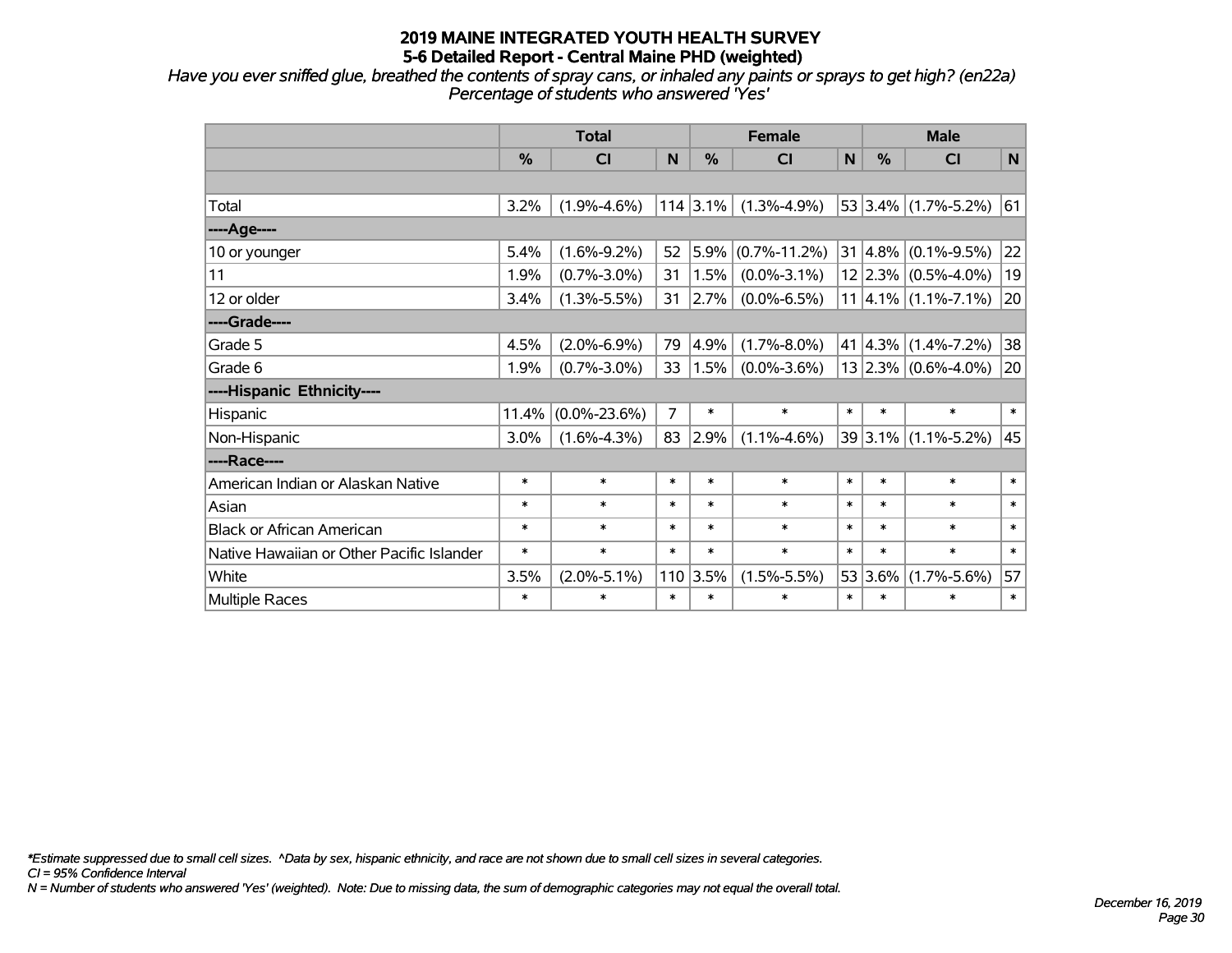# 2019 MAINE INTEGRATED YOUTH HEALTH SURVEY
## 5-6 Detailed Report - Central Maine PHD (weighted)

*Have you ever sniffed glue, breathed the contents of spray cans, or inhaled any paints or sprays to get high? (en22a)*
*Percentage of students who answered 'Yes'*

| | Total | | | Female | | | Male | | |
|---|---|---|---|---|---|---|---|---|---|
| | % | CI | N | % | CI | N | % | CI | N |
| | | | | | | | | | |
| Total | 3.2% | (1.9%-4.6%) | 114 | 3.1% | (1.3%-4.9%) | 53 | 3.4% | (1.7%-5.2%) | 61 |
| ----Age---- | | | | | | | | | |
| 10 or younger | 5.4% | (1.6%-9.2%) | 52 | 5.9% | (0.7%-11.2%) | 31 | 4.8% | (0.1%-9.5%) | 22 |
| 11 | 1.9% | (0.7%-3.0%) | 31 | 1.5% | (0.0%-3.1%) | 12 | 2.3% | (0.5%-4.0%) | 19 |
| 12 or older | 3.4% | (1.3%-5.5%) | 31 | 2.7% | (0.0%-6.5%) | 11 | 4.1% | (1.1%-7.1%) | 20 |
| ----Grade---- | | | | | | | | | |
| Grade 5 | 4.5% | (2.0%-6.9%) | 79 | 4.9% | (1.7%-8.0%) | 41 | 4.3% | (1.4%-7.2%) | 38 |
| Grade 6 | 1.9% | (0.7%-3.0%) | 33 | 1.5% | (0.0%-3.6%) | 13 | 2.3% | (0.6%-4.0%) | 20 |
| ----Hispanic Ethnicity---- | | | | | | | | | |
| Hispanic | 11.4% | (0.0%-23.6%) | 7 | * | * | * | * | * | * |
| Non-Hispanic | 3.0% | (1.6%-4.3%) | 83 | 2.9% | (1.1%-4.6%) | 39 | 3.1% | (1.1%-5.2%) | 45 |
| ----Race---- | | | | | | | | | |
| American Indian or Alaskan Native | * | * | * | * | * | * | * | * | * |
| Asian | * | * | * | * | * | * | * | * | * |
| Black or African American | * | * | * | * | * | * | * | * | * |
| Native Hawaiian or Other Pacific Islander | * | * | * | * | * | * | * | * | * |
| White | 3.5% | (2.0%-5.1%) | 110 | 3.5% | (1.5%-5.5%) | 53 | 3.6% | (1.7%-5.6%) | 57 |
| Multiple Races | * | * | * | * | * | * | * | * | * |

*\*Estimate suppressed due to small cell sizes. ^Data by sex, hispanic ethnicity, and race are not shown due to small cell sizes in several categories.*
*CI = 95% Confidence Interval*
*N = Number of students who answered 'Yes' (weighted). Note: Due to missing data, the sum of demographic categories may not equal the overall total.*

*December 16, 2019*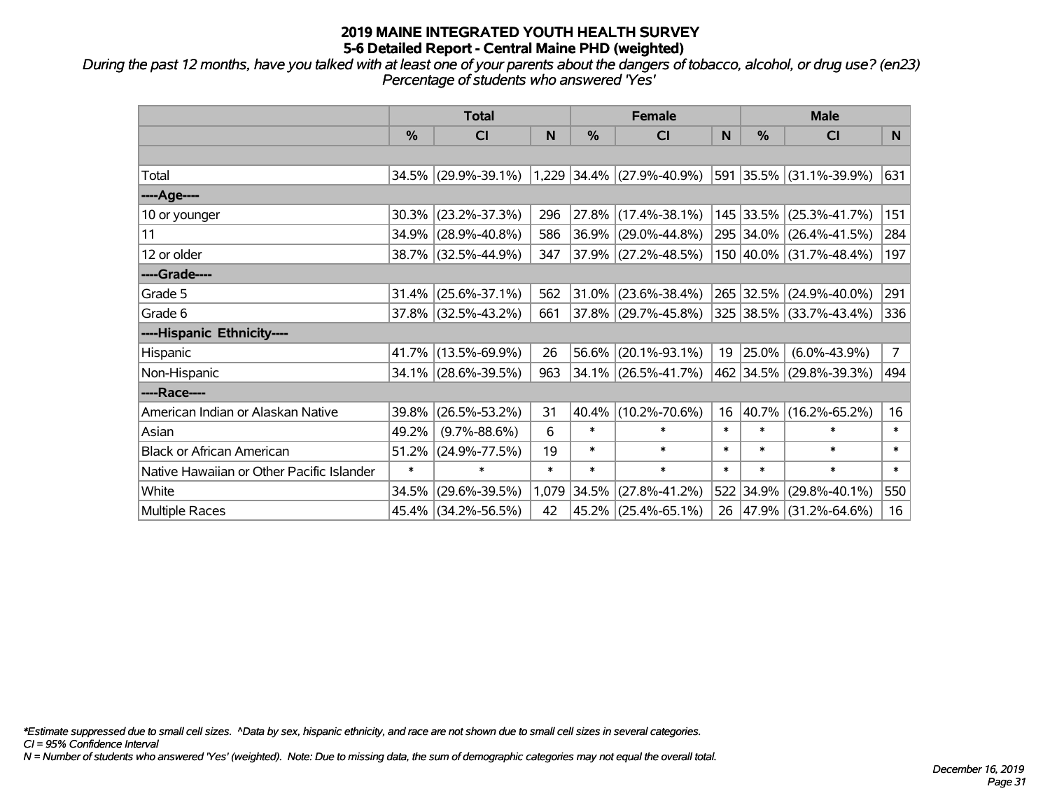# 2019 MAINE INTEGRATED YOUTH HEALTH SURVEY
## 5-6 Detailed Report - Central Maine PHD (weighted)

*During the past 12 months, have you talked with at least one of your parents about the dangers of tobacco, alcohol, or drug use? (en23)*
*Percentage of students who answered 'Yes'*

| | Total | | | Female | | | Male | | |
|---|---|---|---|---|---|---|---|---|---|
| | % | CI | N | % | CI | N | % | CI | N |
| | | | | | | | | | |
| Total | 34.5% | (29.9%-39.1%) | 1,229 | 34.4% | (27.9%-40.9%) | 591 | 35.5% | (31.1%-39.9%) | 631 |
| ----Age---- | | | | | | | | | |
| 10 or younger | 30.3% | (23.2%-37.3%) | 296 | 27.8% | (17.4%-38.1%) | 145 | 33.5% | (25.3%-41.7%) | 151 |
| 11 | 34.9% | (28.9%-40.8%) | 586 | 36.9% | (29.0%-44.8%) | 295 | 34.0% | (26.4%-41.5%) | 284 |
| 12 or older | 38.7% | (32.5%-44.9%) | 347 | 37.9% | (27.2%-48.5%) | 150 | 40.0% | (31.7%-48.4%) | 197 |
| ----Grade---- | | | | | | | | | |
| Grade 5 | 31.4% | (25.6%-37.1%) | 562 | 31.0% | (23.6%-38.4%) | 265 | 32.5% | (24.9%-40.0%) | 291 |
| Grade 6 | 37.8% | (32.5%-43.2%) | 661 | 37.8% | (29.7%-45.8%) | 325 | 38.5% | (33.7%-43.4%) | 336 |
| ----Hispanic Ethnicity---- | | | | | | | | | |
| Hispanic | 41.7% | (13.5%-69.9%) | 26 | 56.6% | (20.1%-93.1%) | 19 | 25.0% | (6.0%-43.9%) | 7 |
| Non-Hispanic | 34.1% | (28.6%-39.5%) | 963 | 34.1% | (26.5%-41.7%) | 462 | 34.5% | (29.8%-39.3%) | 494 |
| ----Race---- | | | | | | | | | |
| American Indian or Alaskan Native | 39.8% | (26.5%-53.2%) | 31 | 40.4% | (10.2%-70.6%) | 16 | 40.7% | (16.2%-65.2%) | 16 |
| Asian | 49.2% | (9.7%-88.6%) | 6 | * | * | * | * | * | * |
| Black or African American | 51.2% | (24.9%-77.5%) | 19 | * | * | * | * | * | * |
| Native Hawaiian or Other Pacific Islander | * | * | * | * | * | * | * | * | * |
| White | 34.5% | (29.6%-39.5%) | 1,079 | 34.5% | (27.8%-41.2%) | 522 | 34.9% | (29.8%-40.1%) | 550 |
| Multiple Races | 45.4% | (34.2%-56.5%) | 42 | 45.2% | (25.4%-65.1%) | 26 | 47.9% | (31.2%-64.6%) | 16 |

*\*Estimate suppressed due to small cell sizes. ^Data by sex, hispanic ethnicity, and race are not shown due to small cell sizes in several categories.*
*CI = 95% Confidence Interval*
*N = Number of students who answered 'Yes' (weighted). Note: Due to missing data, the sum of demographic categories may not equal the overall total.*

*December 16, 2019*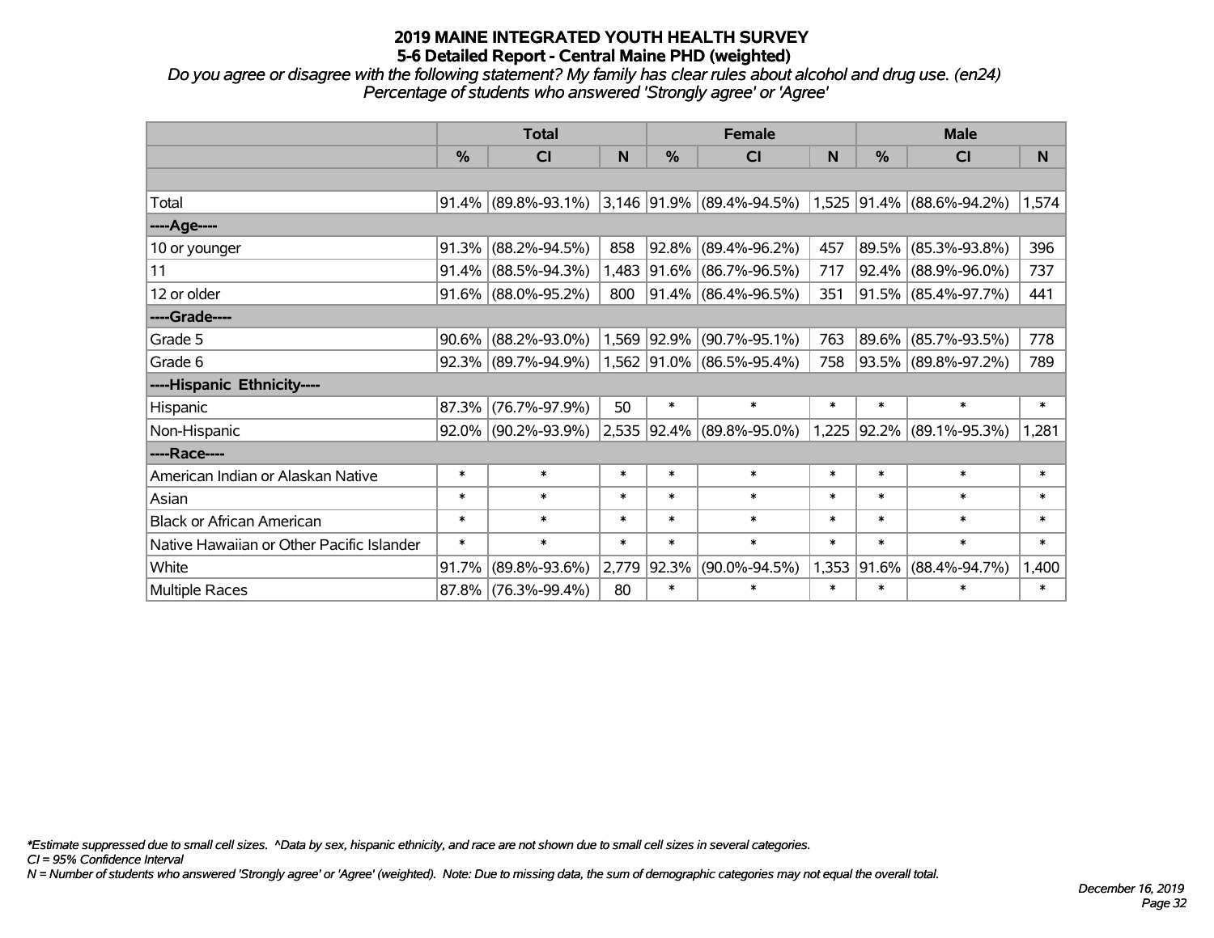# 2019 MAINE INTEGRATED YOUTH HEALTH SURVEY
## 5-6 Detailed Report - Central Maine PHD (weighted)

*Do you agree or disagree with the following statement? My family has clear rules about alcohol and drug use. (en24)*
*Percentage of students who answered 'Strongly agree' or 'Agree'*

| | Total | | | Female | | | Male | | |
|---|---|---|---|---|---|---|---|---|---|
| | % | CI | N | % | CI | N | % | CI | N |
| | | | | | | | | | |
| Total | 91.4% | (89.8%-93.1%) | 3,146 | 91.9% | (89.4%-94.5%) | 1,525 | 91.4% | (88.6%-94.2%) | 1,574 |
| ----Age---- | | | | | | | | | |
| 10 or younger | 91.3% | (88.2%-94.5%) | 858 | 92.8% | (89.4%-96.2%) | 457 | 89.5% | (85.3%-93.8%) | 396 |
| 11 | 91.4% | (88.5%-94.3%) | 1,483 | 91.6% | (86.7%-96.5%) | 717 | 92.4% | (88.9%-96.0%) | 737 |
| 12 or older | 91.6% | (88.0%-95.2%) | 800 | 91.4% | (86.4%-96.5%) | 351 | 91.5% | (85.4%-97.7%) | 441 |
| ----Grade---- | | | | | | | | | |
| Grade 5 | 90.6% | (88.2%-93.0%) | 1,569 | 92.9% | (90.7%-95.1%) | 763 | 89.6% | (85.7%-93.5%) | 778 |
| Grade 6 | 92.3% | (89.7%-94.9%) | 1,562 | 91.0% | (86.5%-95.4%) | 758 | 93.5% | (89.8%-97.2%) | 789 |
| ----Hispanic Ethnicity---- | | | | | | | | | |
| Hispanic | 87.3% | (76.7%-97.9%) | 50 | * | * | * | * | * | * |
| Non-Hispanic | 92.0% | (90.2%-93.9%) | 2,535 | 92.4% | (89.8%-95.0%) | 1,225 | 92.2% | (89.1%-95.3%) | 1,281 |
| ----Race---- | | | | | | | | | |
| American Indian or Alaskan Native | * | * | * | * | * | * | * | * | * |
| Asian | * | * | * | * | * | * | * | * | * |
| Black or African American | * | * | * | * | * | * | * | * | * |
| Native Hawaiian or Other Pacific Islander | * | * | * | * | * | * | * | * | * |
| White | 91.7% | (89.8%-93.6%) | 2,779 | 92.3% | (90.0%-94.5%) | 1,353 | 91.6% | (88.4%-94.7%) | 1,400 |
| Multiple Races | 87.8% | (76.3%-99.4%) | 80 | * | * | * | * | * | * |

*\*Estimate suppressed due to small cell sizes. ^Data by sex, hispanic ethnicity, and race are not shown due to small cell sizes in several categories.*
*CI = 95% Confidence Interval*
*N = Number of students who answered 'Strongly agree' or 'Agree' (weighted). Note: Due to missing data, the sum of demographic categories may not equal the overall total.*

*December 16, 2019*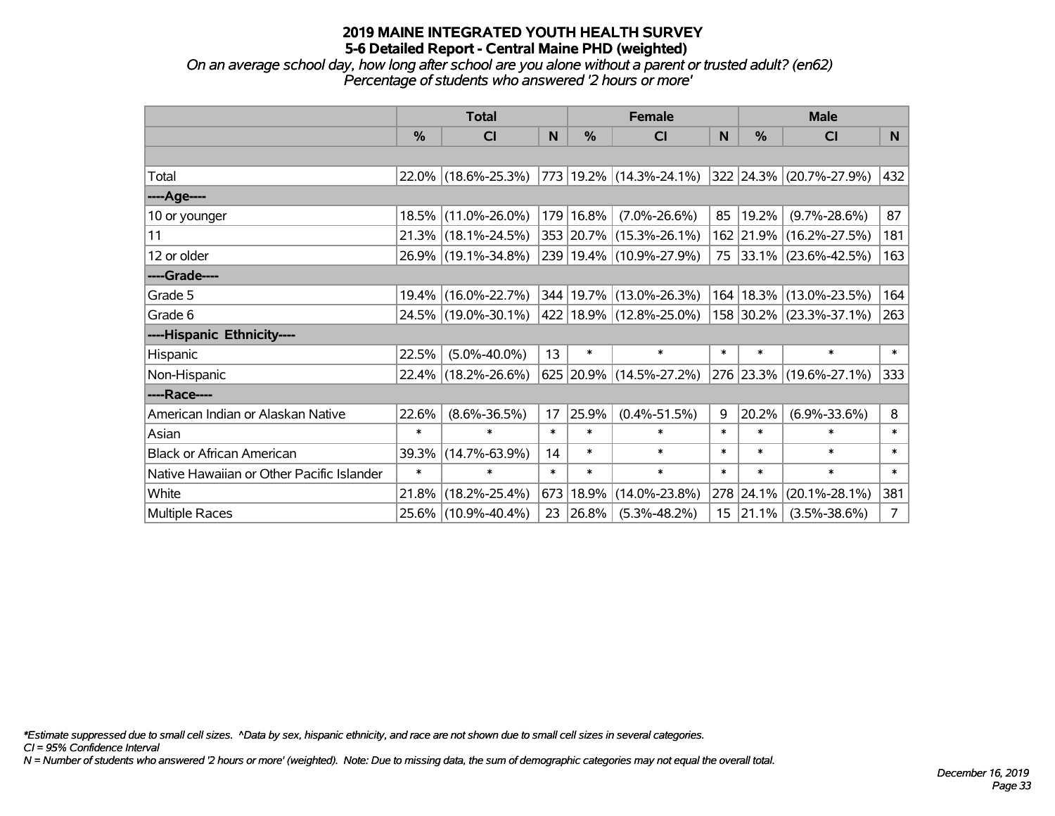# 2019 MAINE INTEGRATED YOUTH HEALTH SURVEY

## 5-6 Detailed Report - Central Maine PHD (weighted)

*On an average school day, how long after school are you alone without a parent or trusted adult? (en62)*
*Percentage of students who answered '2 hours or more'*

| | Total | | | Female | | | Male | | |
|---|---|---|---|---|---|---|---|---|---|
| | % | CI | N | % | CI | N | % | CI | N |
| Total | 22.0% | (18.6%-25.3%) | 773 | 19.2% | (14.3%-24.1%) | 322 | 24.3% | (20.7%-27.9%) | 432 |
| ----Age---- | | | | | | | | | |
| 10 or younger | 18.5% | (11.0%-26.0%) | 179 | 16.8% | (7.0%-26.6%) | 85 | 19.2% | (9.7%-28.6%) | 87 |
| 11 | 21.3% | (18.1%-24.5%) | 353 | 20.7% | (15.3%-26.1%) | 162 | 21.9% | (16.2%-27.5%) | 181 |
| 12 or older | 26.9% | (19.1%-34.8%) | 239 | 19.4% | (10.9%-27.9%) | 75 | 33.1% | (23.6%-42.5%) | 163 |
| ----Grade---- | | | | | | | | | |
| Grade 5 | 19.4% | (16.0%-22.7%) | 344 | 19.7% | (13.0%-26.3%) | 164 | 18.3% | (13.0%-23.5%) | 164 |
| Grade 6 | 24.5% | (19.0%-30.1%) | 422 | 18.9% | (12.8%-25.0%) | 158 | 30.2% | (23.3%-37.1%) | 263 |
| ----Hispanic Ethnicity---- | | | | | | | | | |
| Hispanic | 22.5% | (5.0%-40.0%) | 13 | * | * | * | * | * | * |
| Non-Hispanic | 22.4% | (18.2%-26.6%) | 625 | 20.9% | (14.5%-27.2%) | 276 | 23.3% | (19.6%-27.1%) | 333 |
| ----Race---- | | | | | | | | | |
| American Indian or Alaskan Native | 22.6% | (8.6%-36.5%) | 17 | 25.9% | (0.4%-51.5%) | 9 | 20.2% | (6.9%-33.6%) | 8 |
| Asian | * | * | * | * | * | * | * | * | * |
| Black or African American | 39.3% | (14.7%-63.9%) | 14 | * | * | * | * | * | * |
| Native Hawaiian or Other Pacific Islander | * | * | * | * | * | * | * | * | * |
| White | 21.8% | (18.2%-25.4%) | 673 | 18.9% | (14.0%-23.8%) | 278 | 24.1% | (20.1%-28.1%) | 381 |
| Multiple Races | 25.6% | (10.9%-40.4%) | 23 | 26.8% | (5.3%-48.2%) | 15 | 21.1% | (3.5%-38.6%) | 7 |

*\*Estimate suppressed due to small cell sizes. ^Data by sex, hispanic ethnicity, and race are not shown due to small cell sizes in several categories.*
*CI = 95% Confidence Interval*
*N = Number of students who answered '2 hours or more' (weighted). Note: Due to missing data, the sum of demographic categories may not equal the overall total.*

*December 16, 2019*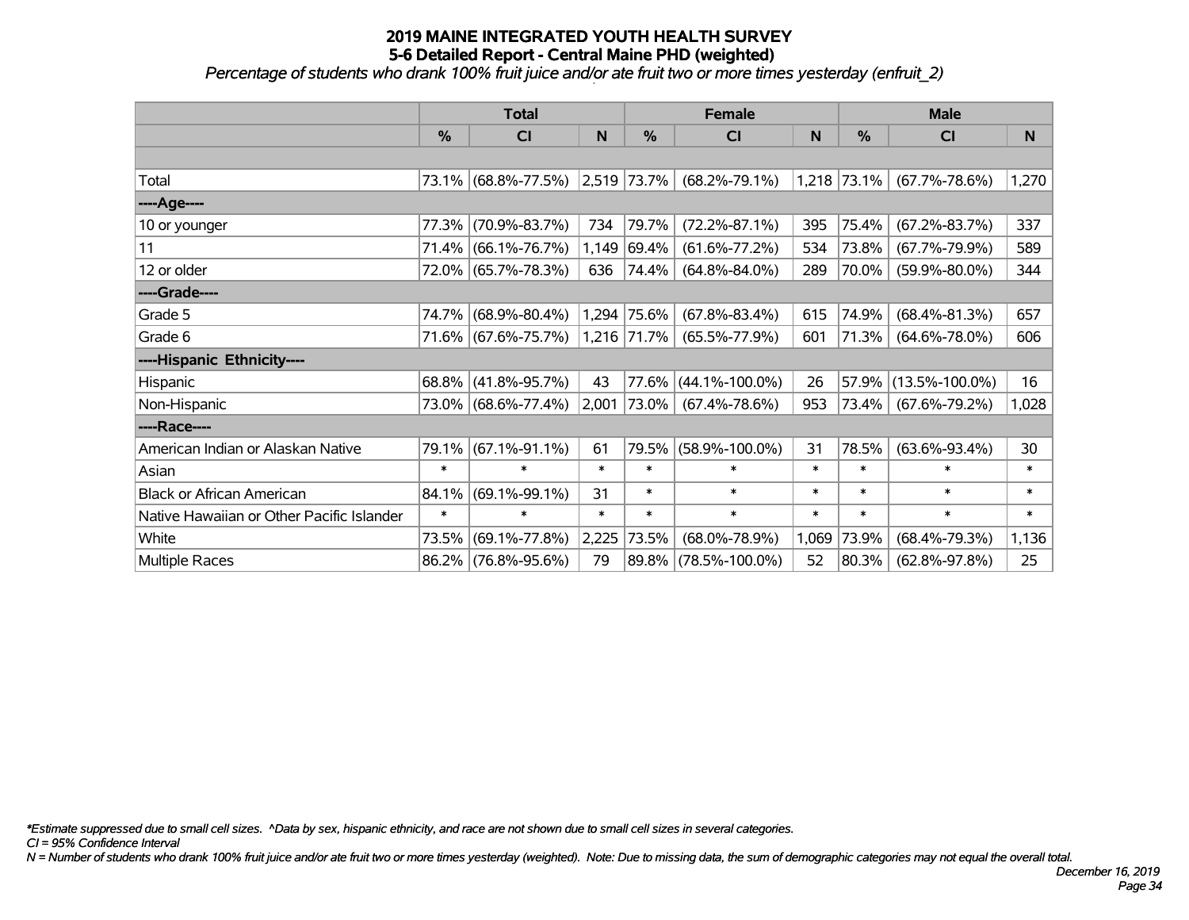# 2019 MAINE INTEGRATED YOUTH HEALTH SURVEY
## 5-6 Detailed Report - Central Maine PHD (weighted)
*Percentage of students who drank 100% fruit juice and/or ate fruit two or more times yesterday (enfruit_2)*

| | Total | | | Female | | | Male | | |
|---|---|---|---|---|---|---|---|---|---|
| | % | CI | N | % | CI | N | % | CI | N |
| | | | | | | | | | |
| Total | 73.1% | (68.8%-77.5%) | 2,519 | 73.7% | (68.2%-79.1%) | 1,218 | 73.1% | (67.7%-78.6%) | 1,270 |
| ----Age---- | | | | | | | | | |
| 10 or younger | 77.3% | (70.9%-83.7%) | 734 | 79.7% | (72.2%-87.1%) | 395 | 75.4% | (67.2%-83.7%) | 337 |
| 11 | 71.4% | (66.1%-76.7%) | 1,149 | 69.4% | (61.6%-77.2%) | 534 | 73.8% | (67.7%-79.9%) | 589 |
| 12 or older | 72.0% | (65.7%-78.3%) | 636 | 74.4% | (64.8%-84.0%) | 289 | 70.0% | (59.9%-80.0%) | 344 |
| ----Grade---- | | | | | | | | | |
| Grade 5 | 74.7% | (68.9%-80.4%) | 1,294 | 75.6% | (67.8%-83.4%) | 615 | 74.9% | (68.4%-81.3%) | 657 |
| Grade 6 | 71.6% | (67.6%-75.7%) | 1,216 | 71.7% | (65.5%-77.9%) | 601 | 71.3% | (64.6%-78.0%) | 606 |
| ----Hispanic Ethnicity---- | | | | | | | | | |
| Hispanic | 68.8% | (41.8%-95.7%) | 43 | 77.6% | (44.1%-100.0%) | 26 | 57.9% | (13.5%-100.0%) | 16 |
| Non-Hispanic | 73.0% | (68.6%-77.4%) | 2,001 | 73.0% | (67.4%-78.6%) | 953 | 73.4% | (67.6%-79.2%) | 1,028 |
| ----Race---- | | | | | | | | | |
| American Indian or Alaskan Native | 79.1% | (67.1%-91.1%) | 61 | 79.5% | (58.9%-100.0%) | 31 | 78.5% | (63.6%-93.4%) | 30 |
| Asian | * | * | * | * | * | * | * | * | * |
| Black or African American | 84.1% | (69.1%-99.1%) | 31 | * | * | * | * | * | * |
| Native Hawaiian or Other Pacific Islander | * | * | * | * | * | * | * | * | * |
| White | 73.5% | (69.1%-77.8%) | 2,225 | 73.5% | (68.0%-78.9%) | 1,069 | 73.9% | (68.4%-79.3%) | 1,136 |
| Multiple Races | 86.2% | (76.8%-95.6%) | 79 | 89.8% | (78.5%-100.0%) | 52 | 80.3% | (62.8%-97.8%) | 25 |

*\*Estimate suppressed due to small cell sizes. ^Data by sex, hispanic ethnicity, and race are not shown due to small cell sizes in several categories.*
*CI = 95% Confidence Interval*
*N = Number of students who drank 100% fruit juice and/or ate fruit two or more times yesterday (weighted). Note: Due to missing data, the sum of demographic categories may not equal the overall total.*

*December 16, 2019*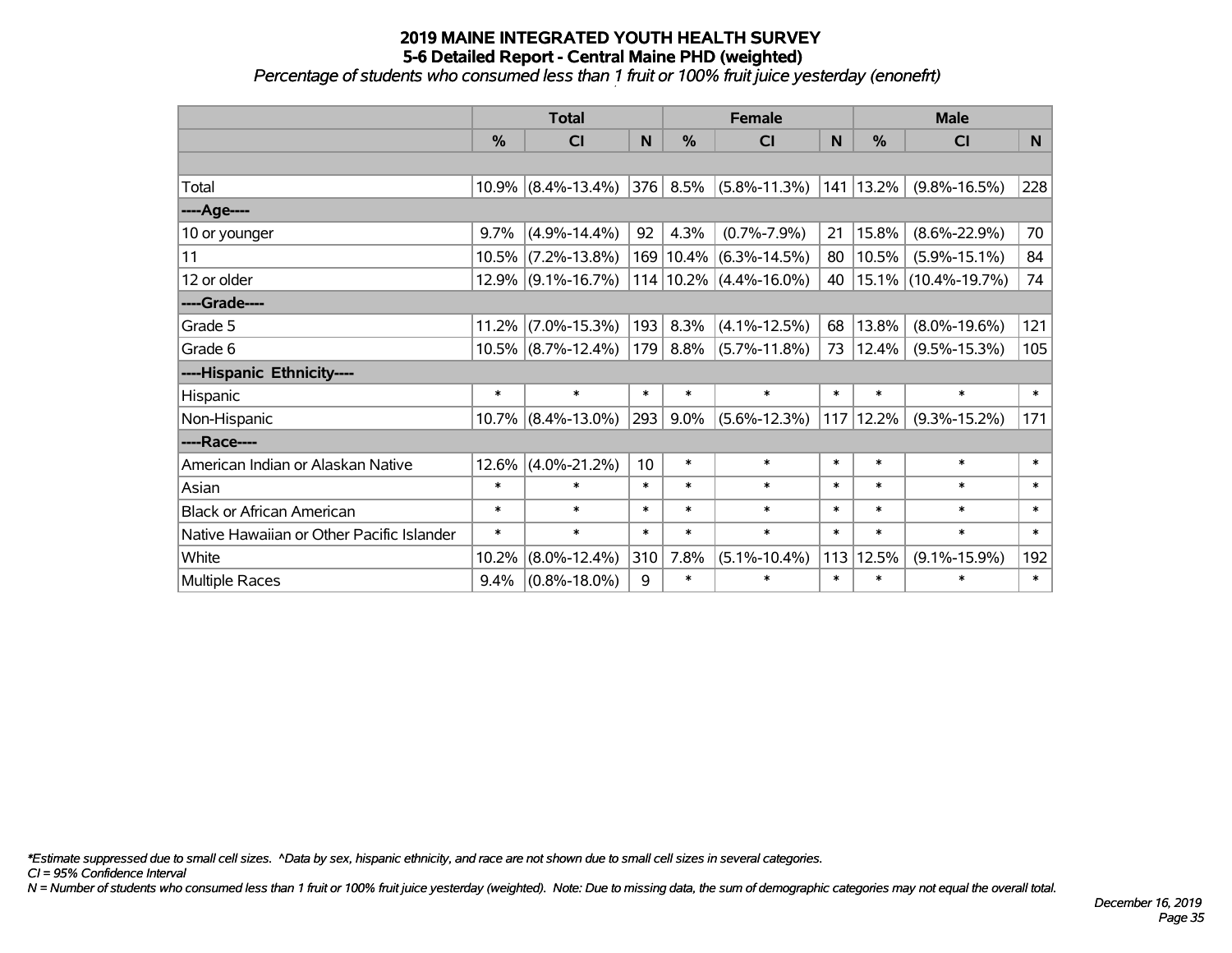# 2019 MAINE INTEGRATED YOUTH HEALTH SURVEY
## 5-6 Detailed Report - Central Maine PHD (weighted)
*Percentage of students who consumed less than 1 fruit or 100% fruit juice yesterday (enonefrt)*

| | Total | | | Female | | | Male | | |
|---|---|---|---|---|---|---|---|---|---|
| | % | CI | N | % | CI | N | % | CI | N |
| | | | | | | | | | |
| Total | 10.9% | (8.4%-13.4%) | 376 | 8.5% | (5.8%-11.3%) | 141 | 13.2% | (9.8%-16.5%) | 228 |
| ----Age---- | | | | | | | | | |
| 10 or younger | 9.7% | (4.9%-14.4%) | 92 | 4.3% | (0.7%-7.9%) | 21 | 15.8% | (8.6%-22.9%) | 70 |
| 11 | 10.5% | (7.2%-13.8%) | 169 | 10.4% | (6.3%-14.5%) | 80 | 10.5% | (5.9%-15.1%) | 84 |
| 12 or older | 12.9% | (9.1%-16.7%) | 114 | 10.2% | (4.4%-16.0%) | 40 | 15.1% | (10.4%-19.7%) | 74 |
| ----Grade---- | | | | | | | | | |
| Grade 5 | 11.2% | (7.0%-15.3%) | 193 | 8.3% | (4.1%-12.5%) | 68 | 13.8% | (8.0%-19.6%) | 121 |
| Grade 6 | 10.5% | (8.7%-12.4%) | 179 | 8.8% | (5.7%-11.8%) | 73 | 12.4% | (9.5%-15.3%) | 105 |
| ----Hispanic Ethnicity---- | | | | | | | | | |
| Hispanic | * | * | * | * | * | * | * | * | * |
| Non-Hispanic | 10.7% | (8.4%-13.0%) | 293 | 9.0% | (5.6%-12.3%) | 117 | 12.2% | (9.3%-15.2%) | 171 |
| ----Race---- | | | | | | | | | |
| American Indian or Alaskan Native | 12.6% | (4.0%-21.2%) | 10 | * | * | * | * | * | * |
| Asian | * | * | * | * | * | * | * | * | * |
| Black or African American | * | * | * | * | * | * | * | * | * |
| Native Hawaiian or Other Pacific Islander | * | * | * | * | * | * | * | * | * |
| White | 10.2% | (8.0%-12.4%) | 310 | 7.8% | (5.1%-10.4%) | 113 | 12.5% | (9.1%-15.9%) | 192 |
| Multiple Races | 9.4% | (0.8%-18.0%) | 9 | * | * | * | * | * | * |

*\*Estimate suppressed due to small cell sizes. ^Data by sex, hispanic ethnicity, and race are not shown due to small cell sizes in several categories.*
*CI = 95% Confidence Interval*
*N = Number of students who consumed less than 1 fruit or 100% fruit juice yesterday (weighted). Note: Due to missing data, the sum of demographic categories may not equal the overall total.*

*December 16, 2019*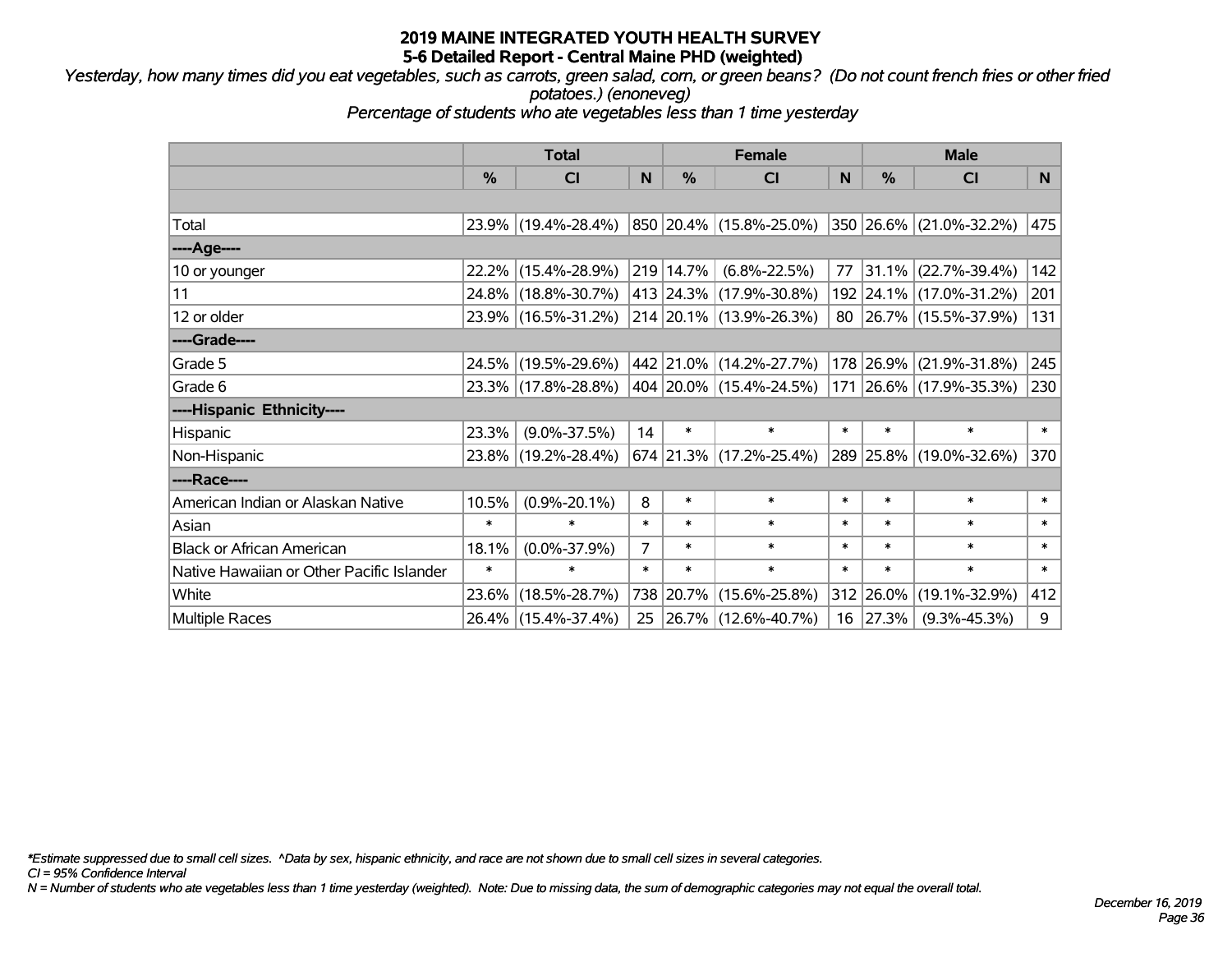# 2019 MAINE INTEGRATED YOUTH HEALTH SURVEY
## 5-6 Detailed Report - Central Maine PHD (weighted)

*Yesterday, how many times did you eat vegetables, such as carrots, green salad, corn, or green beans? (Do not count french fries or other fried potatoes.) (enoneveg)*

*Percentage of students who ate vegetables less than 1 time yesterday*

| | Total | | | Female | | | Male | | |
|---|---|---|---|---|---|---|---|---|---|
| | % | CI | N | % | CI | N | % | CI | N |
| Total | 23.9% | (19.4%-28.4%) | 850 | 20.4% | (15.8%-25.0%) | 350 | 26.6% | (21.0%-32.2%) | 475 |
| ----Age---- | | | | | | | | | |
| 10 or younger | 22.2% | (15.4%-28.9%) | 219 | 14.7% | (6.8%-22.5%) | 77 | 31.1% | (22.7%-39.4%) | 142 |
| 11 | 24.8% | (18.8%-30.7%) | 413 | 24.3% | (17.9%-30.8%) | 192 | 24.1% | (17.0%-31.2%) | 201 |
| 12 or older | 23.9% | (16.5%-31.2%) | 214 | 20.1% | (13.9%-26.3%) | 80 | 26.7% | (15.5%-37.9%) | 131 |
| ----Grade---- | | | | | | | | | |
| Grade 5 | 24.5% | (19.5%-29.6%) | 442 | 21.0% | (14.2%-27.7%) | 178 | 26.9% | (21.9%-31.8%) | 245 |
| Grade 6 | 23.3% | (17.8%-28.8%) | 404 | 20.0% | (15.4%-24.5%) | 171 | 26.6% | (17.9%-35.3%) | 230 |
| ----Hispanic Ethnicity---- | | | | | | | | | |
| Hispanic | 23.3% | (9.0%-37.5%) | 14 | * | * | * | * | * | * |
| Non-Hispanic | 23.8% | (19.2%-28.4%) | 674 | 21.3% | (17.2%-25.4%) | 289 | 25.8% | (19.0%-32.6%) | 370 |
| ----Race---- | | | | | | | | | |
| American Indian or Alaskan Native | 10.5% | (0.9%-20.1%) | 8 | * | * | * | * | * | * |
| Asian | * | * | * | * | * | * | * | * | * |
| Black or African American | 18.1% | (0.0%-37.9%) | 7 | * | * | * | * | * | * |
| Native Hawaiian or Other Pacific Islander | * | * | * | * | * | * | * | * | * |
| White | 23.6% | (18.5%-28.7%) | 738 | 20.7% | (15.6%-25.8%) | 312 | 26.0% | (19.1%-32.9%) | 412 |
| Multiple Races | 26.4% | (15.4%-37.4%) | 25 | 26.7% | (12.6%-40.7%) | 16 | 27.3% | (9.3%-45.3%) | 9 |

*\*Estimate suppressed due to small cell sizes. ^Data by sex, hispanic ethnicity, and race are not shown due to small cell sizes in several categories.*

*CI = 95% Confidence Interval*

*N = Number of students who ate vegetables less than 1 time yesterday (weighted). Note: Due to missing data, the sum of demographic categories may not equal the overall total.*

*December 16, 2019*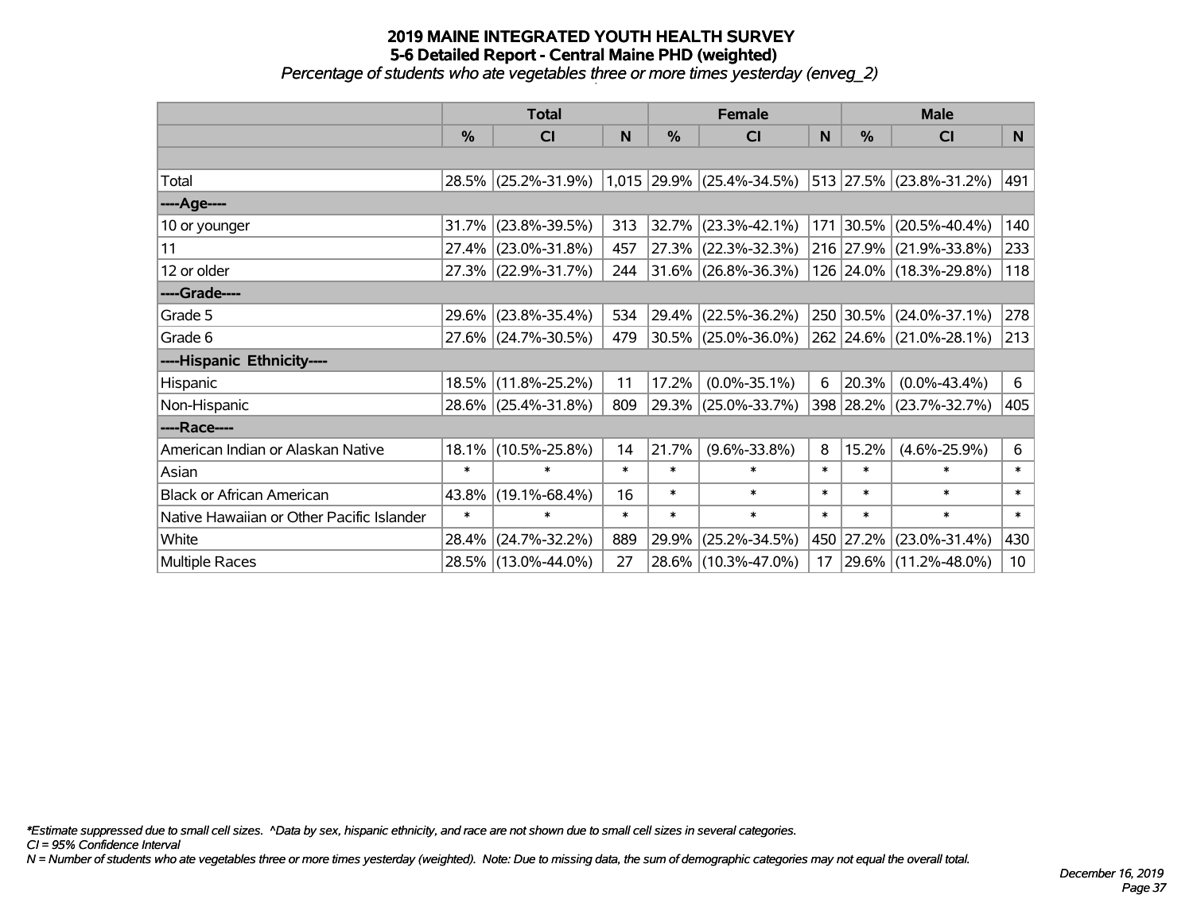# 2019 MAINE INTEGRATED YOUTH HEALTH SURVEY
## 5-6 Detailed Report - Central Maine PHD (weighted)
*Percentage of students who ate vegetables three or more times yesterday (enveg_2)*

| | Total | | | Female | | | Male | | |
|---|---|---|---|---|---|---|---|---|---|
| | % | CI | N | % | CI | N | % | CI | N |
| Total | 28.5% | (25.2%-31.9%) | 1,015 | 29.9% | (25.4%-34.5%) | 513 | 27.5% | (23.8%-31.2%) | 491 |
| ----Age---- | | | | | | | | | |
| 10 or younger | 31.7% | (23.8%-39.5%) | 313 | 32.7% | (23.3%-42.1%) | 171 | 30.5% | (20.5%-40.4%) | 140 |
| 11 | 27.4% | (23.0%-31.8%) | 457 | 27.3% | (22.3%-32.3%) | 216 | 27.9% | (21.9%-33.8%) | 233 |
| 12 or older | 27.3% | (22.9%-31.7%) | 244 | 31.6% | (26.8%-36.3%) | 126 | 24.0% | (18.3%-29.8%) | 118 |
| ----Grade---- | | | | | | | | | |
| Grade 5 | 29.6% | (23.8%-35.4%) | 534 | 29.4% | (22.5%-36.2%) | 250 | 30.5% | (24.0%-37.1%) | 278 |
| Grade 6 | 27.6% | (24.7%-30.5%) | 479 | 30.5% | (25.0%-36.0%) | 262 | 24.6% | (21.0%-28.1%) | 213 |
| ----Hispanic Ethnicity---- | | | | | | | | | |
| Hispanic | 18.5% | (11.8%-25.2%) | 11 | 17.2% | (0.0%-35.1%) | 6 | 20.3% | (0.0%-43.4%) | 6 |
| Non-Hispanic | 28.6% | (25.4%-31.8%) | 809 | 29.3% | (25.0%-33.7%) | 398 | 28.2% | (23.7%-32.7%) | 405 |
| ----Race---- | | | | | | | | | |
| American Indian or Alaskan Native | 18.1% | (10.5%-25.8%) | 14 | 21.7% | (9.6%-33.8%) | 8 | 15.2% | (4.6%-25.9%) | 6 |
| Asian | * | * | * | * | * | * | * | * | * |
| Black or African American | 43.8% | (19.1%-68.4%) | 16 | * | * | * | * | * | * |
| Native Hawaiian or Other Pacific Islander | * | * | * | * | * | * | * | * | * |
| White | 28.4% | (24.7%-32.2%) | 889 | 29.9% | (25.2%-34.5%) | 450 | 27.2% | (23.0%-31.4%) | 430 |
| Multiple Races | 28.5% | (13.0%-44.0%) | 27 | 28.6% | (10.3%-47.0%) | 17 | 29.6% | (11.2%-48.0%) | 10 |

*\*Estimate suppressed due to small cell sizes. ^Data by sex, hispanic ethnicity, and race are not shown due to small cell sizes in several categories.*
*CI = 95% Confidence Interval*
*N = Number of students who ate vegetables three or more times yesterday (weighted). Note: Due to missing data, the sum of demographic categories may not equal the overall total.*

*December 16, 2019*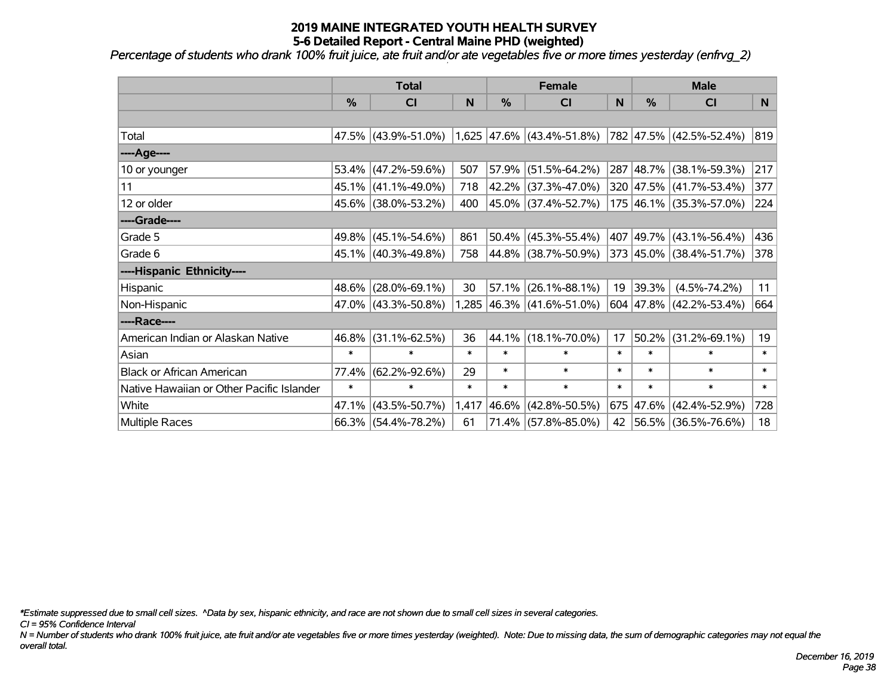# 2019 MAINE INTEGRATED YOUTH HEALTH SURVEY
## 5-6 Detailed Report - Central Maine PHD (weighted)

*Percentage of students who drank 100% fruit juice, ate fruit and/or ate vegetables five or more times yesterday (enfrvg_2)*

| | Total | | | Female | | | Male | | |
|---|---|---|---|---|---|---|---|---|---|
| | % | CI | N | % | CI | N | % | CI | N |
| | | | | | | | | | |
| Total | 47.5% | (43.9%-51.0%) | 1,625 | 47.6% | (43.4%-51.8%) | 782 | 47.5% | (42.5%-52.4%) | 819 |
| ----Age---- | | | | | | | | | |
| 10 or younger | 53.4% | (47.2%-59.6%) | 507 | 57.9% | (51.5%-64.2%) | 287 | 48.7% | (38.1%-59.3%) | 217 |
| 11 | 45.1% | (41.1%-49.0%) | 718 | 42.2% | (37.3%-47.0%) | 320 | 47.5% | (41.7%-53.4%) | 377 |
| 12 or older | 45.6% | (38.0%-53.2%) | 400 | 45.0% | (37.4%-52.7%) | 175 | 46.1% | (35.3%-57.0%) | 224 |
| ----Grade---- | | | | | | | | | |
| Grade 5 | 49.8% | (45.1%-54.6%) | 861 | 50.4% | (45.3%-55.4%) | 407 | 49.7% | (43.1%-56.4%) | 436 |
| Grade 6 | 45.1% | (40.3%-49.8%) | 758 | 44.8% | (38.7%-50.9%) | 373 | 45.0% | (38.4%-51.7%) | 378 |
| ----Hispanic Ethnicity---- | | | | | | | | | |
| Hispanic | 48.6% | (28.0%-69.1%) | 30 | 57.1% | (26.1%-88.1%) | 19 | 39.3% | (4.5%-74.2%) | 11 |
| Non-Hispanic | 47.0% | (43.3%-50.8%) | 1,285 | 46.3% | (41.6%-51.0%) | 604 | 47.8% | (42.2%-53.4%) | 664 |
| ----Race---- | | | | | | | | | |
| American Indian or Alaskan Native | 46.8% | (31.1%-62.5%) | 36 | 44.1% | (18.1%-70.0%) | 17 | 50.2% | (31.2%-69.1%) | 19 |
| Asian | * | * | * | * | * | * | * | * | * |
| Black or African American | 77.4% | (62.2%-92.6%) | 29 | * | * | * | * | * | * |
| Native Hawaiian or Other Pacific Islander | * | * | * | * | * | * | * | * | * |
| White | 47.1% | (43.5%-50.7%) | 1,417 | 46.6% | (42.8%-50.5%) | 675 | 47.6% | (42.4%-52.9%) | 728 |
| Multiple Races | 66.3% | (54.4%-78.2%) | 61 | 71.4% | (57.8%-85.0%) | 42 | 56.5% | (36.5%-76.6%) | 18 |

*\*Estimate suppressed due to small cell sizes. ^Data by sex, hispanic ethnicity, and race are not shown due to small cell sizes in several categories.*

*CI = 95% Confidence Interval*

*N = Number of students who drank 100% fruit juice, ate fruit and/or ate vegetables five or more times yesterday (weighted). Note: Due to missing data, the sum of demographic categories may not equal the overall total.*

*December 16, 2019*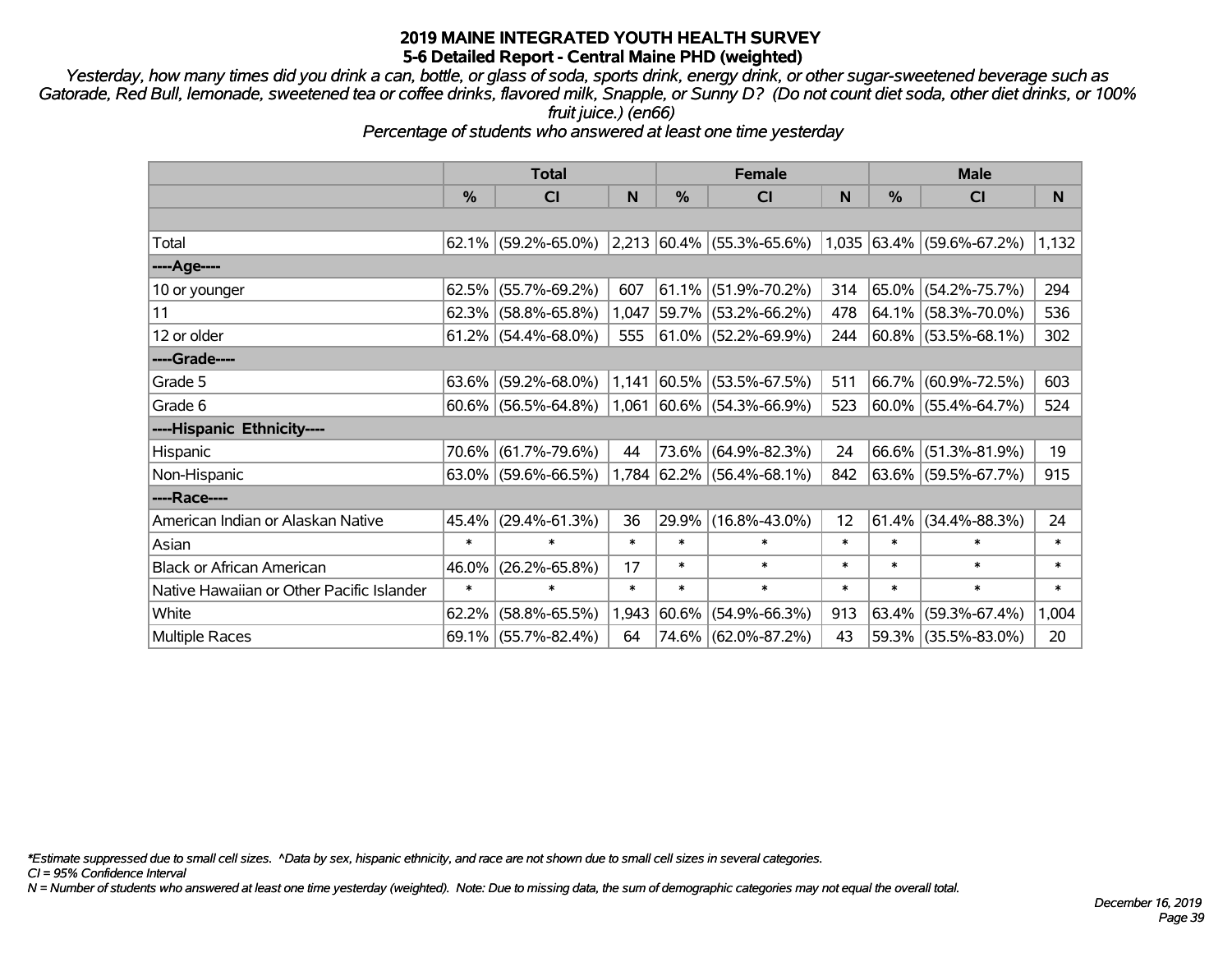# 2019 MAINE INTEGRATED YOUTH HEALTH SURVEY

## 5-6 Detailed Report - Central Maine PHD (weighted)

*Yesterday, how many times did you drink a can, bottle, or glass of soda, sports drink, energy drink, or other sugar-sweetened beverage such as Gatorade, Red Bull, lemonade, sweetened tea or coffee drinks, flavored milk, Snapple, or Sunny D? (Do not count diet soda, other diet drinks, or 100% fruit juice.) (en66)*

*Percentage of students who answered at least one time yesterday*

| | Total | | | Female | | | Male | | |
|---|---|---|---|---|---|---|---|---|---|
| | % | CI | N | % | CI | N | % | CI | N |
| Total | 62.1% | (59.2%-65.0%) | 2,213 | 60.4% | (55.3%-65.6%) | 1,035 | 63.4% | (59.6%-67.2%) | 1,132 |
| ----Age---- | | | | | | | | | |
| 10 or younger | 62.5% | (55.7%-69.2%) | 607 | 61.1% | (51.9%-70.2%) | 314 | 65.0% | (54.2%-75.7%) | 294 |
| 11 | 62.3% | (58.8%-65.8%) | 1,047 | 59.7% | (53.2%-66.2%) | 478 | 64.1% | (58.3%-70.0%) | 536 |
| 12 or older | 61.2% | (54.4%-68.0%) | 555 | 61.0% | (52.2%-69.9%) | 244 | 60.8% | (53.5%-68.1%) | 302 |
| ----Grade---- | | | | | | | | | |
| Grade 5 | 63.6% | (59.2%-68.0%) | 1,141 | 60.5% | (53.5%-67.5%) | 511 | 66.7% | (60.9%-72.5%) | 603 |
| Grade 6 | 60.6% | (56.5%-64.8%) | 1,061 | 60.6% | (54.3%-66.9%) | 523 | 60.0% | (55.4%-64.7%) | 524 |
| ----Hispanic Ethnicity---- | | | | | | | | | |
| Hispanic | 70.6% | (61.7%-79.6%) | 44 | 73.6% | (64.9%-82.3%) | 24 | 66.6% | (51.3%-81.9%) | 19 |
| Non-Hispanic | 63.0% | (59.6%-66.5%) | 1,784 | 62.2% | (56.4%-68.1%) | 842 | 63.6% | (59.5%-67.7%) | 915 |
| ----Race---- | | | | | | | | | |
| American Indian or Alaskan Native | 45.4% | (29.4%-61.3%) | 36 | 29.9% | (16.8%-43.0%) | 12 | 61.4% | (34.4%-88.3%) | 24 |
| Asian | * | * | * | * | * | * | * | * | * |
| Black or African American | 46.0% | (26.2%-65.8%) | 17 | * | * | * | * | * | * |
| Native Hawaiian or Other Pacific Islander | * | * | * | * | * | * | * | * | * |
| White | 62.2% | (58.8%-65.5%) | 1,943 | 60.6% | (54.9%-66.3%) | 913 | 63.4% | (59.3%-67.4%) | 1,004 |
| Multiple Races | 69.1% | (55.7%-82.4%) | 64 | 74.6% | (62.0%-87.2%) | 43 | 59.3% | (35.5%-83.0%) | 20 |

*\*Estimate suppressed due to small cell sizes. ^Data by sex, hispanic ethnicity, and race are not shown due to small cell sizes in several categories.*

*CI = 95% Confidence Interval*

*N = Number of students who answered at least one time yesterday (weighted). Note: Due to missing data, the sum of demographic categories may not equal the overall total.*

*December 16, 2019*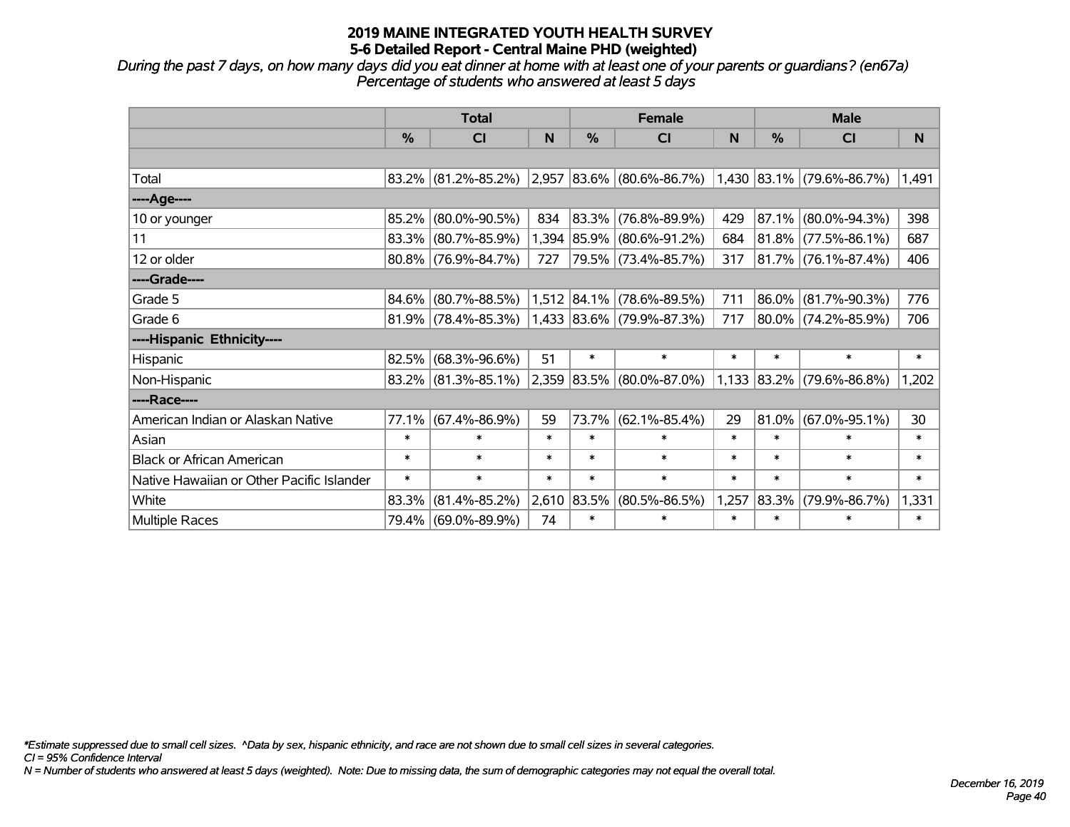# 2019 MAINE INTEGRATED YOUTH HEALTH SURVEY

## 5-6 Detailed Report - Central Maine PHD (weighted)

*During the past 7 days, on how many days did you eat dinner at home with at least one of your parents or guardians? (en67a)*
*Percentage of students who answered at least 5 days*

| | Total | | | Female | | | Male | | |
|---|---|---|---|---|---|---|---|---|---|
| | % | CI | N | % | CI | N | % | CI | N |
| | | | | | | | | | |
| Total | 83.2% | (81.2%-85.2%) | 2,957 | 83.6% | (80.6%-86.7%) | 1,430 | 83.1% | (79.6%-86.7%) | 1,491 |
| ----Age---- | | | | | | | | | |
| 10 or younger | 85.2% | (80.0%-90.5%) | 834 | 83.3% | (76.8%-89.9%) | 429 | 87.1% | (80.0%-94.3%) | 398 |
| 11 | 83.3% | (80.7%-85.9%) | 1,394 | 85.9% | (80.6%-91.2%) | 684 | 81.8% | (77.5%-86.1%) | 687 |
| 12 or older | 80.8% | (76.9%-84.7%) | 727 | 79.5% | (73.4%-85.7%) | 317 | 81.7% | (76.1%-87.4%) | 406 |
| ----Grade---- | | | | | | | | | |
| Grade 5 | 84.6% | (80.7%-88.5%) | 1,512 | 84.1% | (78.6%-89.5%) | 711 | 86.0% | (81.7%-90.3%) | 776 |
| Grade 6 | 81.9% | (78.4%-85.3%) | 1,433 | 83.6% | (79.9%-87.3%) | 717 | 80.0% | (74.2%-85.9%) | 706 |
| ----Hispanic Ethnicity---- | | | | | | | | | |
| Hispanic | 82.5% | (68.3%-96.6%) | 51 | * | * | * | * | * | * |
| Non-Hispanic | 83.2% | (81.3%-85.1%) | 2,359 | 83.5% | (80.0%-87.0%) | 1,133 | 83.2% | (79.6%-86.8%) | 1,202 |
| ----Race---- | | | | | | | | | |
| American Indian or Alaskan Native | 77.1% | (67.4%-86.9%) | 59 | 73.7% | (62.1%-85.4%) | 29 | 81.0% | (67.0%-95.1%) | 30 |
| Asian | * | * | * | * | * | * | * | * | * |
| Black or African American | * | * | * | * | * | * | * | * | * |
| Native Hawaiian or Other Pacific Islander | * | * | * | * | * | * | * | * | * |
| White | 83.3% | (81.4%-85.2%) | 2,610 | 83.5% | (80.5%-86.5%) | 1,257 | 83.3% | (79.9%-86.7%) | 1,331 |
| Multiple Races | 79.4% | (69.0%-89.9%) | 74 | * | * | * | * | * | * |

*\*Estimate suppressed due to small cell sizes. ^Data by sex, hispanic ethnicity, and race are not shown due to small cell sizes in several categories.*
*CI = 95% Confidence Interval*
*N = Number of students who answered at least 5 days (weighted). Note: Due to missing data, the sum of demographic categories may not equal the overall total.*

*December 16, 2019*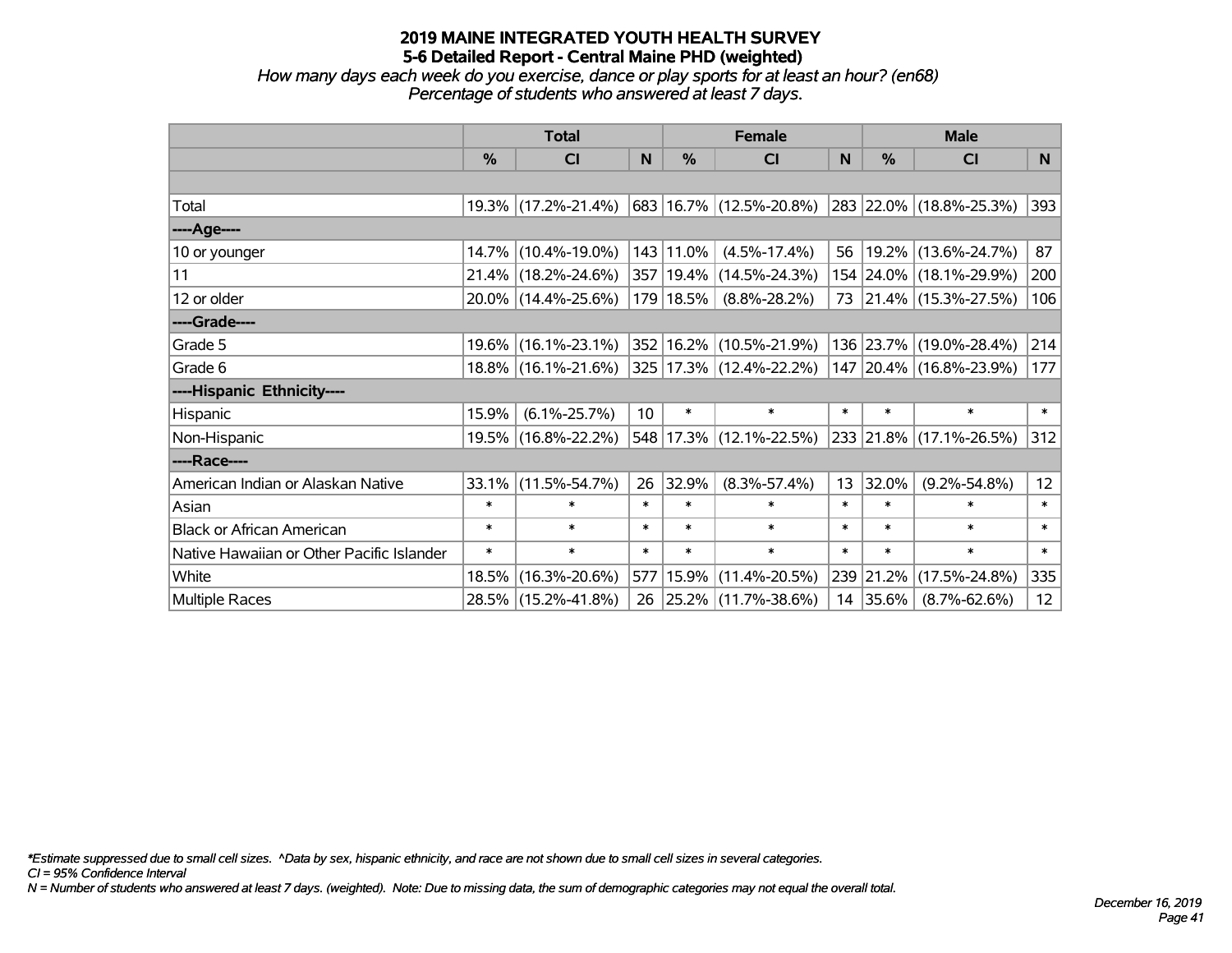# 2019 MAINE INTEGRATED YOUTH HEALTH SURVEY
## 5-6 Detailed Report - Central Maine PHD (weighted)

*How many days each week do you exercise, dance or play sports for at least an hour? (en68)*
*Percentage of students who answered at least 7 days.*

| | Total | | | Female | | | Male | | |
|---|---|---|---|---|---|---|---|---|---|
| | % | CI | N | % | CI | N | % | CI | N |
| | | | | | | | | | |
| Total | 19.3% | (17.2%-21.4%) | 683 | 16.7% | (12.5%-20.8%) | 283 | 22.0% | (18.8%-25.3%) | 393 |
| ----Age---- | | | | | | | | | |
| 10 or younger | 14.7% | (10.4%-19.0%) | 143 | 11.0% | (4.5%-17.4%) | 56 | 19.2% | (13.6%-24.7%) | 87 |
| 11 | 21.4% | (18.2%-24.6%) | 357 | 19.4% | (14.5%-24.3%) | 154 | 24.0% | (18.1%-29.9%) | 200 |
| 12 or older | 20.0% | (14.4%-25.6%) | 179 | 18.5% | (8.8%-28.2%) | 73 | 21.4% | (15.3%-27.5%) | 106 |
| ----Grade---- | | | | | | | | | |
| Grade 5 | 19.6% | (16.1%-23.1%) | 352 | 16.2% | (10.5%-21.9%) | 136 | 23.7% | (19.0%-28.4%) | 214 |
| Grade 6 | 18.8% | (16.1%-21.6%) | 325 | 17.3% | (12.4%-22.2%) | 147 | 20.4% | (16.8%-23.9%) | 177 |
| ----Hispanic Ethnicity---- | | | | | | | | | |
| Hispanic | 15.9% | (6.1%-25.7%) | 10 | * | * | * | * | * | * |
| Non-Hispanic | 19.5% | (16.8%-22.2%) | 548 | 17.3% | (12.1%-22.5%) | 233 | 21.8% | (17.1%-26.5%) | 312 |
| ----Race---- | | | | | | | | | |
| American Indian or Alaskan Native | 33.1% | (11.5%-54.7%) | 26 | 32.9% | (8.3%-57.4%) | 13 | 32.0% | (9.2%-54.8%) | 12 |
| Asian | * | * | * | * | * | * | * | * | * |
| Black or African American | * | * | * | * | * | * | * | * | * |
| Native Hawaiian or Other Pacific Islander | * | * | * | * | * | * | * | * | * |
| White | 18.5% | (16.3%-20.6%) | 577 | 15.9% | (11.4%-20.5%) | 239 | 21.2% | (17.5%-24.8%) | 335 |
| Multiple Races | 28.5% | (15.2%-41.8%) | 26 | 25.2% | (11.7%-38.6%) | 14 | 35.6% | (8.7%-62.6%) | 12 |

*\*Estimate suppressed due to small cell sizes. ^Data by sex, hispanic ethnicity, and race are not shown due to small cell sizes in several categories.*
*CI = 95% Confidence Interval*
*N = Number of students who answered at least 7 days. (weighted). Note: Due to missing data, the sum of demographic categories may not equal the overall total.*

*December 16, 2019*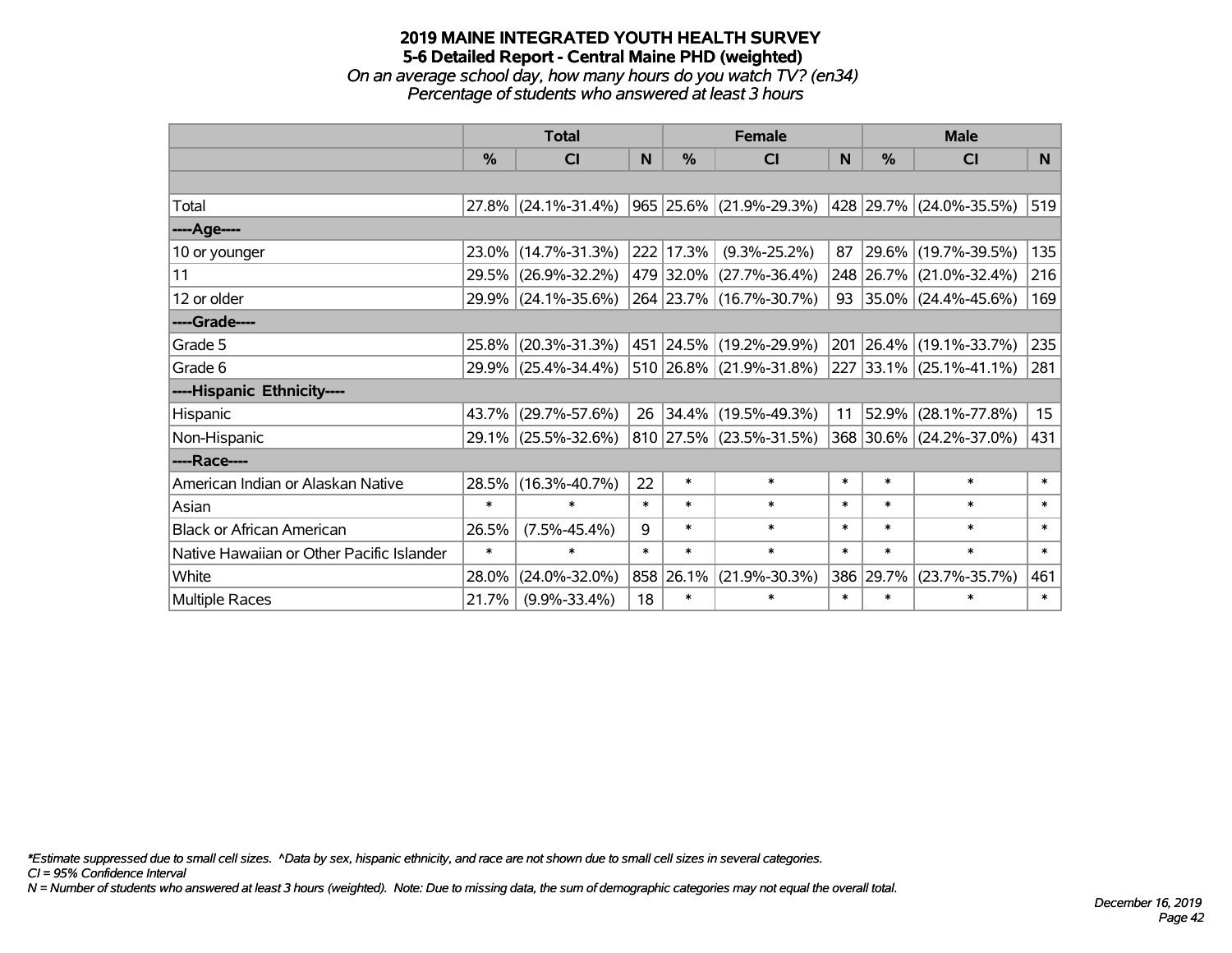# 2019 MAINE INTEGRATED YOUTH HEALTH SURVEY
## 5-6 Detailed Report - Central Maine PHD (weighted)
*On an average school day, how many hours do you watch TV? (en34)*
*Percentage of students who answered at least 3 hours*

| | Total | | | Female | | | Male | | |
|---|---|---|---|---|---|---|---|---|---|
| | % | CI | N | % | CI | N | % | CI | N |
| | | | | | | | | | |
| Total | 27.8% | (24.1%-31.4%) | 965 | 25.6% | (21.9%-29.3%) | 428 | 29.7% | (24.0%-35.5%) | 519 |
| ----Age---- | | | | | | | | | |
| 10 or younger | 23.0% | (14.7%-31.3%) | 222 | 17.3% | (9.3%-25.2%) | 87 | 29.6% | (19.7%-39.5%) | 135 |
| 11 | 29.5% | (26.9%-32.2%) | 479 | 32.0% | (27.7%-36.4%) | 248 | 26.7% | (21.0%-32.4%) | 216 |
| 12 or older | 29.9% | (24.1%-35.6%) | 264 | 23.7% | (16.7%-30.7%) | 93 | 35.0% | (24.4%-45.6%) | 169 |
| ----Grade---- | | | | | | | | | |
| Grade 5 | 25.8% | (20.3%-31.3%) | 451 | 24.5% | (19.2%-29.9%) | 201 | 26.4% | (19.1%-33.7%) | 235 |
| Grade 6 | 29.9% | (25.4%-34.4%) | 510 | 26.8% | (21.9%-31.8%) | 227 | 33.1% | (25.1%-41.1%) | 281 |
| ----Hispanic Ethnicity---- | | | | | | | | | |
| Hispanic | 43.7% | (29.7%-57.6%) | 26 | 34.4% | (19.5%-49.3%) | 11 | 52.9% | (28.1%-77.8%) | 15 |
| Non-Hispanic | 29.1% | (25.5%-32.6%) | 810 | 27.5% | (23.5%-31.5%) | 368 | 30.6% | (24.2%-37.0%) | 431 |
| ----Race---- | | | | | | | | | |
| American Indian or Alaskan Native | 28.5% | (16.3%-40.7%) | 22 | * | * | * | * | * | * |
| Asian | * | * | * | * | * | * | * | * | * |
| Black or African American | 26.5% | (7.5%-45.4%) | 9 | * | * | * | * | * | * |
| Native Hawaiian or Other Pacific Islander | * | * | * | * | * | * | * | * | * |
| White | 28.0% | (24.0%-32.0%) | 858 | 26.1% | (21.9%-30.3%) | 386 | 29.7% | (23.7%-35.7%) | 461 |
| Multiple Races | 21.7% | (9.9%-33.4%) | 18 | * | * | * | * | * | * |

*\*Estimate suppressed due to small cell sizes. ^Data by sex, hispanic ethnicity, and race are not shown due to small cell sizes in several categories.*
*CI = 95% Confidence Interval*
*N = Number of students who answered at least 3 hours (weighted). Note: Due to missing data, the sum of demographic categories may not equal the overall total.*

*December 16, 2019*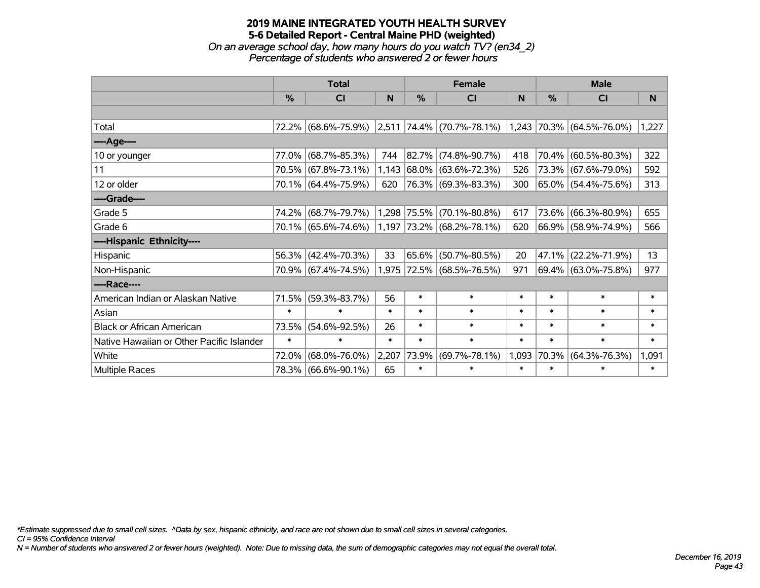# 2019 MAINE INTEGRATED YOUTH HEALTH SURVEY
## 5-6 Detailed Report - Central Maine PHD (weighted)
*On an average school day, how many hours do you watch TV? (en34_2)*
*Percentage of students who answered 2 or fewer hours*

| | Total | | | Female | | | Male | | |
|---|---|---|---|---|---|---|---|---|---|
| | % | CI | N | % | CI | N | % | CI | N |
| | | | | | | | | | |
| Total | 72.2% | (68.6%-75.9%) | 2,511 | 74.4% | (70.7%-78.1%) | 1,243 | 70.3% | (64.5%-76.0%) | 1,227 |
| ----Age---- | | | | | | | | | |
| 10 or younger | 77.0% | (68.7%-85.3%) | 744 | 82.7% | (74.8%-90.7%) | 418 | 70.4% | (60.5%-80.3%) | 322 |
| 11 | 70.5% | (67.8%-73.1%) | 1,143 | 68.0% | (63.6%-72.3%) | 526 | 73.3% | (67.6%-79.0%) | 592 |
| 12 or older | 70.1% | (64.4%-75.9%) | 620 | 76.3% | (69.3%-83.3%) | 300 | 65.0% | (54.4%-75.6%) | 313 |
| ----Grade---- | | | | | | | | | |
| Grade 5 | 74.2% | (68.7%-79.7%) | 1,298 | 75.5% | (70.1%-80.8%) | 617 | 73.6% | (66.3%-80.9%) | 655 |
| Grade 6 | 70.1% | (65.6%-74.6%) | 1,197 | 73.2% | (68.2%-78.1%) | 620 | 66.9% | (58.9%-74.9%) | 566 |
| ----Hispanic Ethnicity---- | | | | | | | | | |
| Hispanic | 56.3% | (42.4%-70.3%) | 33 | 65.6% | (50.7%-80.5%) | 20 | 47.1% | (22.2%-71.9%) | 13 |
| Non-Hispanic | 70.9% | (67.4%-74.5%) | 1,975 | 72.5% | (68.5%-76.5%) | 971 | 69.4% | (63.0%-75.8%) | 977 |
| ----Race---- | | | | | | | | | |
| American Indian or Alaskan Native | 71.5% | (59.3%-83.7%) | 56 | * | * | * | * | * | * |
| Asian | * | * | * | * | * | * | * | * | * |
| Black or African American | 73.5% | (54.6%-92.5%) | 26 | * | * | * | * | * | * |
| Native Hawaiian or Other Pacific Islander | * | * | * | * | * | * | * | * | * |
| White | 72.0% | (68.0%-76.0%) | 2,207 | 73.9% | (69.7%-78.1%) | 1,093 | 70.3% | (64.3%-76.3%) | 1,091 |
| Multiple Races | 78.3% | (66.6%-90.1%) | 65 | * | * | * | * | * | * |

*\*Estimate suppressed due to small cell sizes. ^Data by sex, hispanic ethnicity, and race are not shown due to small cell sizes in several categories.*
*CI = 95% Confidence Interval*
*N = Number of students who answered 2 or fewer hours (weighted). Note: Due to missing data, the sum of demographic categories may not equal the overall total.*

*December 16, 2019*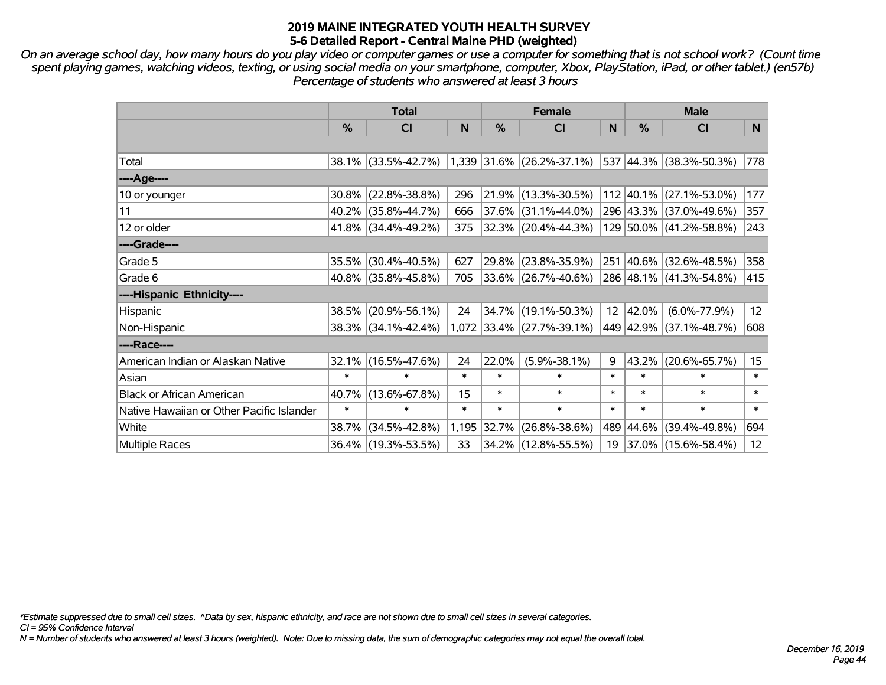# 2019 MAINE INTEGRATED YOUTH HEALTH SURVEY
## 5-6 Detailed Report - Central Maine PHD (weighted)

*On an average school day, how many hours do you play video or computer games or use a computer for something that is not school work? (Count time spent playing games, watching videos, texting, or using social media on your smartphone, computer, Xbox, PlayStation, iPad, or other tablet.) (en57b) Percentage of students who answered at least 3 hours*

| | Total | | | Female | | | Male | | |
|---|---|---|---|---|---|---|---|---|---|
| | % | CI | N | % | CI | N | % | CI | N |
| | | | | | | | | | |
| Total | 38.1% | (33.5%-42.7%) | 1,339 | 31.6% | (26.2%-37.1%) | 537 | 44.3% | (38.3%-50.3%) | 778 |
| ----Age---- | | | | | | | | | |
| 10 or younger | 30.8% | (22.8%-38.8%) | 296 | 21.9% | (13.3%-30.5%) | 112 | 40.1% | (27.1%-53.0%) | 177 |
| 11 | 40.2% | (35.8%-44.7%) | 666 | 37.6% | (31.1%-44.0%) | 296 | 43.3% | (37.0%-49.6%) | 357 |
| 12 or older | 41.8% | (34.4%-49.2%) | 375 | 32.3% | (20.4%-44.3%) | 129 | 50.0% | (41.2%-58.8%) | 243 |
| ----Grade---- | | | | | | | | | |
| Grade 5 | 35.5% | (30.4%-40.5%) | 627 | 29.8% | (23.8%-35.9%) | 251 | 40.6% | (32.6%-48.5%) | 358 |
| Grade 6 | 40.8% | (35.8%-45.8%) | 705 | 33.6% | (26.7%-40.6%) | 286 | 48.1% | (41.3%-54.8%) | 415 |
| ----Hispanic Ethnicity---- | | | | | | | | | |
| Hispanic | 38.5% | (20.9%-56.1%) | 24 | 34.7% | (19.1%-50.3%) | 12 | 42.0% | (6.0%-77.9%) | 12 |
| Non-Hispanic | 38.3% | (34.1%-42.4%) | 1,072 | 33.4% | (27.7%-39.1%) | 449 | 42.9% | (37.1%-48.7%) | 608 |
| ----Race---- | | | | | | | | | |
| American Indian or Alaskan Native | 32.1% | (16.5%-47.6%) | 24 | 22.0% | (5.9%-38.1%) | 9 | 43.2% | (20.6%-65.7%) | 15 |
| Asian | * | * | * | * | * | * | * | * | * |
| Black or African American | 40.7% | (13.6%-67.8%) | 15 | * | * | * | * | * | * |
| Native Hawaiian or Other Pacific Islander | * | * | * | * | * | * | * | * | * |
| White | 38.7% | (34.5%-42.8%) | 1,195 | 32.7% | (26.8%-38.6%) | 489 | 44.6% | (39.4%-49.8%) | 694 |
| Multiple Races | 36.4% | (19.3%-53.5%) | 33 | 34.2% | (12.8%-55.5%) | 19 | 37.0% | (15.6%-58.4%) | 12 |

*\*Estimate suppressed due to small cell sizes. ^Data by sex, hispanic ethnicity, and race are not shown due to small cell sizes in several categories.*
*CI = 95% Confidence Interval*
*N = Number of students who answered at least 3 hours (weighted). Note: Due to missing data, the sum of demographic categories may not equal the overall total.*

*December 16, 2019*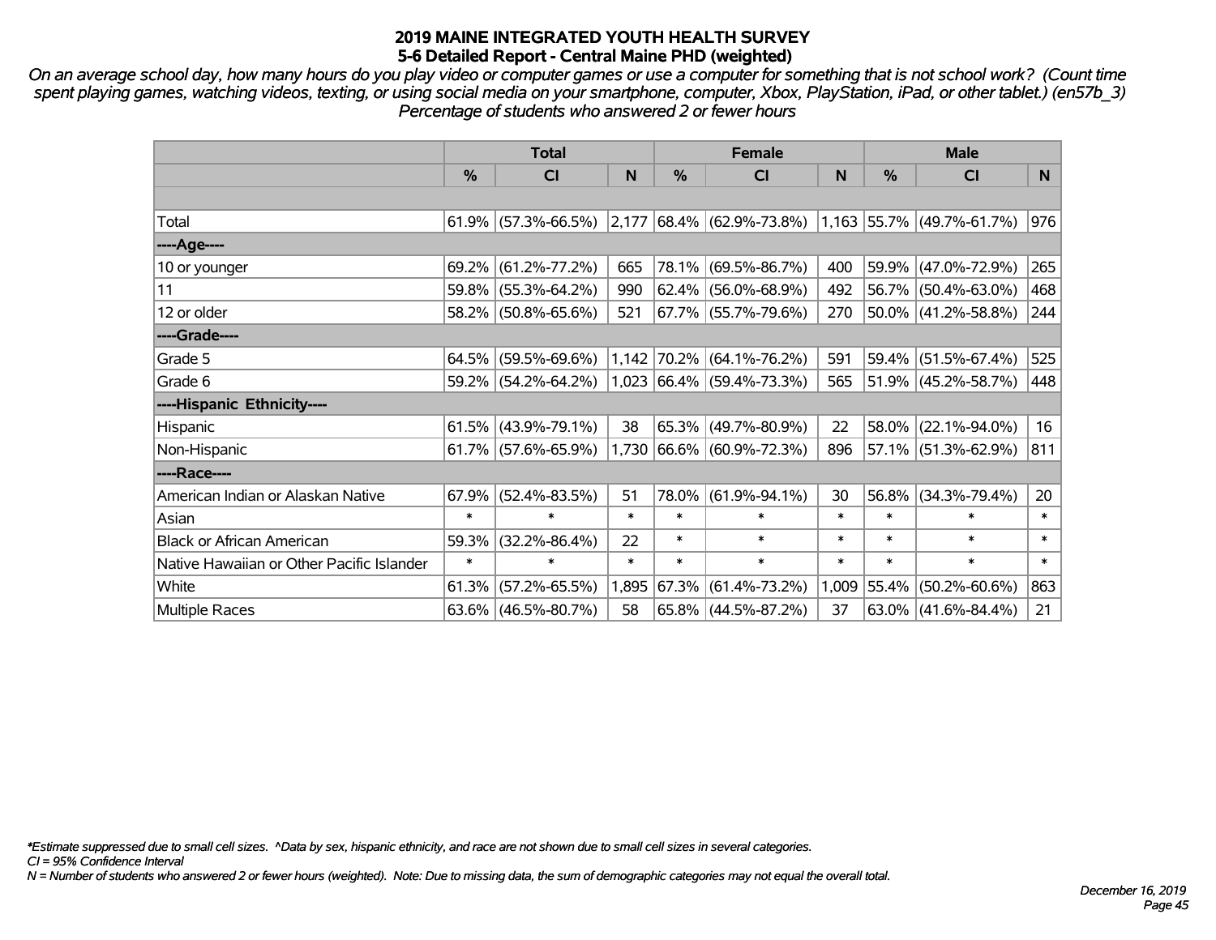# 2019 MAINE INTEGRATED YOUTH HEALTH SURVEY
## 5-6 Detailed Report - Central Maine PHD (weighted)

*On an average school day, how many hours do you play video or computer games or use a computer for something that is not school work? (Count time spent playing games, watching videos, texting, or using social media on your smartphone, computer, Xbox, PlayStation, iPad, or other tablet.) (en57b_3) Percentage of students who answered 2 or fewer hours*

| | Total | | | Female | | | Male | | |
|---|---|---|---|---|---|---|---|---|---|
| | % | CI | N | % | CI | N | % | CI | N |
| | | | | | | | | | |
| Total | 61.9% | (57.3%-66.5%) | 2,177 | 68.4% | (62.9%-73.8%) | 1,163 | 55.7% | (49.7%-61.7%) | 976 |
| ----Age---- | | | | | | | | | |
| 10 or younger | 69.2% | (61.2%-77.2%) | 665 | 78.1% | (69.5%-86.7%) | 400 | 59.9% | (47.0%-72.9%) | 265 |
| 11 | 59.8% | (55.3%-64.2%) | 990 | 62.4% | (56.0%-68.9%) | 492 | 56.7% | (50.4%-63.0%) | 468 |
| 12 or older | 58.2% | (50.8%-65.6%) | 521 | 67.7% | (55.7%-79.6%) | 270 | 50.0% | (41.2%-58.8%) | 244 |
| ----Grade---- | | | | | | | | | |
| Grade 5 | 64.5% | (59.5%-69.6%) | 1,142 | 70.2% | (64.1%-76.2%) | 591 | 59.4% | (51.5%-67.4%) | 525 |
| Grade 6 | 59.2% | (54.2%-64.2%) | 1,023 | 66.4% | (59.4%-73.3%) | 565 | 51.9% | (45.2%-58.7%) | 448 |
| ----Hispanic Ethnicity---- | | | | | | | | | |
| Hispanic | 61.5% | (43.9%-79.1%) | 38 | 65.3% | (49.7%-80.9%) | 22 | 58.0% | (22.1%-94.0%) | 16 |
| Non-Hispanic | 61.7% | (57.6%-65.9%) | 1,730 | 66.6% | (60.9%-72.3%) | 896 | 57.1% | (51.3%-62.9%) | 811 |
| ----Race---- | | | | | | | | | |
| American Indian or Alaskan Native | 67.9% | (52.4%-83.5%) | 51 | 78.0% | (61.9%-94.1%) | 30 | 56.8% | (34.3%-79.4%) | 20 |
| Asian | * | * | * | * | * | * | * | * | * |
| Black or African American | 59.3% | (32.2%-86.4%) | 22 | * | * | * | * | * | * |
| Native Hawaiian or Other Pacific Islander | * | * | * | * | * | * | * | * | * |
| White | 61.3% | (57.2%-65.5%) | 1,895 | 67.3% | (61.4%-73.2%) | 1,009 | 55.4% | (50.2%-60.6%) | 863 |
| Multiple Races | 63.6% | (46.5%-80.7%) | 58 | 65.8% | (44.5%-87.2%) | 37 | 63.0% | (41.6%-84.4%) | 21 |

*\*Estimate suppressed due to small cell sizes. ^Data by sex, hispanic ethnicity, and race are not shown due to small cell sizes in several categories.*

*CI = 95% Confidence Interval*

*N = Number of students who answered 2 or fewer hours (weighted). Note: Due to missing data, the sum of demographic categories may not equal the overall total.*

*December 16, 2019*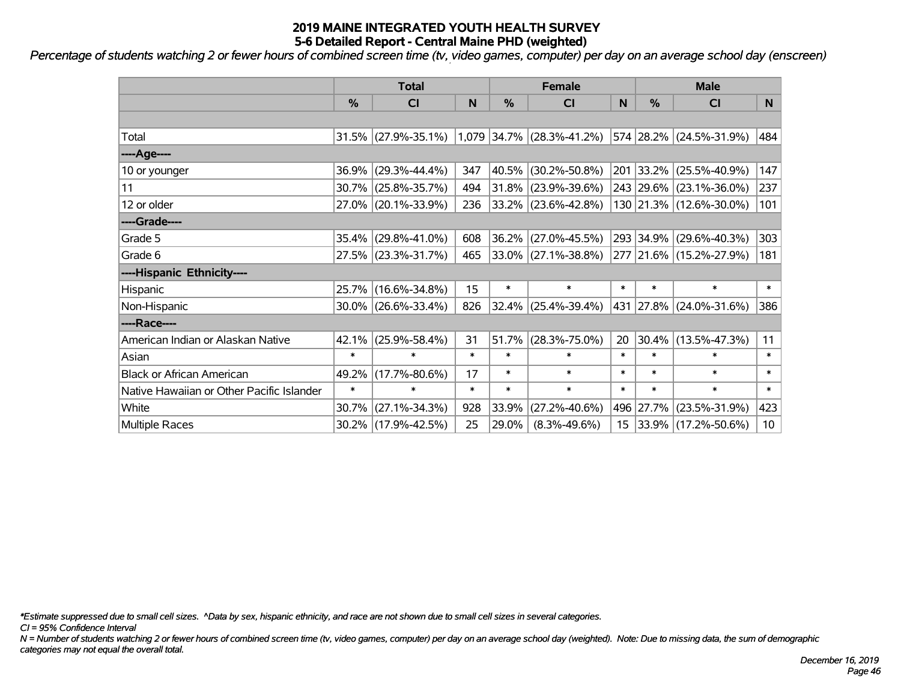# 2019 MAINE INTEGRATED YOUTH HEALTH SURVEY
## 5-6 Detailed Report - Central Maine PHD (weighted)

*Percentage of students watching 2 or fewer hours of combined screen time (tv, video games, computer) per day on an average school day (enscreen)*

| | Total | | | Female | | | Male | | |
|---|---|---|---|---|---|---|---|---|---|
| | % | CI | N | % | CI | N | % | CI | N |
| | | | | | | | | | |
| Total | 31.5% | (27.9%-35.1%) | 1,079 | 34.7% | (28.3%-41.2%) | 574 | 28.2% | (24.5%-31.9%) | 484 |
| ----Age---- | | | | | | | | | |
| 10 or younger | 36.9% | (29.3%-44.4%) | 347 | 40.5% | (30.2%-50.8%) | 201 | 33.2% | (25.5%-40.9%) | 147 |
| 11 | 30.7% | (25.8%-35.7%) | 494 | 31.8% | (23.9%-39.6%) | 243 | 29.6% | (23.1%-36.0%) | 237 |
| 12 or older | 27.0% | (20.1%-33.9%) | 236 | 33.2% | (23.6%-42.8%) | 130 | 21.3% | (12.6%-30.0%) | 101 |
| ----Grade---- | | | | | | | | | |
| Grade 5 | 35.4% | (29.8%-41.0%) | 608 | 36.2% | (27.0%-45.5%) | 293 | 34.9% | (29.6%-40.3%) | 303 |
| Grade 6 | 27.5% | (23.3%-31.7%) | 465 | 33.0% | (27.1%-38.8%) | 277 | 21.6% | (15.2%-27.9%) | 181 |
| ----Hispanic Ethnicity---- | | | | | | | | | |
| Hispanic | 25.7% | (16.6%-34.8%) | 15 | * | * | * | * | * | * |
| Non-Hispanic | 30.0% | (26.6%-33.4%) | 826 | 32.4% | (25.4%-39.4%) | 431 | 27.8% | (24.0%-31.6%) | 386 |
| ----Race---- | | | | | | | | | |
| American Indian or Alaskan Native | 42.1% | (25.9%-58.4%) | 31 | 51.7% | (28.3%-75.0%) | 20 | 30.4% | (13.5%-47.3%) | 11 |
| Asian | * | * | * | * | * | * | * | * | * |
| Black or African American | 49.2% | (17.7%-80.6%) | 17 | * | * | * | * | * | * |
| Native Hawaiian or Other Pacific Islander | * | * | * | * | * | * | * | * | * |
| White | 30.7% | (27.1%-34.3%) | 928 | 33.9% | (27.2%-40.6%) | 496 | 27.7% | (23.5%-31.9%) | 423 |
| Multiple Races | 30.2% | (17.9%-42.5%) | 25 | 29.0% | (8.3%-49.6%) | 15 | 33.9% | (17.2%-50.6%) | 10 |

*\*Estimate suppressed due to small cell sizes. ^Data by sex, hispanic ethnicity, and race are not shown due to small cell sizes in several categories.*

*CI = 95% Confidence Interval*

*N = Number of students watching 2 or fewer hours of combined screen time (tv, video games, computer) per day on an average school day (weighted). Note: Due to missing data, the sum of demographic categories may not equal the overall total.*

*December 16, 2019*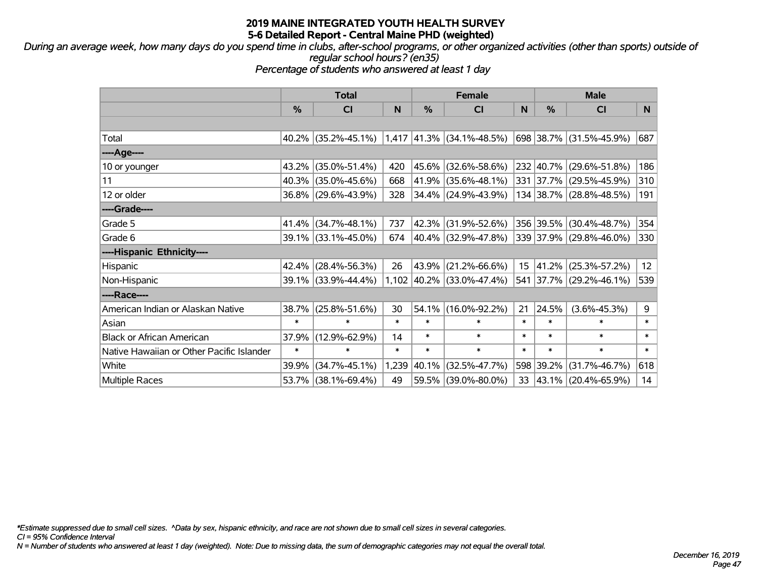# 2019 MAINE INTEGRATED YOUTH HEALTH SURVEY
## 5-6 Detailed Report - Central Maine PHD (weighted)

*During an average week, how many days do you spend time in clubs, after-school programs, or other organized activities (other than sports) outside of regular school hours? (en35)*
*Percentage of students who answered at least 1 day*

| | Total | | | Female | | | Male | | |
|---|---|---|---|---|---|---|---|---|---|
| | % | CI | N | % | CI | N | % | CI | N |
| | | | | | | | | | |
| Total | 40.2% | (35.2%-45.1%) | 1,417 | 41.3% | (34.1%-48.5%) | 698 | 38.7% | (31.5%-45.9%) | 687 |
| ----Age---- | | | | | | | | | |
| 10 or younger | 43.2% | (35.0%-51.4%) | 420 | 45.6% | (32.6%-58.6%) | 232 | 40.7% | (29.6%-51.8%) | 186 |
| 11 | 40.3% | (35.0%-45.6%) | 668 | 41.9% | (35.6%-48.1%) | 331 | 37.7% | (29.5%-45.9%) | 310 |
| 12 or older | 36.8% | (29.6%-43.9%) | 328 | 34.4% | (24.9%-43.9%) | 134 | 38.7% | (28.8%-48.5%) | 191 |
| ----Grade---- | | | | | | | | | |
| Grade 5 | 41.4% | (34.7%-48.1%) | 737 | 42.3% | (31.9%-52.6%) | 356 | 39.5% | (30.4%-48.7%) | 354 |
| Grade 6 | 39.1% | (33.1%-45.0%) | 674 | 40.4% | (32.9%-47.8%) | 339 | 37.9% | (29.8%-46.0%) | 330 |
| ----Hispanic Ethnicity---- | | | | | | | | | |
| Hispanic | 42.4% | (28.4%-56.3%) | 26 | 43.9% | (21.2%-66.6%) | 15 | 41.2% | (25.3%-57.2%) | 12 |
| Non-Hispanic | 39.1% | (33.9%-44.4%) | 1,102 | 40.2% | (33.0%-47.4%) | 541 | 37.7% | (29.2%-46.1%) | 539 |
| ----Race---- | | | | | | | | | |
| American Indian or Alaskan Native | 38.7% | (25.8%-51.6%) | 30 | 54.1% | (16.0%-92.2%) | 21 | 24.5% | (3.6%-45.3%) | 9 |
| Asian | * | * | * | * | * | * | * | * | * |
| Black or African American | 37.9% | (12.9%-62.9%) | 14 | * | * | * | * | * | * |
| Native Hawaiian or Other Pacific Islander | * | * | * | * | * | * | * | * | * |
| White | 39.9% | (34.7%-45.1%) | 1,239 | 40.1% | (32.5%-47.7%) | 598 | 39.2% | (31.7%-46.7%) | 618 |
| Multiple Races | 53.7% | (38.1%-69.4%) | 49 | 59.5% | (39.0%-80.0%) | 33 | 43.1% | (20.4%-65.9%) | 14 |

*\*Estimate suppressed due to small cell sizes. ^Data by sex, hispanic ethnicity, and race are not shown due to small cell sizes in several categories.*
*CI = 95% Confidence Interval*
*N = Number of students who answered at least 1 day (weighted). Note: Due to missing data, the sum of demographic categories may not equal the overall total.*

*December 16, 2019*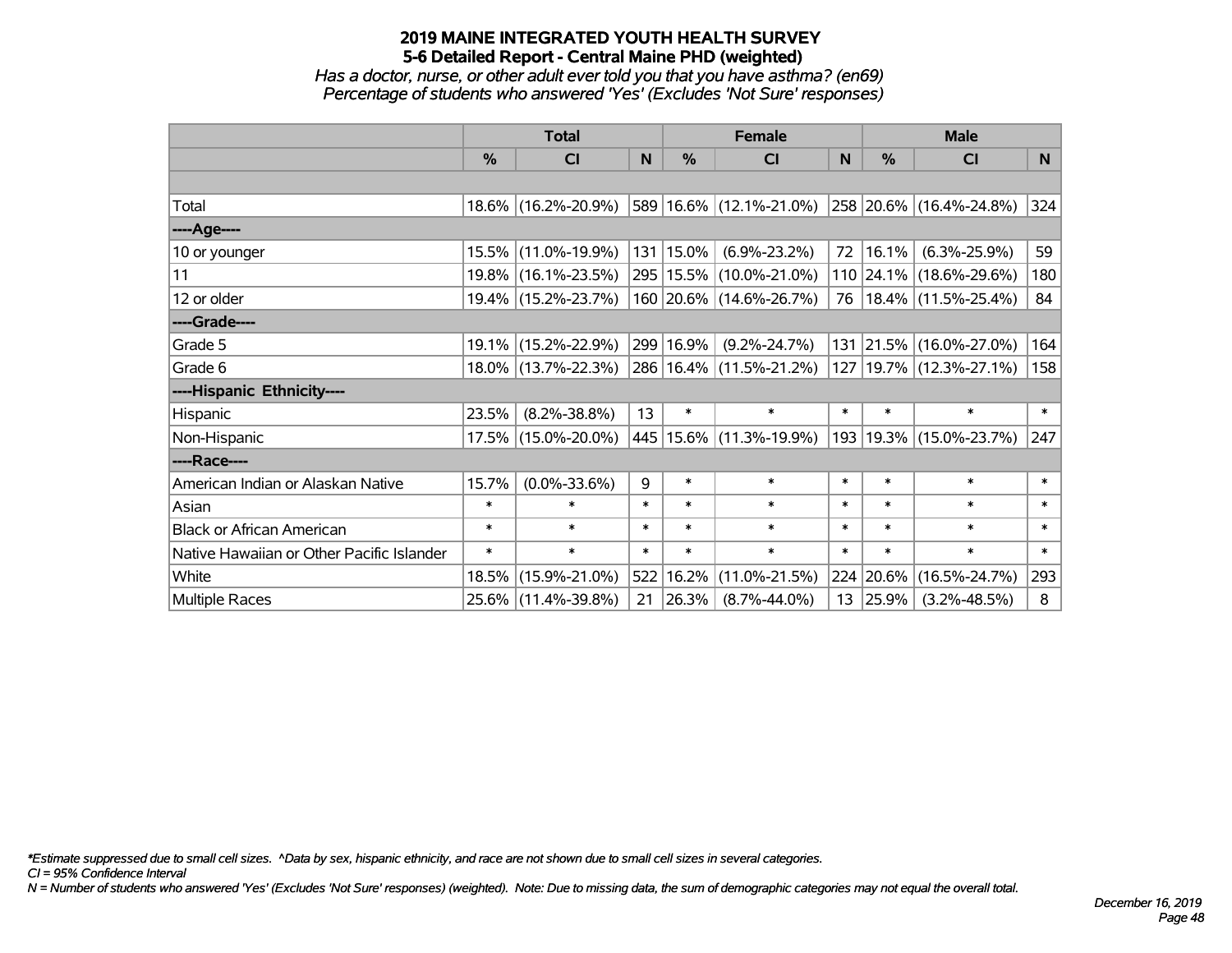# 2019 MAINE INTEGRATED YOUTH HEALTH SURVEY
## 5-6 Detailed Report - Central Maine PHD (weighted)

*Has a doctor, nurse, or other adult ever told you that you have asthma? (en69)*
*Percentage of students who answered 'Yes' (Excludes 'Not Sure' responses)*

| | Total | | | Female | | | Male | | |
|---|---|---|---|---|---|---|---|---|---|
| | % | CI | N | % | CI | N | % | CI | N |
| | | | | | | | | | |
| Total | 18.6% | (16.2%-20.9%) | 589 | 16.6% | (12.1%-21.0%) | 258 | 20.6% | (16.4%-24.8%) | 324 |
| ----Age---- | | | | | | | | | |
| 10 or younger | 15.5% | (11.0%-19.9%) | 131 | 15.0% | (6.9%-23.2%) | 72 | 16.1% | (6.3%-25.9%) | 59 |
| 11 | 19.8% | (16.1%-23.5%) | 295 | 15.5% | (10.0%-21.0%) | 110 | 24.1% | (18.6%-29.6%) | 180 |
| 12 or older | 19.4% | (15.2%-23.7%) | 160 | 20.6% | (14.6%-26.7%) | 76 | 18.4% | (11.5%-25.4%) | 84 |
| ----Grade---- | | | | | | | | | |
| Grade 5 | 19.1% | (15.2%-22.9%) | 299 | 16.9% | (9.2%-24.7%) | 131 | 21.5% | (16.0%-27.0%) | 164 |
| Grade 6 | 18.0% | (13.7%-22.3%) | 286 | 16.4% | (11.5%-21.2%) | 127 | 19.7% | (12.3%-27.1%) | 158 |
| ----Hispanic Ethnicity---- | | | | | | | | | |
| Hispanic | 23.5% | (8.2%-38.8%) | 13 | * | * | * | * | * | * |
| Non-Hispanic | 17.5% | (15.0%-20.0%) | 445 | 15.6% | (11.3%-19.9%) | 193 | 19.3% | (15.0%-23.7%) | 247 |
| ----Race---- | | | | | | | | | |
| American Indian or Alaskan Native | 15.7% | (0.0%-33.6%) | 9 | * | * | * | * | * | * |
| Asian | * | * | * | * | * | * | * | * | * |
| Black or African American | * | * | * | * | * | * | * | * | * |
| Native Hawaiian or Other Pacific Islander | * | * | * | * | * | * | * | * | * |
| White | 18.5% | (15.9%-21.0%) | 522 | 16.2% | (11.0%-21.5%) | 224 | 20.6% | (16.5%-24.7%) | 293 |
| Multiple Races | 25.6% | (11.4%-39.8%) | 21 | 26.3% | (8.7%-44.0%) | 13 | 25.9% | (3.2%-48.5%) | 8 |

*\*Estimate suppressed due to small cell sizes. ^Data by sex, hispanic ethnicity, and race are not shown due to small cell sizes in several categories.*
*CI = 95% Confidence Interval*
*N = Number of students who answered 'Yes' (Excludes 'Not Sure' responses) (weighted). Note: Due to missing data, the sum of demographic categories may not equal the overall total.*

*December 16, 2019*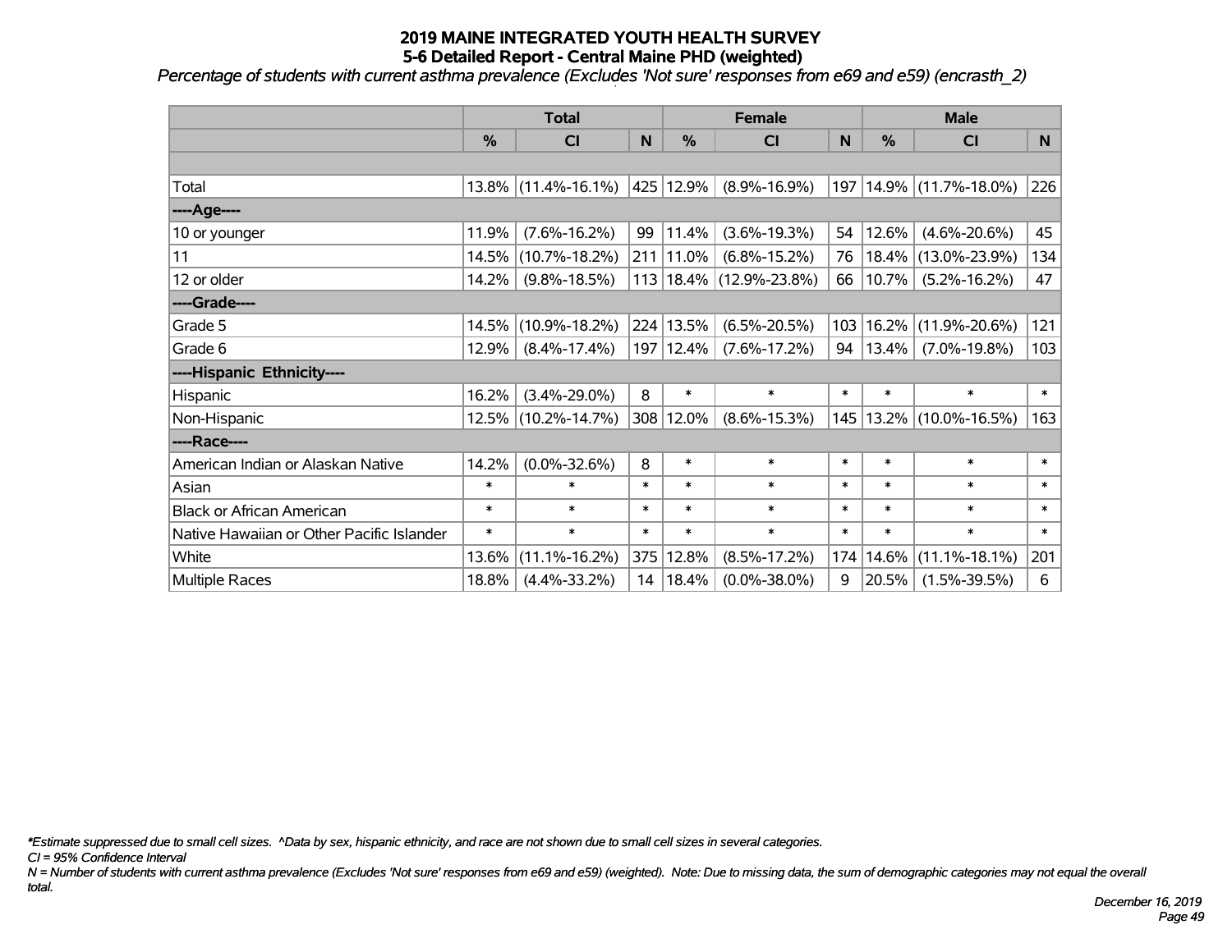# 2019 MAINE INTEGRATED YOUTH HEALTH SURVEY
## 5-6 Detailed Report - Central Maine PHD (weighted)
*Percentage of students with current asthma prevalence (Excludes 'Not sure' responses from e69 and e59) (encrasth_2)*

| | Total | | | Female | | | Male | | |
|---|---|---|---|---|---|---|---|---|---|
| | % | CI | N | % | CI | N | % | CI | N |
| | | | | | | | | | |
| Total | 13.8% | (11.4%-16.1%) | 425 | 12.9% | (8.9%-16.9%) | 197 | 14.9% | (11.7%-18.0%) | 226 |
| ----Age---- | | | | | | | | | |
| 10 or younger | 11.9% | (7.6%-16.2%) | 99 | 11.4% | (3.6%-19.3%) | 54 | 12.6% | (4.6%-20.6%) | 45 |
| 11 | 14.5% | (10.7%-18.2%) | 211 | 11.0% | (6.8%-15.2%) | 76 | 18.4% | (13.0%-23.9%) | 134 |
| 12 or older | 14.2% | (9.8%-18.5%) | 113 | 18.4% | (12.9%-23.8%) | 66 | 10.7% | (5.2%-16.2%) | 47 |
| ----Grade---- | | | | | | | | | |
| Grade 5 | 14.5% | (10.9%-18.2%) | 224 | 13.5% | (6.5%-20.5%) | 103 | 16.2% | (11.9%-20.6%) | 121 |
| Grade 6 | 12.9% | (8.4%-17.4%) | 197 | 12.4% | (7.6%-17.2%) | 94 | 13.4% | (7.0%-19.8%) | 103 |
| ----Hispanic Ethnicity---- | | | | | | | | | |
| Hispanic | 16.2% | (3.4%-29.0%) | 8 | * | * | * | * | * | * |
| Non-Hispanic | 12.5% | (10.2%-14.7%) | 308 | 12.0% | (8.6%-15.3%) | 145 | 13.2% | (10.0%-16.5%) | 163 |
| ----Race---- | | | | | | | | | |
| American Indian or Alaskan Native | 14.2% | (0.0%-32.6%) | 8 | * | * | * | * | * | * |
| Asian | * | * | * | * | * | * | * | * | * |
| Black or African American | * | * | * | * | * | * | * | * | * |
| Native Hawaiian or Other Pacific Islander | * | * | * | * | * | * | * | * | * |
| White | 13.6% | (11.1%-16.2%) | 375 | 12.8% | (8.5%-17.2%) | 174 | 14.6% | (11.1%-18.1%) | 201 |
| Multiple Races | 18.8% | (4.4%-33.2%) | 14 | 18.4% | (0.0%-38.0%) | 9 | 20.5% | (1.5%-39.5%) | 6 |

*\*Estimate suppressed due to small cell sizes. ^Data by sex, hispanic ethnicity, and race are not shown due to small cell sizes in several categories.*

*CI = 95% Confidence Interval*

*N = Number of students with current asthma prevalence (Excludes 'Not sure' responses from e69 and e59) (weighted). Note: Due to missing data, the sum of demographic categories may not equal the overall total.*

*December 16, 2019*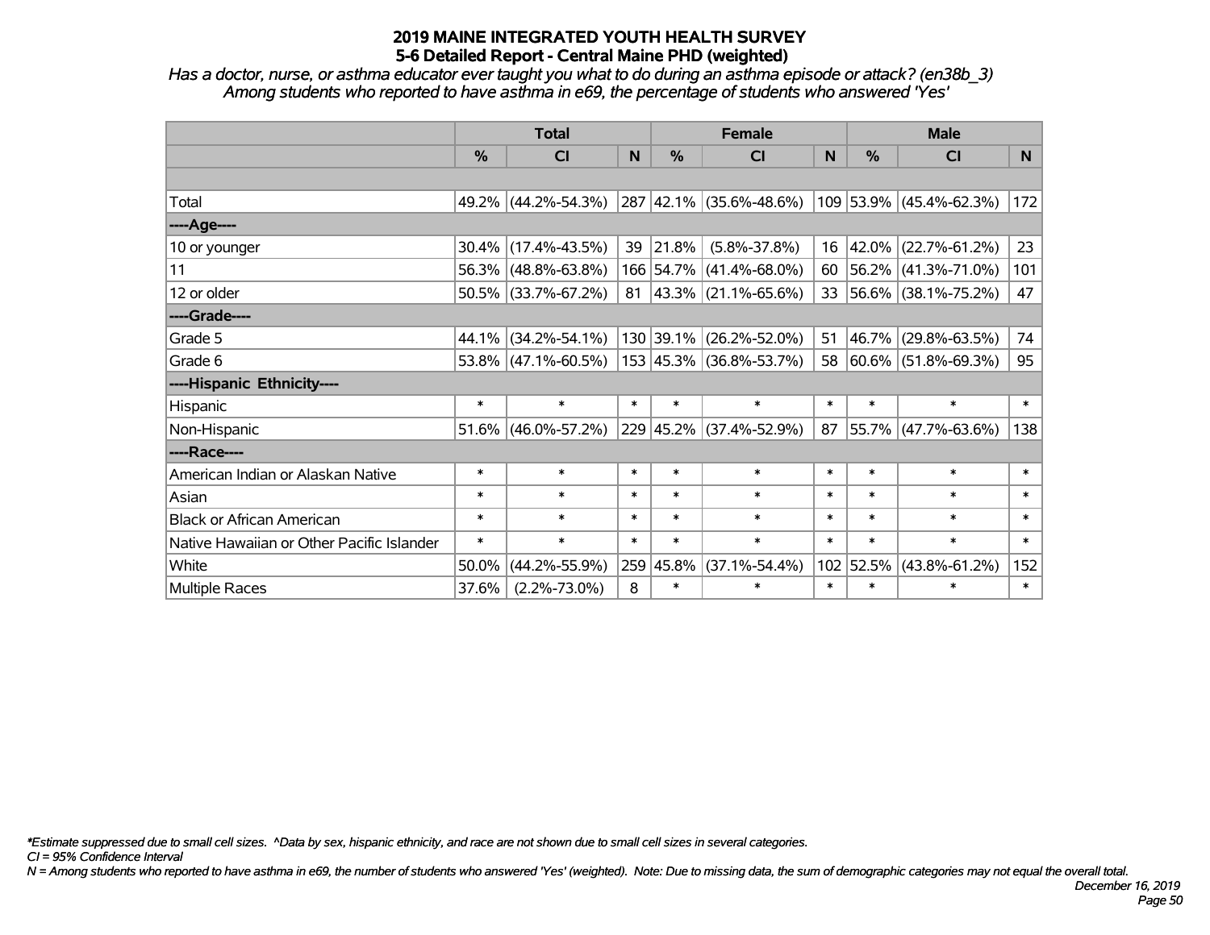# 2019 MAINE INTEGRATED YOUTH HEALTH SURVEY
## 5-6 Detailed Report - Central Maine PHD (weighted)

*Has a doctor, nurse, or asthma educator ever taught you what to do during an asthma episode or attack? (en38b_3)*
*Among students who reported to have asthma in e69, the percentage of students who answered 'Yes'*

| | Total | | | Female | | | Male | | |
|---|---|---|---|---|---|---|---|---|---|
| | % | CI | N | % | CI | N | % | CI | N |
| Total | 49.2% | (44.2%-54.3%) | 287 | 42.1% | (35.6%-48.6%) | 109 | 53.9% | (45.4%-62.3%) | 172 |
| ----Age---- | | | | | | | | | |
| 10 or younger | 30.4% | (17.4%-43.5%) | 39 | 21.8% | (5.8%-37.8%) | 16 | 42.0% | (22.7%-61.2%) | 23 |
| 11 | 56.3% | (48.8%-63.8%) | 166 | 54.7% | (41.4%-68.0%) | 60 | 56.2% | (41.3%-71.0%) | 101 |
| 12 or older | 50.5% | (33.7%-67.2%) | 81 | 43.3% | (21.1%-65.6%) | 33 | 56.6% | (38.1%-75.2%) | 47 |
| ----Grade---- | | | | | | | | | |
| Grade 5 | 44.1% | (34.2%-54.1%) | 130 | 39.1% | (26.2%-52.0%) | 51 | 46.7% | (29.8%-63.5%) | 74 |
| Grade 6 | 53.8% | (47.1%-60.5%) | 153 | 45.3% | (36.8%-53.7%) | 58 | 60.6% | (51.8%-69.3%) | 95 |
| ----Hispanic Ethnicity---- | | | | | | | | | |
| Hispanic | * | * | * | * | * | * | * | * | * |
| Non-Hispanic | 51.6% | (46.0%-57.2%) | 229 | 45.2% | (37.4%-52.9%) | 87 | 55.7% | (47.7%-63.6%) | 138 |
| ----Race---- | | | | | | | | | |
| American Indian or Alaskan Native | * | * | * | * | * | * | * | * | * |
| Asian | * | * | * | * | * | * | * | * | * |
| Black or African American | * | * | * | * | * | * | * | * | * |
| Native Hawaiian or Other Pacific Islander | * | * | * | * | * | * | * | * | * |
| White | 50.0% | (44.2%-55.9%) | 259 | 45.8% | (37.1%-54.4%) | 102 | 52.5% | (43.8%-61.2%) | 152 |
| Multiple Races | 37.6% | (2.2%-73.0%) | 8 | * | * | * | * | * | * |

*\*Estimate suppressed due to small cell sizes. ^Data by sex, hispanic ethnicity, and race are not shown due to small cell sizes in several categories.*

*CI = 95% Confidence Interval*

*N = Among students who reported to have asthma in e69, the number of students who answered 'Yes' (weighted). Note: Due to missing data, the sum of demographic categories may not equal the overall total.*

*December 16, 2019*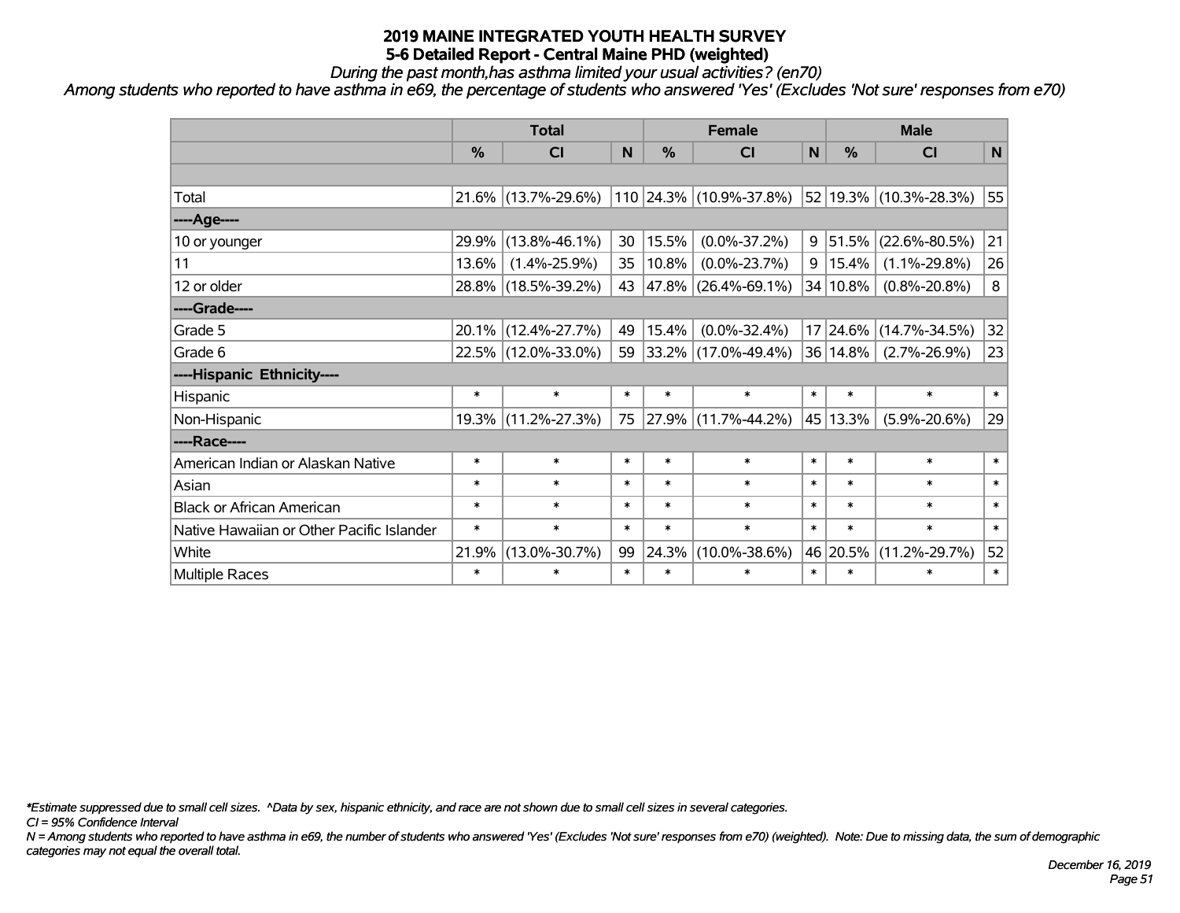# 2019 MAINE INTEGRATED YOUTH HEALTH SURVEY
## 5-6 Detailed Report - Central Maine PHD (weighted)

*During the past month,has asthma limited your usual activities? (en70)*

*Among students who reported to have asthma in e69, the percentage of students who answered 'Yes' (Excludes 'Not sure' responses from e70)*

| | Total | | | Female | | | Male | | |
|---|---|---|---|---|---|---|---|---|---|
| | % | CI | N | % | CI | N | % | CI | N |
| | | | | | | | | | |
| Total | 21.6% | (13.7%-29.6%) | 110 | 24.3% | (10.9%-37.8%) | 52 | 19.3% | (10.3%-28.3%) | 55 |
| ----Age---- | | | | | | | | | |
| 10 or younger | 29.9% | (13.8%-46.1%) | 30 | 15.5% | (0.0%-37.2%) | 9 | 51.5% | (22.6%-80.5%) | 21 |
| 11 | 13.6% | (1.4%-25.9%) | 35 | 10.8% | (0.0%-23.7%) | 9 | 15.4% | (1.1%-29.8%) | 26 |
| 12 or older | 28.8% | (18.5%-39.2%) | 43 | 47.8% | (26.4%-69.1%) | 34 | 10.8% | (0.8%-20.8%) | 8 |
| ----Grade---- | | | | | | | | | |
| Grade 5 | 20.1% | (12.4%-27.7%) | 49 | 15.4% | (0.0%-32.4%) | 17 | 24.6% | (14.7%-34.5%) | 32 |
| Grade 6 | 22.5% | (12.0%-33.0%) | 59 | 33.2% | (17.0%-49.4%) | 36 | 14.8% | (2.7%-26.9%) | 23 |
| ----Hispanic Ethnicity---- | | | | | | | | | |
| Hispanic | * | * | * | * | * | * | * | * | * |
| Non-Hispanic | 19.3% | (11.2%-27.3%) | 75 | 27.9% | (11.7%-44.2%) | 45 | 13.3% | (5.9%-20.6%) | 29 |
| ----Race---- | | | | | | | | | |
| American Indian or Alaskan Native | * | * | * | * | * | * | * | * | * |
| Asian | * | * | * | * | * | * | * | * | * |
| Black or African American | * | * | * | * | * | * | * | * | * |
| Native Hawaiian or Other Pacific Islander | * | * | * | * | * | * | * | * | * |
| White | 21.9% | (13.0%-30.7%) | 99 | 24.3% | (10.0%-38.6%) | 46 | 20.5% | (11.2%-29.7%) | 52 |
| Multiple Races | * | * | * | * | * | * | * | * | * |

*\*Estimate suppressed due to small cell sizes. ^Data by sex, hispanic ethnicity, and race are not shown due to small cell sizes in several categories.*

*CI = 95% Confidence Interval*

*N = Among students who reported to have asthma in e69, the number of students who answered 'Yes' (Excludes 'Not sure' responses from e70) (weighted). Note: Due to missing data, the sum of demographic categories may not equal the overall total.*

*December 16, 2019*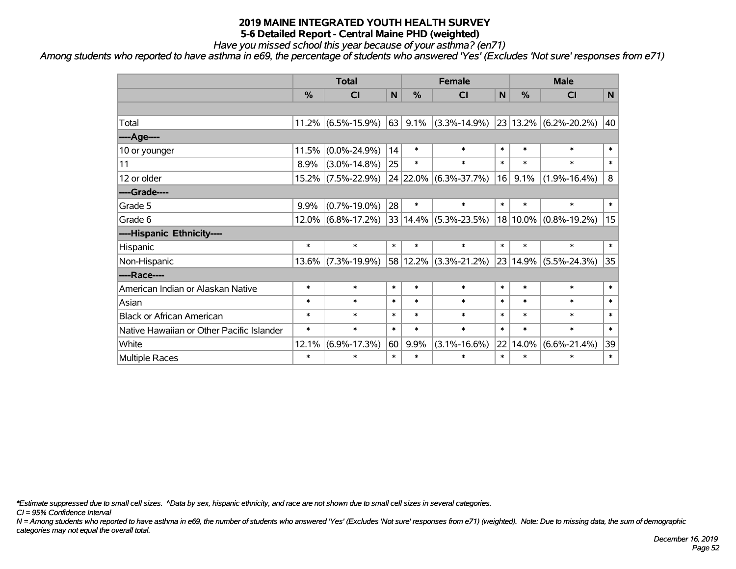# 2019 MAINE INTEGRATED YOUTH HEALTH SURVEY

## 5-6 Detailed Report - Central Maine PHD (weighted)

*Have you missed school this year because of your asthma? (en71)*

*Among students who reported to have asthma in e69, the percentage of students who answered 'Yes' (Excludes 'Not sure' responses from e71)*

| | Total | | | Female | | | Male | | |
|---|---|---|---|---|---|---|---|---|---|
| | % | CI | N | % | CI | N | % | CI | N |
| Total | 11.2% | (6.5%-15.9%) | 63 | 9.1% | (3.3%-14.9%) | 23 | 13.2% | (6.2%-20.2%) | 40 |
| ----Age---- | | | | | | | | | |
| 10 or younger | 11.5% | (0.0%-24.9%) | 14 | * | * | * | * | * | * |
| 11 | 8.9% | (3.0%-14.8%) | 25 | * | * | * | * | * | * |
| 12 or older | 15.2% | (7.5%-22.9%) | 24 | 22.0% | (6.3%-37.7%) | 16 | 9.1% | (1.9%-16.4%) | 8 |
| ----Grade---- | | | | | | | | | |
| Grade 5 | 9.9% | (0.7%-19.0%) | 28 | * | * | * | * | * | * |
| Grade 6 | 12.0% | (6.8%-17.2%) | 33 | 14.4% | (5.3%-23.5%) | 18 | 10.0% | (0.8%-19.2%) | 15 |
| ----Hispanic Ethnicity---- | | | | | | | | | |
| Hispanic | * | * | * | * | * | * | * | * | * |
| Non-Hispanic | 13.6% | (7.3%-19.9%) | 58 | 12.2% | (3.3%-21.2%) | 23 | 14.9% | (5.5%-24.3%) | 35 |
| ----Race---- | | | | | | | | | |
| American Indian or Alaskan Native | * | * | * | * | * | * | * | * | * |
| Asian | * | * | * | * | * | * | * | * | * |
| Black or African American | * | * | * | * | * | * | * | * | * |
| Native Hawaiian or Other Pacific Islander | * | * | * | * | * | * | * | * | * |
| White | 12.1% | (6.9%-17.3%) | 60 | 9.9% | (3.1%-16.6%) | 22 | 14.0% | (6.6%-21.4%) | 39 |
| Multiple Races | * | * | * | * | * | * | * | * | * |

*\*Estimate suppressed due to small cell sizes. ^Data by sex, hispanic ethnicity, and race are not shown due to small cell sizes in several categories.*

*CI = 95% Confidence Interval*

*N = Among students who reported to have asthma in e69, the number of students who answered 'Yes' (Excludes 'Not sure' responses from e71) (weighted). Note: Due to missing data, the sum of demographic categories may not equal the overall total.*

*December 16, 2019*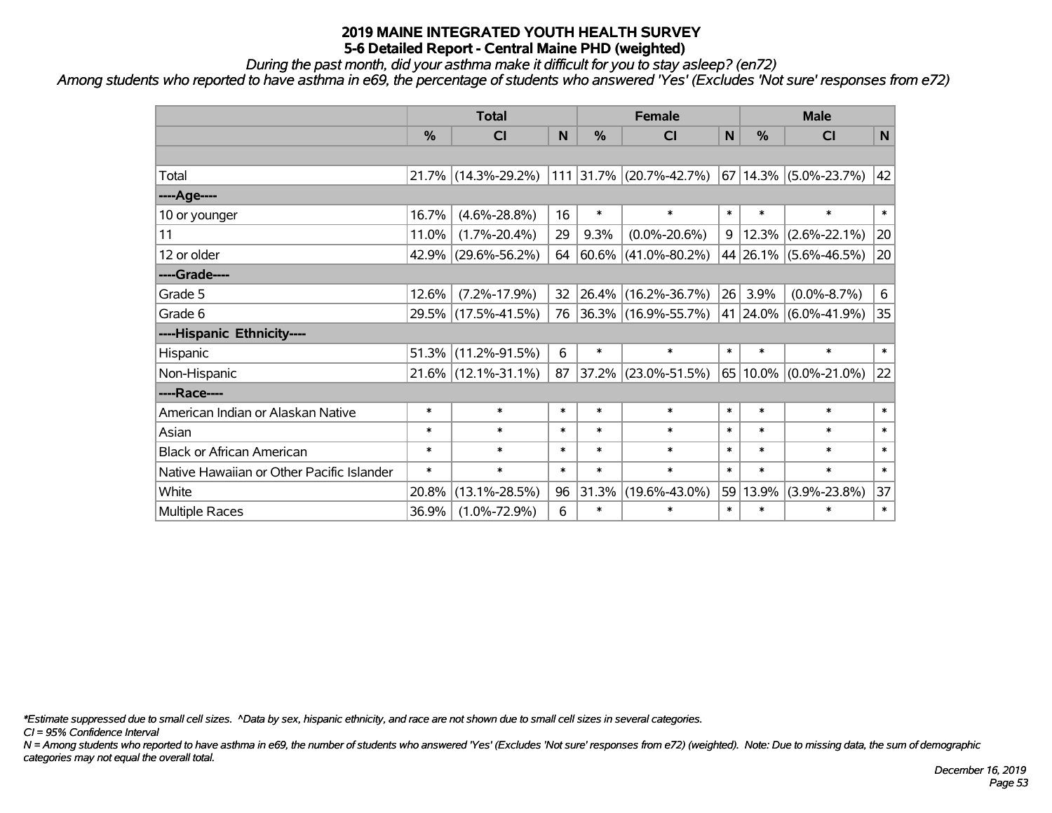# 2019 MAINE INTEGRATED YOUTH HEALTH SURVEY

## 5-6 Detailed Report - Central Maine PHD (weighted)

*During the past month, did your asthma make it difficult for you to stay asleep? (en72)*

*Among students who reported to have asthma in e69, the percentage of students who answered 'Yes' (Excludes 'Not sure' responses from e72)*

| | Total | | | Female | | | Male | | |
|---|---|---|---|---|---|---|---|---|---|
| | % | CI | N | % | CI | N | % | CI | N |
| Total | 21.7% | (14.3%-29.2%) | 111 | 31.7% | (20.7%-42.7%) | 67 | 14.3% | (5.0%-23.7%) | 42 |
| ----Age---- | | | | | | | | | |
| 10 or younger | 16.7% | (4.6%-28.8%) | 16 | * | * | * | * | * | * |
| 11 | 11.0% | (1.7%-20.4%) | 29 | 9.3% | (0.0%-20.6%) | 9 | 12.3% | (2.6%-22.1%) | 20 |
| 12 or older | 42.9% | (29.6%-56.2%) | 64 | 60.6% | (41.0%-80.2%) | 44 | 26.1% | (5.6%-46.5%) | 20 |
| ----Grade---- | | | | | | | | | |
| Grade 5 | 12.6% | (7.2%-17.9%) | 32 | 26.4% | (16.2%-36.7%) | 26 | 3.9% | (0.0%-8.7%) | 6 |
| Grade 6 | 29.5% | (17.5%-41.5%) | 76 | 36.3% | (16.9%-55.7%) | 41 | 24.0% | (6.0%-41.9%) | 35 |
| ----Hispanic Ethnicity---- | | | | | | | | | |
| Hispanic | 51.3% | (11.2%-91.5%) | 6 | * | * | * | * | * | * |
| Non-Hispanic | 21.6% | (12.1%-31.1%) | 87 | 37.2% | (23.0%-51.5%) | 65 | 10.0% | (0.0%-21.0%) | 22 |
| ----Race---- | | | | | | | | | |
| American Indian or Alaskan Native | * | * | * | * | * | * | * | * | * |
| Asian | * | * | * | * | * | * | * | * | * |
| Black or African American | * | * | * | * | * | * | * | * | * |
| Native Hawaiian or Other Pacific Islander | * | * | * | * | * | * | * | * | * |
| White | 20.8% | (13.1%-28.5%) | 96 | 31.3% | (19.6%-43.0%) | 59 | 13.9% | (3.9%-23.8%) | 37 |
| Multiple Races | 36.9% | (1.0%-72.9%) | 6 | * | * | * | * | * | * |

*\*Estimate suppressed due to small cell sizes. ^Data by sex, hispanic ethnicity, and race are not shown due to small cell sizes in several categories.*

*CI = 95% Confidence Interval*

*N = Among students who reported to have asthma in e69, the number of students who answered 'Yes' (Excludes 'Not sure' responses from e72) (weighted). Note: Due to missing data, the sum of demographic categories may not equal the overall total.*

*December 16, 2019*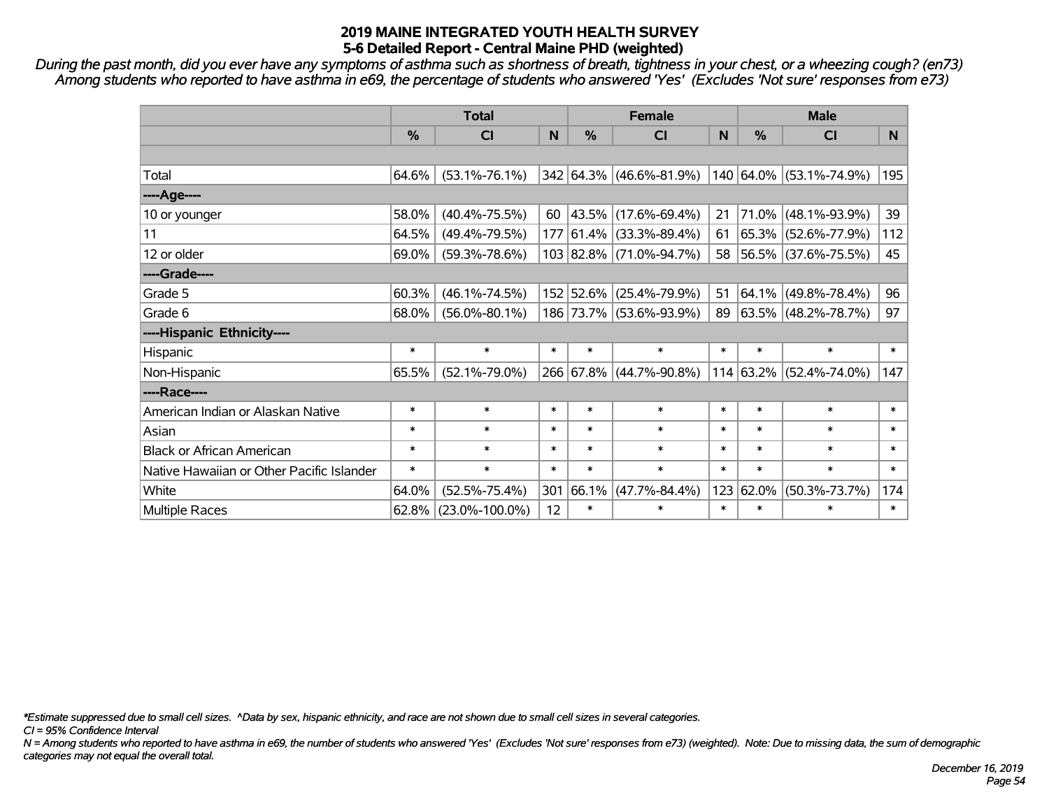# 2019 MAINE INTEGRATED YOUTH HEALTH SURVEY
## 5-6 Detailed Report - Central Maine PHD (weighted)

*During the past month, did you ever have any symptoms of asthma such as shortness of breath, tightness in your chest, or a wheezing cough? (en73) Among students who reported to have asthma in e69, the percentage of students who answered 'Yes' (Excludes 'Not sure' responses from e73)*

| | Total | | | Female | | | Male | | |
|---|---|---|---|---|---|---|---|---|---|
| | % | CI | N | % | CI | N | % | CI | N |
| Total | 64.6% | (53.1%-76.1%) | 342 | 64.3% | (46.6%-81.9%) | 140 | 64.0% | (53.1%-74.9%) | 195 |
| ----Age---- | | | | | | | | | |
| 10 or younger | 58.0% | (40.4%-75.5%) | 60 | 43.5% | (17.6%-69.4%) | 21 | 71.0% | (48.1%-93.9%) | 39 |
| 11 | 64.5% | (49.4%-79.5%) | 177 | 61.4% | (33.3%-89.4%) | 61 | 65.3% | (52.6%-77.9%) | 112 |
| 12 or older | 69.0% | (59.3%-78.6%) | 103 | 82.8% | (71.0%-94.7%) | 58 | 56.5% | (37.6%-75.5%) | 45 |
| ----Grade---- | | | | | | | | | |
| Grade 5 | 60.3% | (46.1%-74.5%) | 152 | 52.6% | (25.4%-79.9%) | 51 | 64.1% | (49.8%-78.4%) | 96 |
| Grade 6 | 68.0% | (56.0%-80.1%) | 186 | 73.7% | (53.6%-93.9%) | 89 | 63.5% | (48.2%-78.7%) | 97 |
| ----Hispanic Ethnicity---- | | | | | | | | | |
| Hispanic | * | * | * | * | * | * | * | * | * |
| Non-Hispanic | 65.5% | (52.1%-79.0%) | 266 | 67.8% | (44.7%-90.8%) | 114 | 63.2% | (52.4%-74.0%) | 147 |
| ----Race---- | | | | | | | | | |
| American Indian or Alaskan Native | * | * | * | * | * | * | * | * | * |
| Asian | * | * | * | * | * | * | * | * | * |
| Black or African American | * | * | * | * | * | * | * | * | * |
| Native Hawaiian or Other Pacific Islander | * | * | * | * | * | * | * | * | * |
| White | 64.0% | (52.5%-75.4%) | 301 | 66.1% | (47.7%-84.4%) | 123 | 62.0% | (50.3%-73.7%) | 174 |
| Multiple Races | 62.8% | (23.0%-100.0%) | 12 | * | * | * | * | * | * |

*Estimate suppressed due to small cell sizes. ^Data by sex, hispanic ethnicity, and race are not shown due to small cell sizes in several categories.

*CI = 95% Confidence Interval*

*N = Among students who reported to have asthma in e69, the number of students who answered 'Yes' (Excludes 'Not sure' responses from e73) (weighted). Note: Due to missing data, the sum of demographic categories may not equal the overall total.*

*December 16, 2019*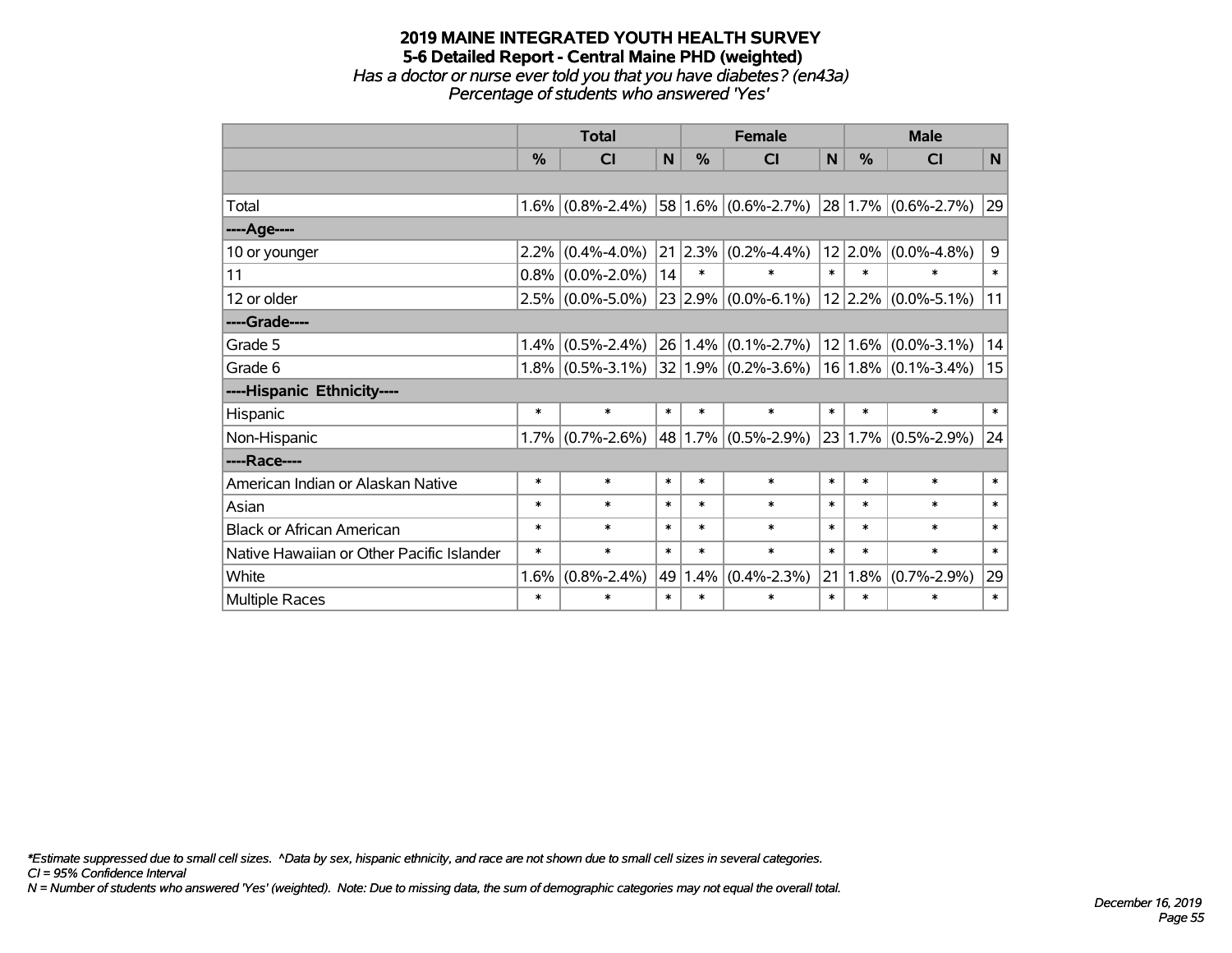# 2019 MAINE INTEGRATED YOUTH HEALTH SURVEY
## 5-6 Detailed Report - Central Maine PHD (weighted)
*Has a doctor or nurse ever told you that you have diabetes? (en43a)*
*Percentage of students who answered 'Yes'*

| | Total | | | Female | | | Male | | |
|---|---|---|---|---|---|---|---|---|---|
| | % | CI | N | % | CI | N | % | CI | N |
| | | | | | | | | | |
| Total | 1.6% | (0.8%-2.4%) | 58 | 1.6% | (0.6%-2.7%) | 28 | 1.7% | (0.6%-2.7%) | 29 |
| ----Age---- | | | | | | | | | |
| 10 or younger | 2.2% | (0.4%-4.0%) | 21 | 2.3% | (0.2%-4.4%) | 12 | 2.0% | (0.0%-4.8%) | 9 |
| 11 | 0.8% | (0.0%-2.0%) | 14 | * | * | * | * | * | * |
| 12 or older | 2.5% | (0.0%-5.0%) | 23 | 2.9% | (0.0%-6.1%) | 12 | 2.2% | (0.0%-5.1%) | 11 |
| ----Grade---- | | | | | | | | | |
| Grade 5 | 1.4% | (0.5%-2.4%) | 26 | 1.4% | (0.1%-2.7%) | 12 | 1.6% | (0.0%-3.1%) | 14 |
| Grade 6 | 1.8% | (0.5%-3.1%) | 32 | 1.9% | (0.2%-3.6%) | 16 | 1.8% | (0.1%-3.4%) | 15 |
| ----Hispanic Ethnicity---- | | | | | | | | | |
| Hispanic | * | * | * | * | * | * | * | * | * |
| Non-Hispanic | 1.7% | (0.7%-2.6%) | 48 | 1.7% | (0.5%-2.9%) | 23 | 1.7% | (0.5%-2.9%) | 24 |
| ----Race---- | | | | | | | | | |
| American Indian or Alaskan Native | * | * | * | * | * | * | * | * | * |
| Asian | * | * | * | * | * | * | * | * | * |
| Black or African American | * | * | * | * | * | * | * | * | * |
| Native Hawaiian or Other Pacific Islander | * | * | * | * | * | * | * | * | * |
| White | 1.6% | (0.8%-2.4%) | 49 | 1.4% | (0.4%-2.3%) | 21 | 1.8% | (0.7%-2.9%) | 29 |
| Multiple Races | * | * | * | * | * | * | * | * | * |

*\*Estimate suppressed due to small cell sizes. ^Data by sex, hispanic ethnicity, and race are not shown due to small cell sizes in several categories.*
*CI = 95% Confidence Interval*
*N = Number of students who answered 'Yes' (weighted). Note: Due to missing data, the sum of demographic categories may not equal the overall total.*

*December 16, 2019*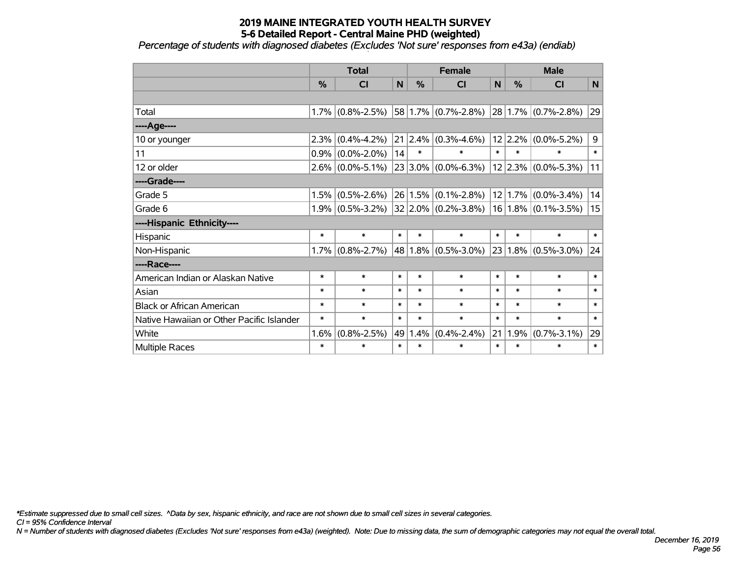# 2019 MAINE INTEGRATED YOUTH HEALTH SURVEY
## 5-6 Detailed Report - Central Maine PHD (weighted)
*Percentage of students with diagnosed diabetes (Excludes 'Not sure' responses from e43a) (endiab)*

| | Total | | | Female | | | Male | | |
|---|---|---|---|---|---|---|---|---|---|
| | % | CI | N | % | CI | N | % | CI | N |
| | | | | | | | | | |
| Total | 1.7% | (0.8%-2.5%) | 58 | 1.7% | (0.7%-2.8%) | 28 | 1.7% | (0.7%-2.8%) | 29 |
| ----Age---- | | | | | | | | | |
| 10 or younger | 2.3% | (0.4%-4.2%) | 21 | 2.4% | (0.3%-4.6%) | 12 | 2.2% | (0.0%-5.2%) | 9 |
| 11 | 0.9% | (0.0%-2.0%) | 14 | * | * | * | * | * | * |
| 12 or older | 2.6% | (0.0%-5.1%) | 23 | 3.0% | (0.0%-6.3%) | 12 | 2.3% | (0.0%-5.3%) | 11 |
| ----Grade---- | | | | | | | | | |
| Grade 5 | 1.5% | (0.5%-2.6%) | 26 | 1.5% | (0.1%-2.8%) | 12 | 1.7% | (0.0%-3.4%) | 14 |
| Grade 6 | 1.9% | (0.5%-3.2%) | 32 | 2.0% | (0.2%-3.8%) | 16 | 1.8% | (0.1%-3.5%) | 15 |
| ----Hispanic Ethnicity---- | | | | | | | | | |
| Hispanic | * | * | * | * | * | * | * | * | * |
| Non-Hispanic | 1.7% | (0.8%-2.7%) | 48 | 1.8% | (0.5%-3.0%) | 23 | 1.8% | (0.5%-3.0%) | 24 |
| ----Race---- | | | | | | | | | |
| American Indian or Alaskan Native | * | * | * | * | * | * | * | * | * |
| Asian | * | * | * | * | * | * | * | * | * |
| Black or African American | * | * | * | * | * | * | * | * | * |
| Native Hawaiian or Other Pacific Islander | * | * | * | * | * | * | * | * | * |
| White | 1.6% | (0.8%-2.5%) | 49 | 1.4% | (0.4%-2.4%) | 21 | 1.9% | (0.7%-3.1%) | 29 |
| Multiple Races | * | * | * | * | * | * | * | * | * |

*\*Estimate suppressed due to small cell sizes. ^Data by sex, hispanic ethnicity, and race are not shown due to small cell sizes in several categories.*

*CI = 95% Confidence Interval*

*N = Number of students with diagnosed diabetes (Excludes 'Not sure' responses from e43a) (weighted). Note: Due to missing data, the sum of demographic categories may not equal the overall total.*

*December 16, 2019*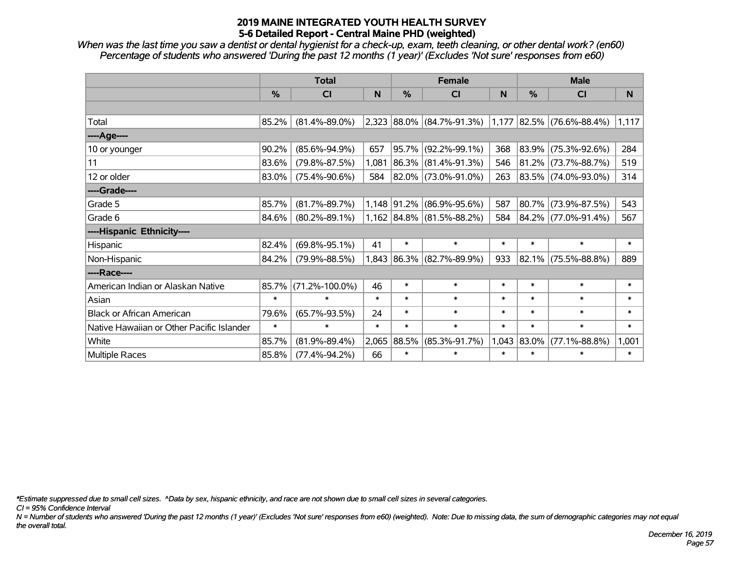# 2019 MAINE INTEGRATED YOUTH HEALTH SURVEY
## 5-6 Detailed Report - Central Maine PHD (weighted)

*When was the last time you saw a dentist or dental hygienist for a check-up, exam, teeth cleaning, or other dental work? (en60)*
*Percentage of students who answered 'During the past 12 months (1 year)' (Excludes 'Not sure' responses from e60)*

| | Total | | | Female | | | Male | | |
|---|---|---|---|---|---|---|---|---|---|
| | % | CI | N | % | CI | N | % | CI | N |
| Total | 85.2% | (81.4%-89.0%) | 2,323 | 88.0% | (84.7%-91.3%) | 1,177 | 82.5% | (76.6%-88.4%) | 1,117 |
| ----Age---- | | | | | | | | | |
| 10 or younger | 90.2% | (85.6%-94.9%) | 657 | 95.7% | (92.2%-99.1%) | 368 | 83.9% | (75.3%-92.6%) | 284 |
| 11 | 83.6% | (79.8%-87.5%) | 1,081 | 86.3% | (81.4%-91.3%) | 546 | 81.2% | (73.7%-88.7%) | 519 |
| 12 or older | 83.0% | (75.4%-90.6%) | 584 | 82.0% | (73.0%-91.0%) | 263 | 83.5% | (74.0%-93.0%) | 314 |
| ----Grade---- | | | | | | | | | |
| Grade 5 | 85.7% | (81.7%-89.7%) | 1,148 | 91.2% | (86.9%-95.6%) | 587 | 80.7% | (73.9%-87.5%) | 543 |
| Grade 6 | 84.6% | (80.2%-89.1%) | 1,162 | 84.8% | (81.5%-88.2%) | 584 | 84.2% | (77.0%-91.4%) | 567 |
| ----Hispanic Ethnicity---- | | | | | | | | | |
| Hispanic | 82.4% | (69.8%-95.1%) | 41 | * | * | * | * | * | * |
| Non-Hispanic | 84.2% | (79.9%-88.5%) | 1,843 | 86.3% | (82.7%-89.9%) | 933 | 82.1% | (75.5%-88.8%) | 889 |
| ----Race---- | | | | | | | | | |
| American Indian or Alaskan Native | 85.7% | (71.2%-100.0%) | 46 | * | * | * | * | * | * |
| Asian | * | * | * | * | * | * | * | * | * |
| Black or African American | 79.6% | (65.7%-93.5%) | 24 | * | * | * | * | * | * |
| Native Hawaiian or Other Pacific Islander | * | * | * | * | * | * | * | * | * |
| White | 85.7% | (81.9%-89.4%) | 2,065 | 88.5% | (85.3%-91.7%) | 1,043 | 83.0% | (77.1%-88.8%) | 1,001 |
| Multiple Races | 85.8% | (77.4%-94.2%) | 66 | * | * | * | * | * | * |

*\*Estimate suppressed due to small cell sizes. ^Data by sex, hispanic ethnicity, and race are not shown due to small cell sizes in several categories.*

*CI = 95% Confidence Interval*

*N = Number of students who answered 'During the past 12 months (1 year)' (Excludes 'Not sure' responses from e60) (weighted). Note: Due to missing data, the sum of demographic categories may not equal the overall total.*

*December 16, 2019*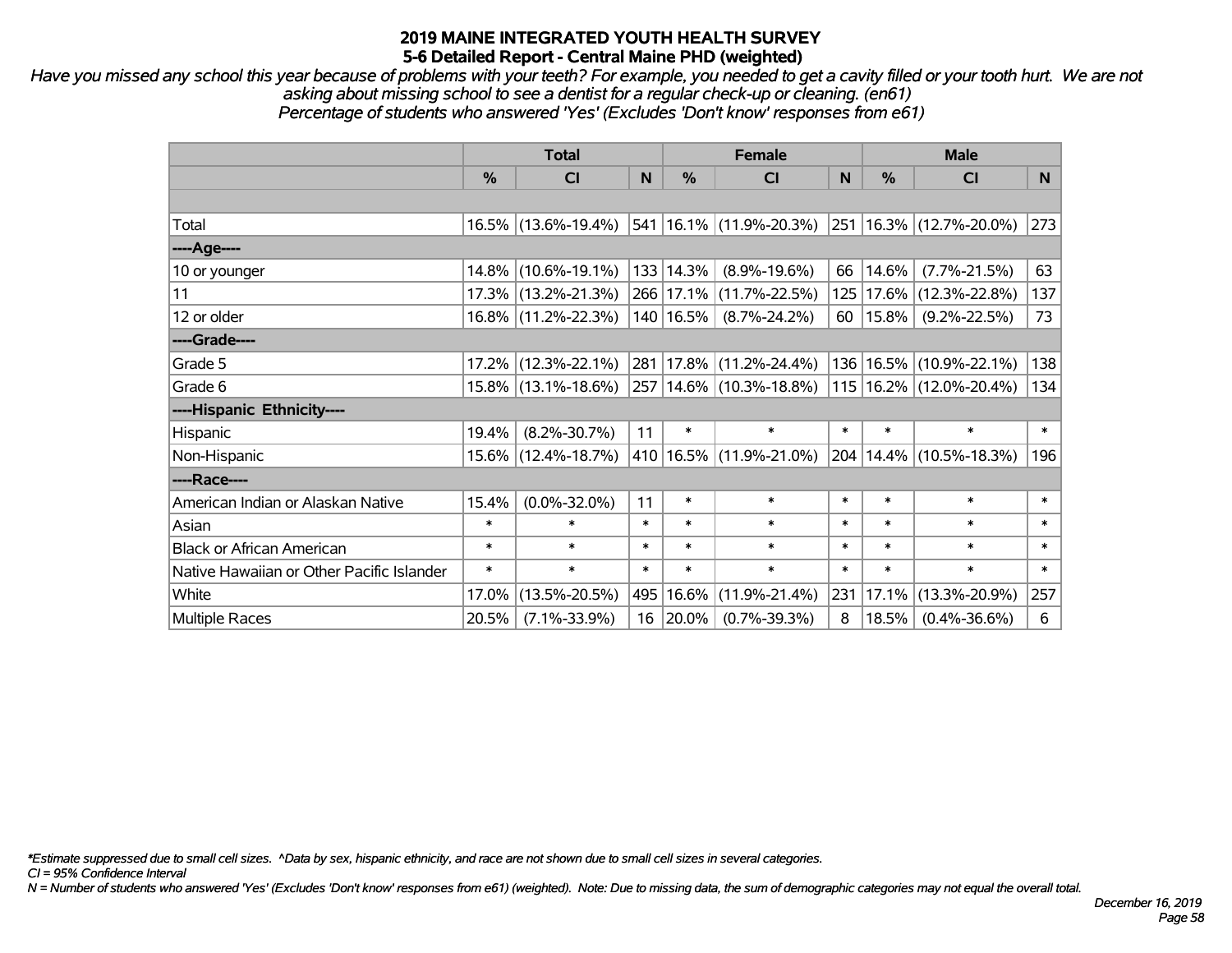# 2019 MAINE INTEGRATED YOUTH HEALTH SURVEY
## 5-6 Detailed Report - Central Maine PHD (weighted)

*Have you missed any school this year because of problems with your teeth? For example, you needed to get a cavity filled or your tooth hurt. We are not asking about missing school to see a dentist for a regular check-up or cleaning. (en61)*
*Percentage of students who answered 'Yes' (Excludes 'Don't know' responses from e61)*

| | Total | | | Female | | | Male | | |
|---|---|---|---|---|---|---|---|---|---|
| | % | CI | N | % | CI | N | % | CI | N |
| Total | 16.5% | (13.6%-19.4%) | 541 | 16.1% | (11.9%-20.3%) | 251 | 16.3% | (12.7%-20.0%) | 273 |
| ----Age---- | | | | | | | | | |
| 10 or younger | 14.8% | (10.6%-19.1%) | 133 | 14.3% | (8.9%-19.6%) | 66 | 14.6% | (7.7%-21.5%) | 63 |
| 11 | 17.3% | (13.2%-21.3%) | 266 | 17.1% | (11.7%-22.5%) | 125 | 17.6% | (12.3%-22.8%) | 137 |
| 12 or older | 16.8% | (11.2%-22.3%) | 140 | 16.5% | (8.7%-24.2%) | 60 | 15.8% | (9.2%-22.5%) | 73 |
| ----Grade---- | | | | | | | | | |
| Grade 5 | 17.2% | (12.3%-22.1%) | 281 | 17.8% | (11.2%-24.4%) | 136 | 16.5% | (10.9%-22.1%) | 138 |
| Grade 6 | 15.8% | (13.1%-18.6%) | 257 | 14.6% | (10.3%-18.8%) | 115 | 16.2% | (12.0%-20.4%) | 134 |
| ----Hispanic Ethnicity---- | | | | | | | | | |
| Hispanic | 19.4% | (8.2%-30.7%) | 11 | * | * | * | * | * | * |
| Non-Hispanic | 15.6% | (12.4%-18.7%) | 410 | 16.5% | (11.9%-21.0%) | 204 | 14.4% | (10.5%-18.3%) | 196 |
| ----Race---- | | | | | | | | | |
| American Indian or Alaskan Native | 15.4% | (0.0%-32.0%) | 11 | * | * | * | * | * | * |
| Asian | * | * | * | * | * | * | * | * | * |
| Black or African American | * | * | * | * | * | * | * | * | * |
| Native Hawaiian or Other Pacific Islander | * | * | * | * | * | * | * | * | * |
| White | 17.0% | (13.5%-20.5%) | 495 | 16.6% | (11.9%-21.4%) | 231 | 17.1% | (13.3%-20.9%) | 257 |
| Multiple Races | 20.5% | (7.1%-33.9%) | 16 | 20.0% | (0.7%-39.3%) | 8 | 18.5% | (0.4%-36.6%) | 6 |

*\*Estimate suppressed due to small cell sizes. ^Data by sex, hispanic ethnicity, and race are not shown due to small cell sizes in several categories.*
*CI = 95% Confidence Interval*
*N = Number of students who answered 'Yes' (Excludes 'Don't know' responses from e61) (weighted). Note: Due to missing data, the sum of demographic categories may not equal the overall total.*

*December 16, 2019*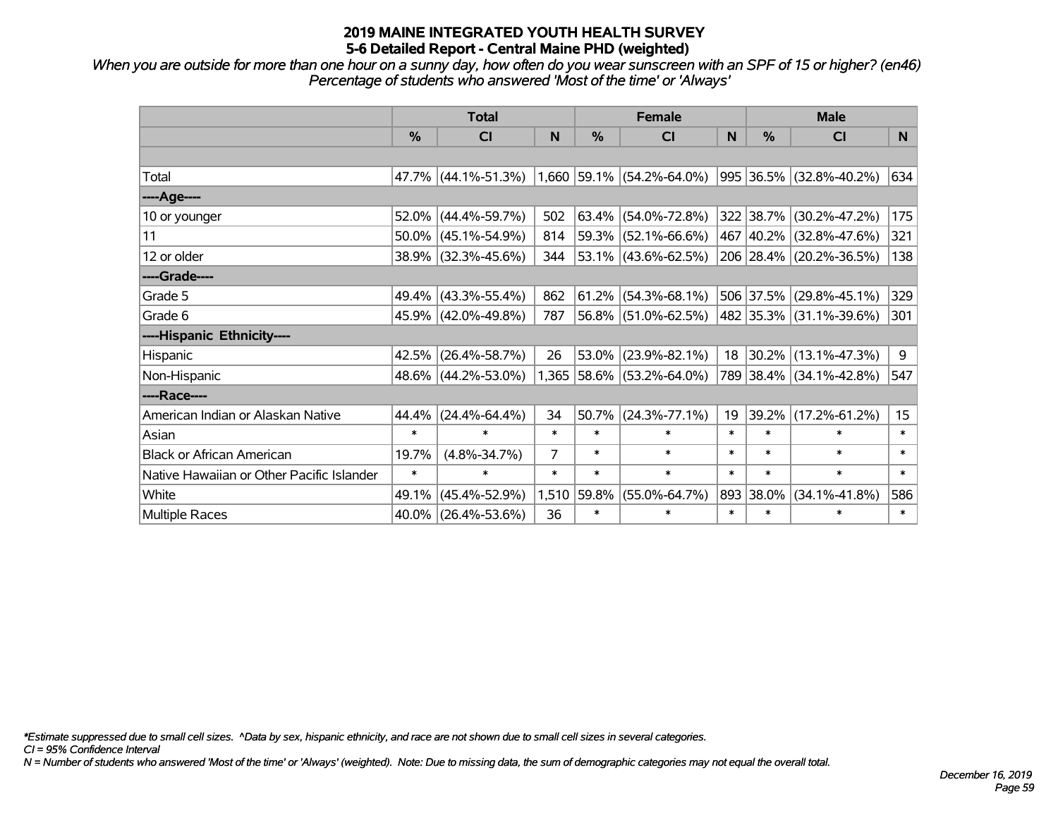# 2019 MAINE INTEGRATED YOUTH HEALTH SURVEY
## 5-6 Detailed Report - Central Maine PHD (weighted)

*When you are outside for more than one hour on a sunny day, how often do you wear sunscreen with an SPF of 15 or higher? (en46)*
*Percentage of students who answered 'Most of the time' or 'Always'*

| | Total | | | Female | | | Male | | |
|---|---|---|---|---|---|---|---|---|---|
| | % | CI | N | % | CI | N | % | CI | N |
| | | | | | | | | | |
| Total | 47.7% | (44.1%-51.3%) | 1,660 | 59.1% | (54.2%-64.0%) | 995 | 36.5% | (32.8%-40.2%) | 634 |
| ----Age---- | | | | | | | | | |
| 10 or younger | 52.0% | (44.4%-59.7%) | 502 | 63.4% | (54.0%-72.8%) | 322 | 38.7% | (30.2%-47.2%) | 175 |
| 11 | 50.0% | (45.1%-54.9%) | 814 | 59.3% | (52.1%-66.6%) | 467 | 40.2% | (32.8%-47.6%) | 321 |
| 12 or older | 38.9% | (32.3%-45.6%) | 344 | 53.1% | (43.6%-62.5%) | 206 | 28.4% | (20.2%-36.5%) | 138 |
| ----Grade---- | | | | | | | | | |
| Grade 5 | 49.4% | (43.3%-55.4%) | 862 | 61.2% | (54.3%-68.1%) | 506 | 37.5% | (29.8%-45.1%) | 329 |
| Grade 6 | 45.9% | (42.0%-49.8%) | 787 | 56.8% | (51.0%-62.5%) | 482 | 35.3% | (31.1%-39.6%) | 301 |
| ----Hispanic Ethnicity---- | | | | | | | | | |
| Hispanic | 42.5% | (26.4%-58.7%) | 26 | 53.0% | (23.9%-82.1%) | 18 | 30.2% | (13.1%-47.3%) | 9 |
| Non-Hispanic | 48.6% | (44.2%-53.0%) | 1,365 | 58.6% | (53.2%-64.0%) | 789 | 38.4% | (34.1%-42.8%) | 547 |
| ----Race---- | | | | | | | | | |
| American Indian or Alaskan Native | 44.4% | (24.4%-64.4%) | 34 | 50.7% | (24.3%-77.1%) | 19 | 39.2% | (17.2%-61.2%) | 15 |
| Asian | * | * | * | * | * | * | * | * | * |
| Black or African American | 19.7% | (4.8%-34.7%) | 7 | * | * | * | * | * | * |
| Native Hawaiian or Other Pacific Islander | * | * | * | * | * | * | * | * | * |
| White | 49.1% | (45.4%-52.9%) | 1,510 | 59.8% | (55.0%-64.7%) | 893 | 38.0% | (34.1%-41.8%) | 586 |
| Multiple Races | 40.0% | (26.4%-53.6%) | 36 | * | * | * | * | * | * |

*\*Estimate suppressed due to small cell sizes. ^Data by sex, hispanic ethnicity, and race are not shown due to small cell sizes in several categories.*
*CI = 95% Confidence Interval*
*N = Number of students who answered 'Most of the time' or 'Always' (weighted). Note: Due to missing data, the sum of demographic categories may not equal the overall total.*

*December 16, 2019*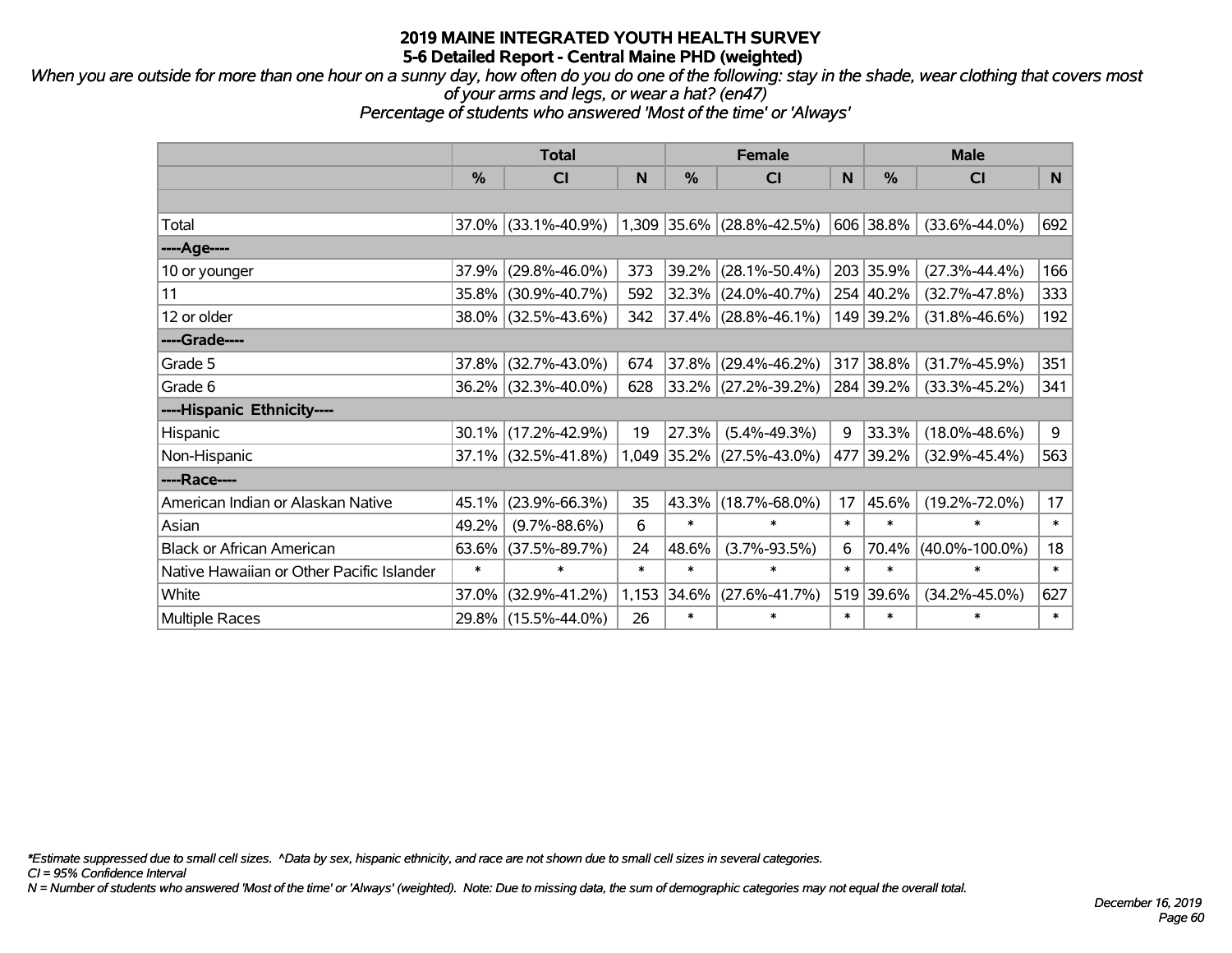# 2019 MAINE INTEGRATED YOUTH HEALTH SURVEY
## 5-6 Detailed Report - Central Maine PHD (weighted)

*When you are outside for more than one hour on a sunny day, how often do you do one of the following: stay in the shade, wear clothing that covers most of your arms and legs, or wear a hat? (en47)*
*Percentage of students who answered 'Most of the time' or 'Always'*

| | Total | | | Female | | | Male | | |
|---|---|---|---|---|---|---|---|---|---|
| | % | CI | N | % | CI | N | % | CI | N |
| Total | 37.0% | (33.1%-40.9%) | 1,309 | 35.6% | (28.8%-42.5%) | 606 | 38.8% | (33.6%-44.0%) | 692 |
| ----Age---- | | | | | | | | | |
| 10 or younger | 37.9% | (29.8%-46.0%) | 373 | 39.2% | (28.1%-50.4%) | 203 | 35.9% | (27.3%-44.4%) | 166 |
| 11 | 35.8% | (30.9%-40.7%) | 592 | 32.3% | (24.0%-40.7%) | 254 | 40.2% | (32.7%-47.8%) | 333 |
| 12 or older | 38.0% | (32.5%-43.6%) | 342 | 37.4% | (28.8%-46.1%) | 149 | 39.2% | (31.8%-46.6%) | 192 |
| ----Grade---- | | | | | | | | | |
| Grade 5 | 37.8% | (32.7%-43.0%) | 674 | 37.8% | (29.4%-46.2%) | 317 | 38.8% | (31.7%-45.9%) | 351 |
| Grade 6 | 36.2% | (32.3%-40.0%) | 628 | 33.2% | (27.2%-39.2%) | 284 | 39.2% | (33.3%-45.2%) | 341 |
| ----Hispanic Ethnicity---- | | | | | | | | | |
| Hispanic | 30.1% | (17.2%-42.9%) | 19 | 27.3% | (5.4%-49.3%) | 9 | 33.3% | (18.0%-48.6%) | 9 |
| Non-Hispanic | 37.1% | (32.5%-41.8%) | 1,049 | 35.2% | (27.5%-43.0%) | 477 | 39.2% | (32.9%-45.4%) | 563 |
| ----Race---- | | | | | | | | | |
| American Indian or Alaskan Native | 45.1% | (23.9%-66.3%) | 35 | 43.3% | (18.7%-68.0%) | 17 | 45.6% | (19.2%-72.0%) | 17 |
| Asian | 49.2% | (9.7%-88.6%) | 6 | * | * | * | * | * | * |
| Black or African American | 63.6% | (37.5%-89.7%) | 24 | 48.6% | (3.7%-93.5%) | 6 | 70.4% | (40.0%-100.0%) | 18 |
| Native Hawaiian or Other Pacific Islander | * | * | * | * | * | * | * | * | * |
| White | 37.0% | (32.9%-41.2%) | 1,153 | 34.6% | (27.6%-41.7%) | 519 | 39.6% | (34.2%-45.0%) | 627 |
| Multiple Races | 29.8% | (15.5%-44.0%) | 26 | * | * | * | * | * | * |

*Estimate suppressed due to small cell sizes. ^Data by sex, hispanic ethnicity, and race are not shown due to small cell sizes in several categories.*
*CI = 95% Confidence Interval*
*N = Number of students who answered 'Most of the time' or 'Always' (weighted). Note: Due to missing data, the sum of demographic categories may not equal the overall total.*

*December 16, 2019*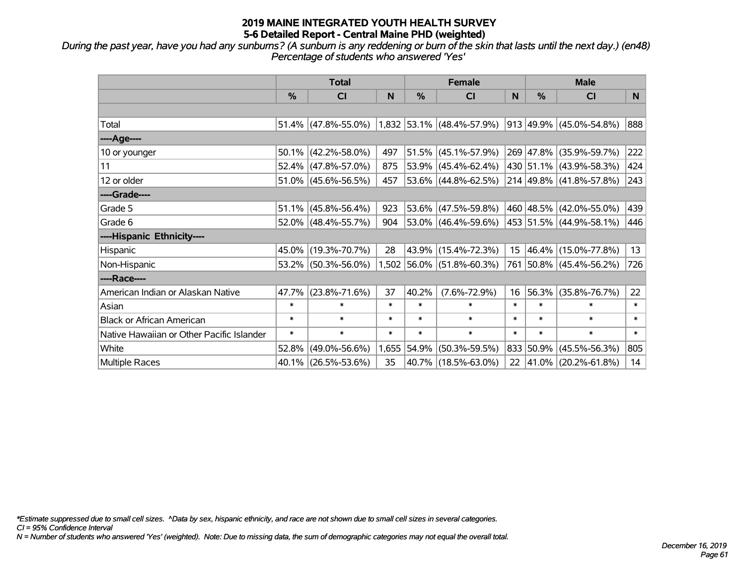# 2019 MAINE INTEGRATED YOUTH HEALTH SURVEY

## 5-6 Detailed Report - Central Maine PHD (weighted)

*During the past year, have you had any sunburns? (A sunburn is any reddening or burn of the skin that lasts until the next day.) (en48)*
*Percentage of students who answered 'Yes'*

| | Total | | | Female | | | Male | | |
|---|---|---|---|---|---|---|---|---|---|
| | % | CI | N | % | CI | N | % | CI | N |
| Total | 51.4% | (47.8%-55.0%) | 1,832 | 53.1% | (48.4%-57.9%) | 913 | 49.9% | (45.0%-54.8%) | 888 |
| ----Age---- | | | | | | | | | |
| 10 or younger | 50.1% | (42.2%-58.0%) | 497 | 51.5% | (45.1%-57.9%) | 269 | 47.8% | (35.9%-59.7%) | 222 |
| 11 | 52.4% | (47.8%-57.0%) | 875 | 53.9% | (45.4%-62.4%) | 430 | 51.1% | (43.9%-58.3%) | 424 |
| 12 or older | 51.0% | (45.6%-56.5%) | 457 | 53.6% | (44.8%-62.5%) | 214 | 49.8% | (41.8%-57.8%) | 243 |
| ----Grade---- | | | | | | | | | |
| Grade 5 | 51.1% | (45.8%-56.4%) | 923 | 53.6% | (47.5%-59.8%) | 460 | 48.5% | (42.0%-55.0%) | 439 |
| Grade 6 | 52.0% | (48.4%-55.7%) | 904 | 53.0% | (46.4%-59.6%) | 453 | 51.5% | (44.9%-58.1%) | 446 |
| ----Hispanic Ethnicity---- | | | | | | | | | |
| Hispanic | 45.0% | (19.3%-70.7%) | 28 | 43.9% | (15.4%-72.3%) | 15 | 46.4% | (15.0%-77.8%) | 13 |
| Non-Hispanic | 53.2% | (50.3%-56.0%) | 1,502 | 56.0% | (51.8%-60.3%) | 761 | 50.8% | (45.4%-56.2%) | 726 |
| ----Race---- | | | | | | | | | |
| American Indian or Alaskan Native | 47.7% | (23.8%-71.6%) | 37 | 40.2% | (7.6%-72.9%) | 16 | 56.3% | (35.8%-76.7%) | 22 |
| Asian | * | * | * | * | * | * | * | * | * |
| Black or African American | * | * | * | * | * | * | * | * | * |
| Native Hawaiian or Other Pacific Islander | * | * | * | * | * | * | * | * | * |
| White | 52.8% | (49.0%-56.6%) | 1,655 | 54.9% | (50.3%-59.5%) | 833 | 50.9% | (45.5%-56.3%) | 805 |
| Multiple Races | 40.1% | (26.5%-53.6%) | 35 | 40.7% | (18.5%-63.0%) | 22 | 41.0% | (20.2%-61.8%) | 14 |

*\*Estimate suppressed due to small cell sizes. ^Data by sex, hispanic ethnicity, and race are not shown due to small cell sizes in several categories.*
*CI = 95% Confidence Interval*
*N = Number of students who answered 'Yes' (weighted). Note: Due to missing data, the sum of demographic categories may not equal the overall total.*

*December 16, 2019*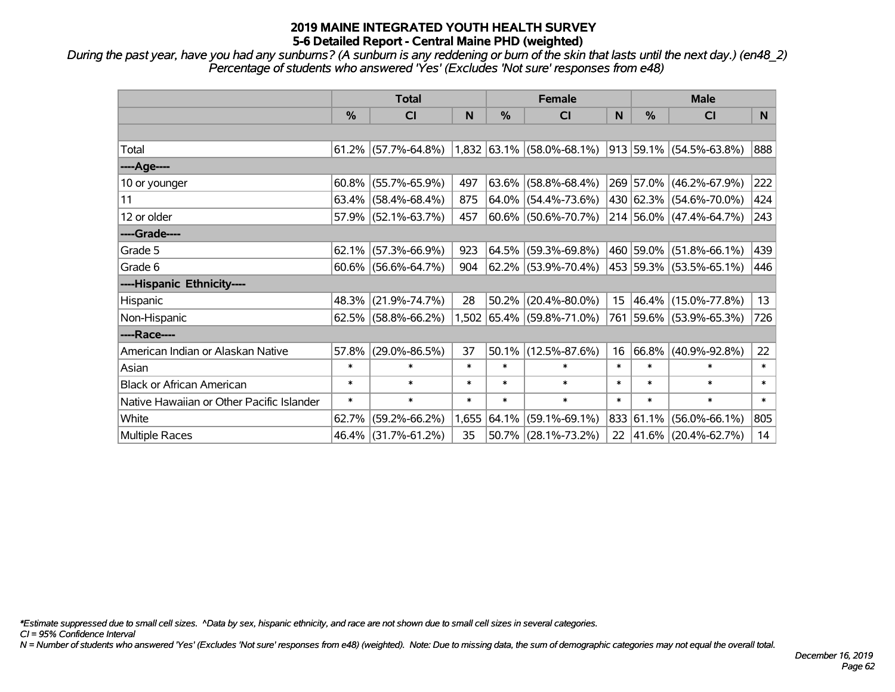# 2019 MAINE INTEGRATED YOUTH HEALTH SURVEY
## 5-6 Detailed Report - Central Maine PHD (weighted)

*During the past year, have you had any sunburns? (A sunburn is any reddening or burn of the skin that lasts until the next day.) (en48_2) Percentage of students who answered 'Yes' (Excludes 'Not sure' responses from e48)*

| | Total | | | Female | | | Male | | |
|---|---|---|---|---|---|---|---|---|---|
| | % | CI | N | % | CI | N | % | CI | N |
| | | | | | | | | | |
| Total | 61.2% | (57.7%-64.8%) | 1,832 | 63.1% | (58.0%-68.1%) | 913 | 59.1% | (54.5%-63.8%) | 888 |
| ----Age---- | | | | | | | | | |
| 10 or younger | 60.8% | (55.7%-65.9%) | 497 | 63.6% | (58.8%-68.4%) | 269 | 57.0% | (46.2%-67.9%) | 222 |
| 11 | 63.4% | (58.4%-68.4%) | 875 | 64.0% | (54.4%-73.6%) | 430 | 62.3% | (54.6%-70.0%) | 424 |
| 12 or older | 57.9% | (52.1%-63.7%) | 457 | 60.6% | (50.6%-70.7%) | 214 | 56.0% | (47.4%-64.7%) | 243 |
| ----Grade---- | | | | | | | | | |
| Grade 5 | 62.1% | (57.3%-66.9%) | 923 | 64.5% | (59.3%-69.8%) | 460 | 59.0% | (51.8%-66.1%) | 439 |
| Grade 6 | 60.6% | (56.6%-64.7%) | 904 | 62.2% | (53.9%-70.4%) | 453 | 59.3% | (53.5%-65.1%) | 446 |
| ----Hispanic Ethnicity---- | | | | | | | | | |
| Hispanic | 48.3% | (21.9%-74.7%) | 28 | 50.2% | (20.4%-80.0%) | 15 | 46.4% | (15.0%-77.8%) | 13 |
| Non-Hispanic | 62.5% | (58.8%-66.2%) | 1,502 | 65.4% | (59.8%-71.0%) | 761 | 59.6% | (53.9%-65.3%) | 726 |
| ----Race---- | | | | | | | | | |
| American Indian or Alaskan Native | 57.8% | (29.0%-86.5%) | 37 | 50.1% | (12.5%-87.6%) | 16 | 66.8% | (40.9%-92.8%) | 22 |
| Asian | * | * | * | * | * | * | * | * | * |
| Black or African American | * | * | * | * | * | * | * | * | * |
| Native Hawaiian or Other Pacific Islander | * | * | * | * | * | * | * | * | * |
| White | 62.7% | (59.2%-66.2%) | 1,655 | 64.1% | (59.1%-69.1%) | 833 | 61.1% | (56.0%-66.1%) | 805 |
| Multiple Races | 46.4% | (31.7%-61.2%) | 35 | 50.7% | (28.1%-73.2%) | 22 | 41.6% | (20.4%-62.7%) | 14 |

*\*Estimate suppressed due to small cell sizes. ^Data by sex, hispanic ethnicity, and race are not shown due to small cell sizes in several categories.*

*CI = 95% Confidence Interval*

*N = Number of students who answered 'Yes' (Excludes 'Not sure' responses from e48) (weighted). Note: Due to missing data, the sum of demographic categories may not equal the overall total.*

*December 16, 2019*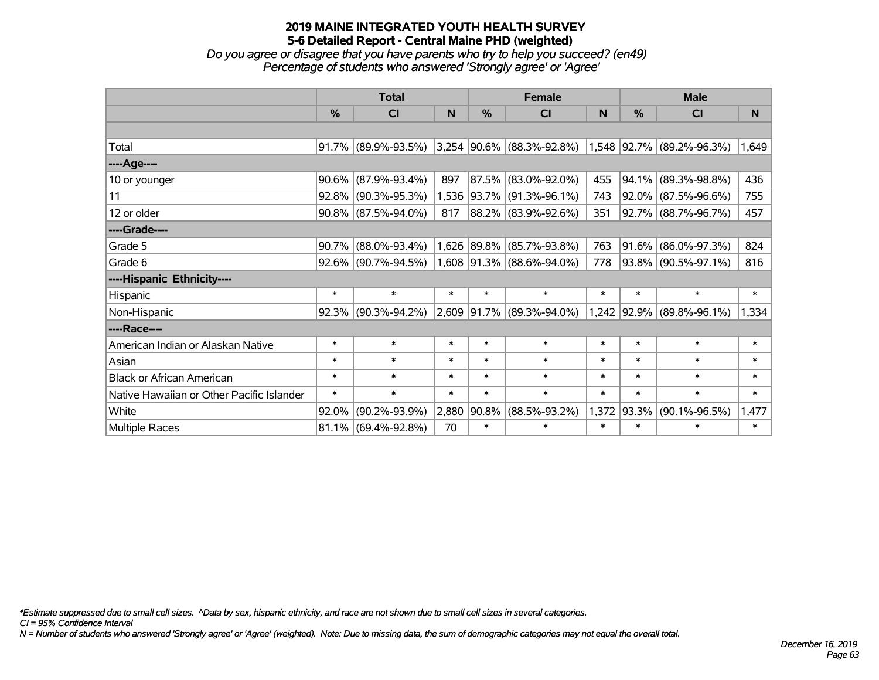# 2019 MAINE INTEGRATED YOUTH HEALTH SURVEY
## 5-6 Detailed Report - Central Maine PHD (weighted)
*Do you agree or disagree that you have parents who try to help you succeed? (en49)*
*Percentage of students who answered 'Strongly agree' or 'Agree'*

| | Total | | | Female | | | Male | | |
|---|---|---|---|---|---|---|---|---|---|
| | % | CI | N | % | CI | N | % | CI | N |
| | | | | | | | | | |
| Total | 91.7% | (89.9%-93.5%) | 3,254 | 90.6% | (88.3%-92.8%) | 1,548 | 92.7% | (89.2%-96.3%) | 1,649 |
| ----Age---- | | | | | | | | | |
| 10 or younger | 90.6% | (87.9%-93.4%) | 897 | 87.5% | (83.0%-92.0%) | 455 | 94.1% | (89.3%-98.8%) | 436 |
| 11 | 92.8% | (90.3%-95.3%) | 1,536 | 93.7% | (91.3%-96.1%) | 743 | 92.0% | (87.5%-96.6%) | 755 |
| 12 or older | 90.8% | (87.5%-94.0%) | 817 | 88.2% | (83.9%-92.6%) | 351 | 92.7% | (88.7%-96.7%) | 457 |
| ----Grade---- | | | | | | | | | |
| Grade 5 | 90.7% | (88.0%-93.4%) | 1,626 | 89.8% | (85.7%-93.8%) | 763 | 91.6% | (86.0%-97.3%) | 824 |
| Grade 6 | 92.6% | (90.7%-94.5%) | 1,608 | 91.3% | (88.6%-94.0%) | 778 | 93.8% | (90.5%-97.1%) | 816 |
| ----Hispanic Ethnicity---- | | | | | | | | | |
| Hispanic | * | * | * | * | * | * | * | * | * |
| Non-Hispanic | 92.3% | (90.3%-94.2%) | 2,609 | 91.7% | (89.3%-94.0%) | 1,242 | 92.9% | (89.8%-96.1%) | 1,334 |
| ----Race---- | | | | | | | | | |
| American Indian or Alaskan Native | * | * | * | * | * | * | * | * | * |
| Asian | * | * | * | * | * | * | * | * | * |
| Black or African American | * | * | * | * | * | * | * | * | * |
| Native Hawaiian or Other Pacific Islander | * | * | * | * | * | * | * | * | * |
| White | 92.0% | (90.2%-93.9%) | 2,880 | 90.8% | (88.5%-93.2%) | 1,372 | 93.3% | (90.1%-96.5%) | 1,477 |
| Multiple Races | 81.1% | (69.4%-92.8%) | 70 | * | * | * | * | * | * |

*\*Estimate suppressed due to small cell sizes. ^Data by sex, hispanic ethnicity, and race are not shown due to small cell sizes in several categories.*
*CI = 95% Confidence Interval*
*N = Number of students who answered 'Strongly agree' or 'Agree' (weighted). Note: Due to missing data, the sum of demographic categories may not equal the overall total.*

*December 16, 2019*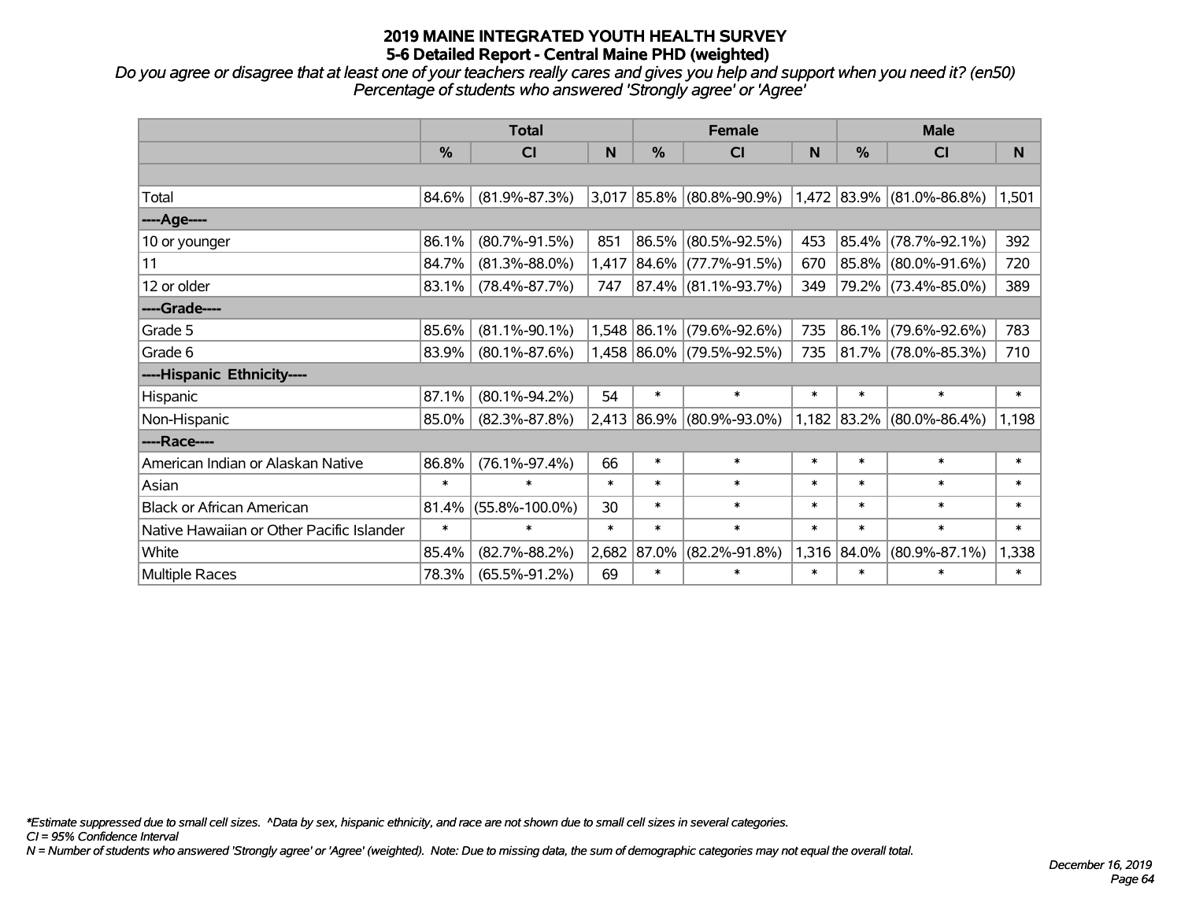# 2019 MAINE INTEGRATED YOUTH HEALTH SURVEY
## 5-6 Detailed Report - Central Maine PHD (weighted)

*Do you agree or disagree that at least one of your teachers really cares and gives you help and support when you need it? (en50)*
*Percentage of students who answered 'Strongly agree' or 'Agree'*

| | Total | | | Female | | | Male | | |
|---|---|---|---|---|---|---|---|---|---|
| | % | CI | N | % | CI | N | % | CI | N |
| Total | 84.6% | (81.9%-87.3%) | 3,017 | 85.8% | (80.8%-90.9%) | 1,472 | 83.9% | (81.0%-86.8%) | 1,501 |
| ----Age---- | | | | | | | | | |
| 10 or younger | 86.1% | (80.7%-91.5%) | 851 | 86.5% | (80.5%-92.5%) | 453 | 85.4% | (78.7%-92.1%) | 392 |
| 11 | 84.7% | (81.3%-88.0%) | 1,417 | 84.6% | (77.7%-91.5%) | 670 | 85.8% | (80.0%-91.6%) | 720 |
| 12 or older | 83.1% | (78.4%-87.7%) | 747 | 87.4% | (81.1%-93.7%) | 349 | 79.2% | (73.4%-85.0%) | 389 |
| ----Grade---- | | | | | | | | | |
| Grade 5 | 85.6% | (81.1%-90.1%) | 1,548 | 86.1% | (79.6%-92.6%) | 735 | 86.1% | (79.6%-92.6%) | 783 |
| Grade 6 | 83.9% | (80.1%-87.6%) | 1,458 | 86.0% | (79.5%-92.5%) | 735 | 81.7% | (78.0%-85.3%) | 710 |
| ----Hispanic Ethnicity---- | | | | | | | | | |
| Hispanic | 87.1% | (80.1%-94.2%) | 54 | * | * | * | * | * | * |
| Non-Hispanic | 85.0% | (82.3%-87.8%) | 2,413 | 86.9% | (80.9%-93.0%) | 1,182 | 83.2% | (80.0%-86.4%) | 1,198 |
| ----Race---- | | | | | | | | | |
| American Indian or Alaskan Native | 86.8% | (76.1%-97.4%) | 66 | * | * | * | * | * | * |
| Asian | * | * | * | * | * | * | * | * | * |
| Black or African American | 81.4% | (55.8%-100.0%) | 30 | * | * | * | * | * | * |
| Native Hawaiian or Other Pacific Islander | * | * | * | * | * | * | * | * | * |
| White | 85.4% | (82.7%-88.2%) | 2,682 | 87.0% | (82.2%-91.8%) | 1,316 | 84.0% | (80.9%-87.1%) | 1,338 |
| Multiple Races | 78.3% | (65.5%-91.2%) | 69 | * | * | * | * | * | * |

*\*Estimate suppressed due to small cell sizes. ^Data by sex, hispanic ethnicity, and race are not shown due to small cell sizes in several categories.*
*CI = 95% Confidence Interval*
*N = Number of students who answered 'Strongly agree' or 'Agree' (weighted). Note: Due to missing data, the sum of demographic categories may not equal the overall total.*

*December 16, 2019*